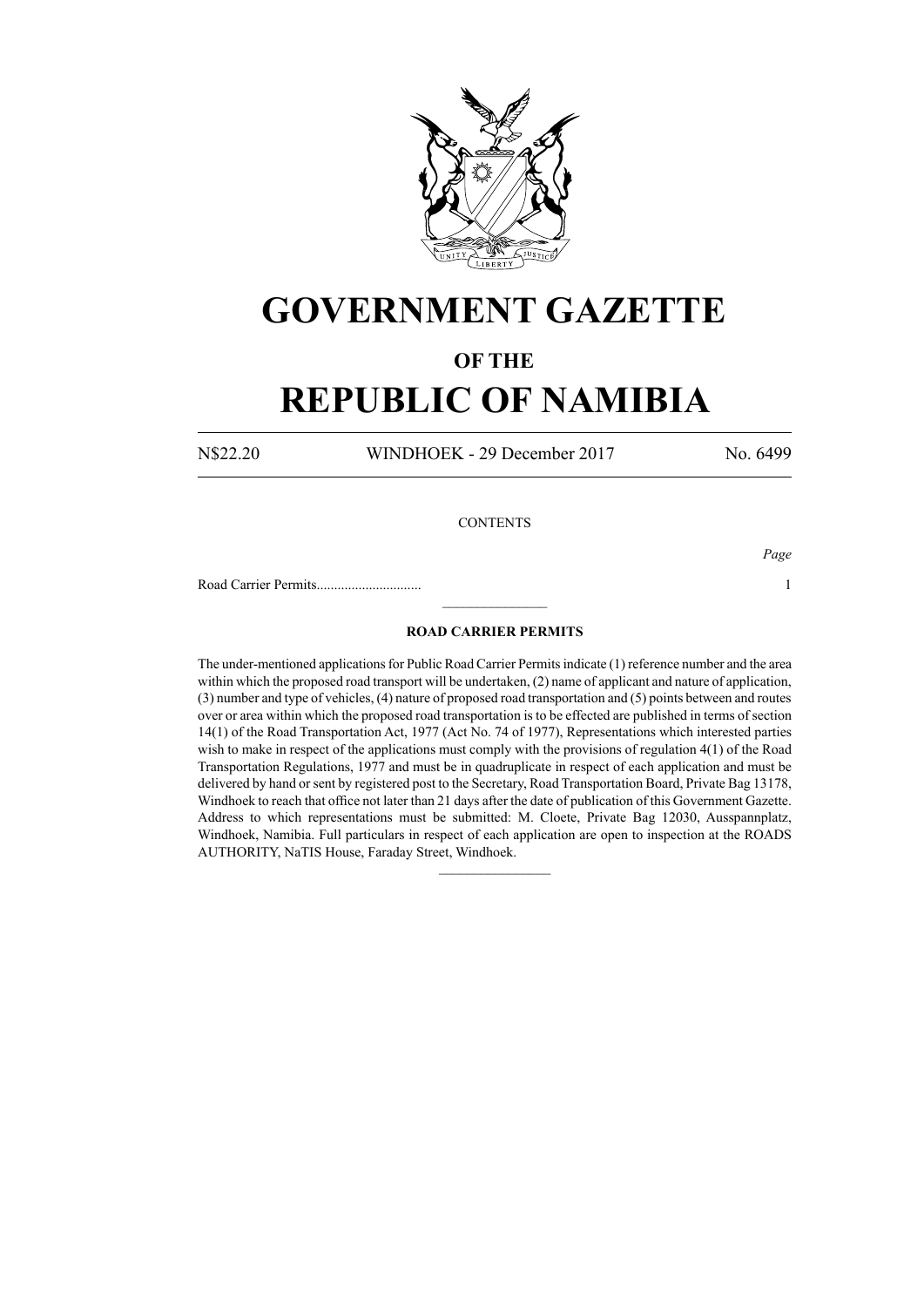# GOVERNMENT GAZETTE

## OF THE

# REPUBLIC OF NAMIBIA

N$22.20 WINDHOEK - 29 December 2017 No. 6499

CONTENTS

| | *Page* |
|---|---|
| Road Carrier Permits.............................. | 1 |

---

### ROAD CARRIER PERMITS

The under-mentioned applications for Public Road Carrier Permits indicate (1) reference number and the area within which the proposed road transport will be undertaken, (2) name of applicant and nature of application, (3) number and type of vehicles, (4) nature of proposed road transportation and (5) points between and routes over or area within which the proposed road transportation is to be effected are published in terms of section 14(1) of the Road Transportation Act, 1977 (Act No. 74 of 1977), Representations which interested parties wish to make in respect of the applications must comply with the provisions of regulation 4(1) of the Road Transportation Regulations, 1977 and must be in quadruplicate in respect of each application and must be delivered by hand or sent by registered post to the Secretary, Road Transportation Board, Private Bag 13178, Windhoek to reach that office not later than 21 days after the date of publication of this Government Gazette. Address to which representations must be submitted: M. Cloete, Private Bag 12030, Ausspannplatz, Windhoek, Namibia. Full particulars in respect of each application are open to inspection at the ROADS AUTHORITY, NaTIS House, Faraday Street, Windhoek.

---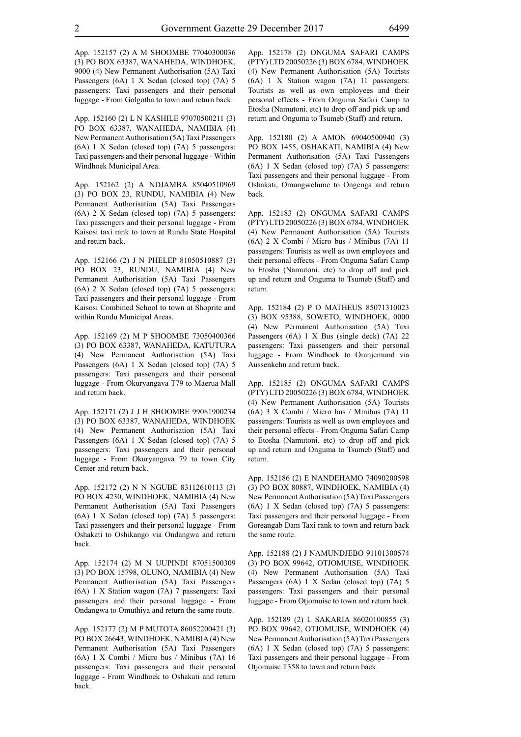App. 152157 (2) A M SHOOMBE 77040300036 (3) PO BOX 63387, WANAHEDA, WINDHOEK, 9000 (4) New Permanent Authorisation (5A) Taxi Passengers (6A) 1 X Sedan (closed top) (7A) 5 passengers: Taxi passengers and their personal luggage - From Golgotha to town and return back.

App. 152160 (2) L N KASHILE 97070500211 (3) PO BOX 63387, WANAHEDA, NAMIBIA (4) New Permanent Authorisation (5A) Taxi Passengers (6A) 1 X Sedan (closed top) (7A) 5 passengers: Taxi passengers and their personal luggage - Within Windhoek Municipal Area.

App. 152162 (2) A NDJAMBA 85040510969 (3) PO BOX 23, RUNDU, NAMIBIA (4) New Permanent Authorisation (5A) Taxi Passengers (6A) 2 X Sedan (closed top) (7A) 5 passengers: Taxi passengers and their personal luggage - From Kaisosi taxi rank to town at Rundu State Hospital and return back.

App. 152166 (2) J N PHELEP 81050510887 (3) PO BOX 23, RUNDU, NAMIBIA (4) New Permanent Authorisation (5A) Taxi Passengers (6A) 2 X Sedan (closed top) (7A) 5 passengers: Taxi passengers and their personal luggage - From Kaisosi Combined School to town at Shoprite and within Rundu Municipal Areas.

App. 152169 (2) M P SHOOMBE 73050400366 (3) PO BOX 63387, WANAHEDA, KATUTURA (4) New Permanent Authorisation (5A) Taxi Passengers (6A) 1 X Sedan (closed top) (7A) 5 passengers: Taxi passengers and their personal luggage - From Okuryangava T79 to Maerua Mall and return back.

App. 152171 (2) J J H SHOOMBE 99081900234 (3) PO BOX 63387, WANAHEDA, WINDHOEK (4) New Permanent Authorisation (5A) Taxi Passengers (6A) 1 X Sedan (closed top) (7A) 5 passengers: Taxi passengers and their personal luggage - From Okuryangava 79 to town City Center and return back.

App. 152172 (2) N N NGUBE 83112610113 (3) PO BOX 4230, WINDHOEK, NAMIBIA (4) New Permanent Authorisation (5A) Taxi Passengers (6A) 1 X Sedan (closed top) (7A) 5 passengers: Taxi passengers and their personal luggage - From Oshakati to Oshikango via Ondangwa and return back.

App. 152174 (2) M N UUPINDI 87051500309 (3) PO BOX 15798, OLUNO, NAMIBIA (4) New Permanent Authorisation (5A) Taxi Passengers (6A) 1 X Station wagon (7A) 7 passengers: Taxi passengers and their personal luggage - From Ondangwa to Omuthiya and return the same route.

App. 152177 (2) M P MUTOTA 86052200421 (3) PO BOX 26643, WINDHOEK, NAMIBIA (4) New Permanent Authorisation (5A) Taxi Passengers (6A) 1 X Combi / Micro bus / Minibus (7A) 16 passengers: Taxi passengers and their personal luggage - From Windhoek to Oshakati and return back.

App. 152178 (2) ONGUMA SAFARI CAMPS (PTY) LTD 20050226 (3) BOX 6784, WINDHOEK (4) New Permanent Authorisation (5A) Tourists (6A) 1 X Station wagon (7A) 11 passengers: Tourists as well as own employees and their personal effects - From Onguma Safari Camp to Etosha (Namutoni. etc) to drop off and pick up and return and Onguma to Tsumeb (Staff) and return.

App. 152180 (2) A AMON 69040500940 (3) PO BOX 1455, OSHAKATI, NAMIBIA (4) New Permanent Authorisation (5A) Taxi Passengers (6A) 1 X Sedan (closed top) (7A) 5 passengers: Taxi passengers and their personal luggage - From Oshakati, Omungwelume to Ongenga and return back.

App. 152183 (2) ONGUMA SAFARI CAMPS (PTY) LTD 20050226 (3) BOX 6784, WINDHOEK (4) New Permanent Authorisation (5A) Tourists (6A) 2 X Combi / Micro bus / Minibus (7A) 11 passengers: Tourists as well as own employees and their personal effects - From Onguma Safari Camp to Etosha (Namutoni. etc) to drop off and pick up and return and Onguma to Tsumeb (Staff) and return.

App. 152184 (2) P O MATHEUS 85071310023 (3) BOX 95388, SOWETO, WINDHOEK, 0000 (4) New Permanent Authorisation (5A) Taxi Passengers (6A) 1 X Bus (single deck) (7A) 22 passengers: Taxi passengers and their personal luggage - From Windhoek to Oranjemund via Aussenkehn and return back.

App. 152185 (2) ONGUMA SAFARI CAMPS (PTY) LTD 20050226 (3) BOX 6784, WINDHOEK (4) New Permanent Authorisation (5A) Tourists (6A) 3 X Combi / Micro bus / Minibus (7A) 11 passengers: Tourists as well as own employees and their personal effects - From Onguma Safari Camp to Etosha (Namutoni. etc) to drop off and pick up and return and Onguma to Tsumeb (Staff) and return.

App. 152186 (2) E NANDEHAMO 74090200598 (3) PO BOX 80887, WINDHOEK, NAMIBIA (4) New Permanent Authorisation (5A) Taxi Passengers (6A) 1 X Sedan (closed top) (7A) 5 passengers: Taxi passengers and their personal luggage - From Goreangab Dam Taxi rank to town and return back the same route.

App. 152188 (2) J NAMUNDJEBO 91101300574 (3) PO BOX 99642, OTJOMUISE, WINDHOEK (4) New Permanent Authorisation (5A) Taxi Passengers (6A) 1 X Sedan (closed top) (7A) 5 passengers: Taxi passengers and their personal luggage - From Otjomuise to town and return back.

App. 152189 (2) L SAKARIA 86020100855 (3) PO BOX 99642, OTJOMUISE, WINDHOEK (4) New Permanent Authorisation (5A) Taxi Passengers (6A) 1 X Sedan (closed top) (7A) 5 passengers: Taxi passengers and their personal luggage - From Otjomuise T358 to town and return back.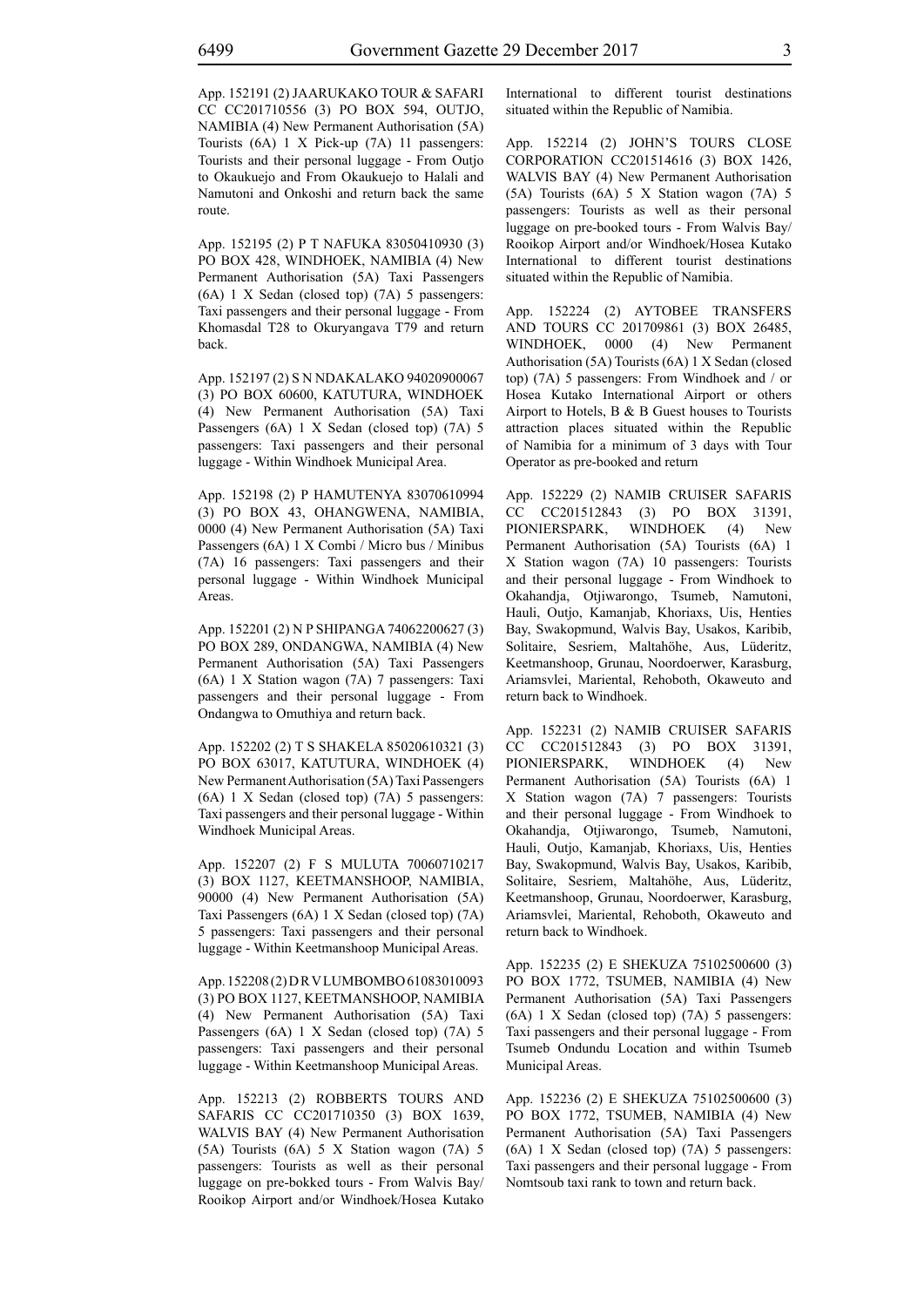App. 152191 (2) JAARUKAKO TOUR & SAFARI CC CC201710556 (3) PO BOX 594, OUTJO, NAMIBIA (4) New Permanent Authorisation (5A) Tourists (6A) 1 X Pick-up (7A) 11 passengers: Tourists and their personal luggage - From Outjo to Okaukuejo and From Okaukuejo to Halali and Namutoni and Onkoshi and return back the same route.

App. 152195 (2) P T NAFUKA 83050410930 (3) PO BOX 428, WINDHOEK, NAMIBIA (4) New Permanent Authorisation (5A) Taxi Passengers (6A) 1 X Sedan (closed top) (7A) 5 passengers: Taxi passengers and their personal luggage - From Khomasdal T28 to Okuryangava T79 and return back.

App. 152197 (2) S N NDAKALAKO 94020900067 (3) PO BOX 60600, KATUTURA, WINDHOEK (4) New Permanent Authorisation (5A) Taxi Passengers (6A) 1 X Sedan (closed top) (7A) 5 passengers: Taxi passengers and their personal luggage - Within Windhoek Municipal Area.

App. 152198 (2) P HAMUTENYA 83070610994 (3) PO BOX 43, OHANGWENA, NAMIBIA, 0000 (4) New Permanent Authorisation (5A) Taxi Passengers (6A) 1 X Combi / Micro bus / Minibus (7A) 16 passengers: Taxi passengers and their personal luggage - Within Windhoek Municipal Areas.

App. 152201 (2) N P SHIPANGA 74062200627 (3) PO BOX 289, ONDANGWA, NAMIBIA (4) New Permanent Authorisation (5A) Taxi Passengers (6A) 1 X Station wagon (7A) 7 passengers: Taxi passengers and their personal luggage - From Ondangwa to Omuthiya and return back.

App. 152202 (2) T S SHAKELA 85020610321 (3) PO BOX 63017, KATUTURA, WINDHOEK (4) New Permanent Authorisation (5A) Taxi Passengers (6A) 1 X Sedan (closed top) (7A) 5 passengers: Taxi passengers and their personal luggage - Within Windhoek Municipal Areas.

App. 152207 (2) F S MULUTA 70060710217 (3) BOX 1127, KEETMANSHOOP, NAMIBIA, 90000 (4) New Permanent Authorisation (5A) Taxi Passengers (6A) 1 X Sedan (closed top) (7A) 5 passengers: Taxi passengers and their personal luggage - Within Keetmanshoop Municipal Areas.

App. 152208 (2) D R V LUMBOMBO 61083010093 (3) PO BOX 1127, KEETMANSHOOP, NAMIBIA (4) New Permanent Authorisation (5A) Taxi Passengers (6A) 1 X Sedan (closed top) (7A) 5 passengers: Taxi passengers and their personal luggage - Within Keetmanshoop Municipal Areas.

App. 152213 (2) ROBBERTS TOURS AND SAFARIS CC CC201710350 (3) BOX 1639, WALVIS BAY (4) New Permanent Authorisation (5A) Tourists (6A) 5 X Station wagon (7A) 5 passengers: Tourists as well as their personal luggage on pre-bokked tours - From Walvis Bay/ Rooikop Airport and/or Windhoek/Hosea Kutako International to different tourist destinations situated within the Republic of Namibia.

App. 152214 (2) JOHN'S TOURS CLOSE CORPORATION CC201514616 (3) BOX 1426, WALVIS BAY (4) New Permanent Authorisation (5A) Tourists (6A) 5 X Station wagon (7A) 5 passengers: Tourists as well as their personal luggage on pre-booked tours - From Walvis Bay/ Rooikop Airport and/or Windhoek/Hosea Kutako International to different tourist destinations situated within the Republic of Namibia.

App. 152224 (2) AYTOBEE TRANSFERS AND TOURS CC 201709861 (3) BOX 26485, WINDHOEK, 0000 (4) New Permanent Authorisation (5A) Tourists (6A) 1 X Sedan (closed top) (7A) 5 passengers: From Windhoek and / or Hosea Kutako International Airport or others Airport to Hotels, B & B Guest houses to Tourists attraction places situated within the Republic of Namibia for a minimum of 3 days with Tour Operator as pre-booked and return

App. 152229 (2) NAMIB CRUISER SAFARIS CC CC201512843 (3) PO BOX 31391, PIONIERSPARK, WINDHOEK (4) New Permanent Authorisation (5A) Tourists (6A) 1 X Station wagon (7A) 10 passengers: Tourists and their personal luggage - From Windhoek to Okahandja, Otjiwarongo, Tsumeb, Namutoni, Hauli, Outjo, Kamanjab, Khoriaxs, Uis, Henties Bay, Swakopmund, Walvis Bay, Usakos, Karibib, Solitaire, Sesriem, Maltahöhe, Aus, Lüderitz, Keetmanshoop, Grunau, Noordoerwer, Karasburg, Ariamsvlei, Mariental, Rehoboth, Okaweuto and return back to Windhoek.

App. 152231 (2) NAMIB CRUISER SAFARIS CC CC201512843 (3) PO BOX 31391, PIONIERSPARK, WINDHOEK (4) New Permanent Authorisation (5A) Tourists (6A) 1 X Station wagon (7A) 7 passengers: Tourists and their personal luggage - From Windhoek to Okahandja, Otjiwarongo, Tsumeb, Namutoni, Hauli, Outjo, Kamanjab, Khoriaxs, Uis, Henties Bay, Swakopmund, Walvis Bay, Usakos, Karibib, Solitaire, Sesriem, Maltahöhe, Aus, Lüderitz, Keetmanshoop, Grunau, Noordoerwer, Karasburg, Ariamsvlei, Mariental, Rehoboth, Okaweuto and return back to Windhoek.

App. 152235 (2) E SHEKUZA 75102500600 (3) PO BOX 1772, TSUMEB, NAMIBIA (4) New Permanent Authorisation (5A) Taxi Passengers (6A) 1 X Sedan (closed top) (7A) 5 passengers: Taxi passengers and their personal luggage - From Tsumeb Ondundu Location and within Tsumeb Municipal Areas.

App. 152236 (2) E SHEKUZA 75102500600 (3) PO BOX 1772, TSUMEB, NAMIBIA (4) New Permanent Authorisation (5A) Taxi Passengers (6A) 1 X Sedan (closed top) (7A) 5 passengers: Taxi passengers and their personal luggage - From Nomtsoub taxi rank to town and return back.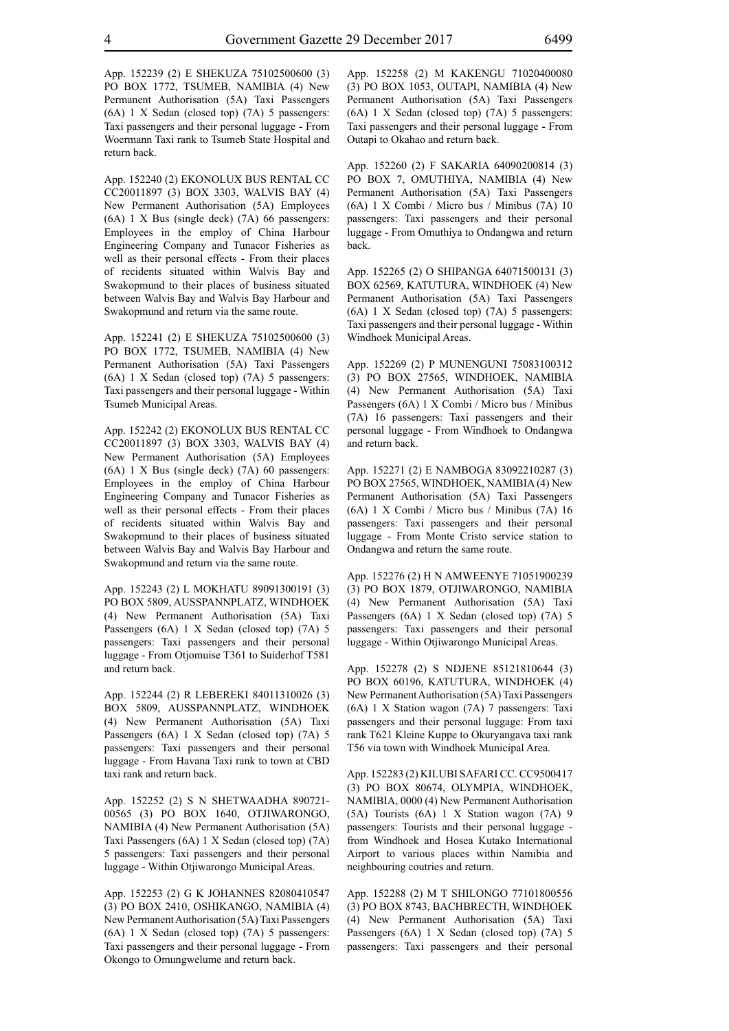App. 152239 (2) E SHEKUZA 75102500600 (3) PO BOX 1772, TSUMEB, NAMIBIA (4) New Permanent Authorisation (5A) Taxi Passengers (6A) 1 X Sedan (closed top) (7A) 5 passengers: Taxi passengers and their personal luggage - From Woermann Taxi rank to Tsumeb State Hospital and return back.

App. 152240 (2) EKONOLUX BUS RENTAL CC CC20011897 (3) BOX 3303, WALVIS BAY (4) New Permanent Authorisation (5A) Employees (6A) 1 X Bus (single deck) (7A) 66 passengers: Employees in the employ of China Harbour Engineering Company and Tunacor Fisheries as well as their personal effects - From their places of recidents situated within Walvis Bay and Swakopmund to their places of business situated between Walvis Bay and Walvis Bay Harbour and Swakopmund and return via the same route.

App. 152241 (2) E SHEKUZA 75102500600 (3) PO BOX 1772, TSUMEB, NAMIBIA (4) New Permanent Authorisation (5A) Taxi Passengers (6A) 1 X Sedan (closed top) (7A) 5 passengers: Taxi passengers and their personal luggage - Within Tsumeb Municipal Areas.

App. 152242 (2) EKONOLUX BUS RENTAL CC CC20011897 (3) BOX 3303, WALVIS BAY (4) New Permanent Authorisation (5A) Employees (6A) 1 X Bus (single deck) (7A) 60 passengers: Employees in the employ of China Harbour Engineering Company and Tunacor Fisheries as well as their personal effects - From their places of recidents situated within Walvis Bay and Swakopmund to their places of business situated between Walvis Bay and Walvis Bay Harbour and Swakopmund and return via the same route.

App. 152243 (2) L MOKHATU 89091300191 (3) PO BOX 5809, AUSSPANNPLATZ, WINDHOEK (4) New Permanent Authorisation (5A) Taxi Passengers (6A) 1 X Sedan (closed top) (7A) 5 passengers: Taxi passengers and their personal luggage - From Otjomuise T361 to Suiderhof T581 and return back.

App. 152244 (2) R LEBEREKI 84011310026 (3) BOX 5809, AUSSPANNPLATZ, WINDHOEK (4) New Permanent Authorisation (5A) Taxi Passengers (6A) 1 X Sedan (closed top) (7A) 5 passengers: Taxi passengers and their personal luggage - From Havana Taxi rank to town at CBD taxi rank and return back.

App. 152252 (2) S N SHETWAADHA 890721-00565 (3) PO BOX 1640, OTJIWARONGO, NAMIBIA (4) New Permanent Authorisation (5A) Taxi Passengers (6A) 1 X Sedan (closed top) (7A) 5 passengers: Taxi passengers and their personal luggage - Within Otjiwarongo Municipal Areas.

App. 152253 (2) G K JOHANNES 82080410547 (3) PO BOX 2410, OSHIKANGO, NAMIBIA (4) New Permanent Authorisation (5A) Taxi Passengers (6A) 1 X Sedan (closed top) (7A) 5 passengers: Taxi passengers and their personal luggage - From Okongo to Omungwelume and return back.

App. 152258 (2) M KAKENGU 71020400080 (3) PO BOX 1053, OUTAPI, NAMIBIA (4) New Permanent Authorisation (5A) Taxi Passengers (6A) 1 X Sedan (closed top) (7A) 5 passengers: Taxi passengers and their personal luggage - From Outapi to Okahao and return back.

App. 152260 (2) F SAKARIA 64090200814 (3) PO BOX 7, OMUTHIYA, NAMIBIA (4) New Permanent Authorisation (5A) Taxi Passengers (6A) 1 X Combi / Micro bus / Minibus (7A) 10 passengers: Taxi passengers and their personal luggage - From Omuthiya to Ondangwa and return back.

App. 152265 (2) O SHIPANGA 64071500131 (3) BOX 62569, KATUTURA, WINDHOEK (4) New Permanent Authorisation (5A) Taxi Passengers (6A) 1 X Sedan (closed top) (7A) 5 passengers: Taxi passengers and their personal luggage - Within Windhoek Municipal Areas.

App. 152269 (2) P MUNENGUNI 75083100312 (3) PO BOX 27565, WINDHOEK, NAMIBIA (4) New Permanent Authorisation (5A) Taxi Passengers (6A) 1 X Combi / Micro bus / Minibus (7A) 16 passengers: Taxi passengers and their personal luggage - From Windhoek to Ondangwa and return back.

App. 152271 (2) E NAMBOGA 83092210287 (3) PO BOX 27565, WINDHOEK, NAMIBIA (4) New Permanent Authorisation (5A) Taxi Passengers (6A) 1 X Combi / Micro bus / Minibus (7A) 16 passengers: Taxi passengers and their personal luggage - From Monte Cristo service station to Ondangwa and return the same route.

App. 152276 (2) H N AMWEENYE 71051900239 (3) PO BOX 1879, OTJIWARONGO, NAMIBIA (4) New Permanent Authorisation (5A) Taxi Passengers (6A) 1 X Sedan (closed top) (7A) 5 passengers: Taxi passengers and their personal luggage - Within Otjiwarongo Municipal Areas.

App. 152278 (2) S NDJENE 85121810644 (3) PO BOX 60196, KATUTURA, WINDHOEK (4) New Permanent Authorisation (5A) Taxi Passengers (6A) 1 X Station wagon (7A) 7 passengers: Taxi passengers and their personal luggage: From taxi rank T621 Kleine Kuppe to Okuryangava taxi rank T56 via town with Windhoek Municipal Area.

App. 152283 (2) KILUBI SAFARI CC. CC9500417 (3) PO BOX 80674, OLYMPIA, WINDHOEK, NAMIBIA, 0000 (4) New Permanent Authorisation (5A) Tourists (6A) 1 X Station wagon (7A) 9 passengers: Tourists and their personal luggage - from Windhoek and Hosea Kutako International Airport to various places within Namibia and neighbouring coutries and return.

App. 152288 (2) M T SHILONGO 77101800556 (3) PO BOX 8743, BACHBRECTH, WINDHOEK (4) New Permanent Authorisation (5A) Taxi Passengers (6A) 1 X Sedan (closed top) (7A) 5 passengers: Taxi passengers and their personal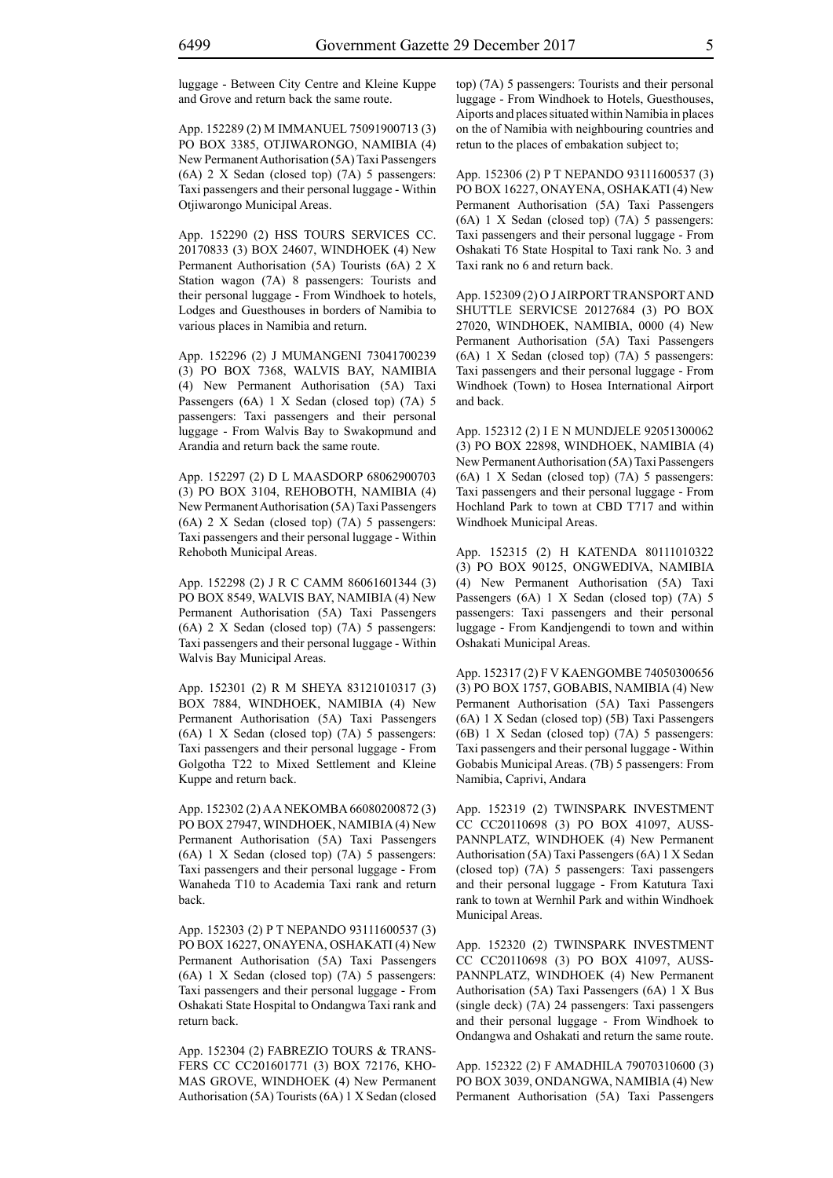luggage - Between City Centre and Kleine Kuppe and Grove and return back the same route.

App. 152289 (2) M IMMANUEL 75091900713 (3) PO BOX 3385, OTJIWARONGO, NAMIBIA (4) New Permanent Authorisation (5A) Taxi Passengers (6A) 2 X Sedan (closed top) (7A) 5 passengers: Taxi passengers and their personal luggage - Within Otjiwarongo Municipal Areas.

App. 152290 (2) HSS TOURS SERVICES CC. 20170833 (3) BOX 24607, WINDHOEK (4) New Permanent Authorisation (5A) Tourists (6A) 2 X Station wagon (7A) 8 passengers: Tourists and their personal luggage - From Windhoek to hotels, Lodges and Guesthouses in borders of Namibia to various places in Namibia and return.

App. 152296 (2) J MUMANGENI 73041700239 (3) PO BOX 7368, WALVIS BAY, NAMIBIA (4) New Permanent Authorisation (5A) Taxi Passengers (6A) 1 X Sedan (closed top) (7A) 5 passengers: Taxi passengers and their personal luggage - From Walvis Bay to Swakopmund and Arandia and return back the same route.

App. 152297 (2) D L MAASDORP 68062900703 (3) PO BOX 3104, REHOBOTH, NAMIBIA (4) New Permanent Authorisation (5A) Taxi Passengers (6A) 2 X Sedan (closed top) (7A) 5 passengers: Taxi passengers and their personal luggage - Within Rehoboth Municipal Areas.

App. 152298 (2) J R C CAMM 86061601344 (3) PO BOX 8549, WALVIS BAY, NAMIBIA (4) New Permanent Authorisation (5A) Taxi Passengers (6A) 2 X Sedan (closed top) (7A) 5 passengers: Taxi passengers and their personal luggage - Within Walvis Bay Municipal Areas.

App. 152301 (2) R M SHEYA 83121010317 (3) BOX 7884, WINDHOEK, NAMIBIA (4) New Permanent Authorisation (5A) Taxi Passengers (6A) 1 X Sedan (closed top) (7A) 5 passengers: Taxi passengers and their personal luggage - From Golgotha T22 to Mixed Settlement and Kleine Kuppe and return back.

App. 152302 (2) A A NEKOMBA 66080200872 (3) PO BOX 27947, WINDHOEK, NAMIBIA (4) New Permanent Authorisation (5A) Taxi Passengers (6A) 1 X Sedan (closed top) (7A) 5 passengers: Taxi passengers and their personal luggage - From Wanaheda T10 to Academia Taxi rank and return back.

App. 152303 (2) P T NEPANDO 93111600537 (3) PO BOX 16227, ONAYENA, OSHAKATI (4) New Permanent Authorisation (5A) Taxi Passengers (6A) 1 X Sedan (closed top) (7A) 5 passengers: Taxi passengers and their personal luggage - From Oshakati State Hospital to Ondangwa Taxi rank and return back.

App. 152304 (2) FABREZIO TOURS & TRANSFERS CC CC201601771 (3) BOX 72176, KHOMAS GROVE, WINDHOEK (4) New Permanent Authorisation (5A) Tourists (6A) 1 X Sedan (closed top) (7A) 5 passengers: Tourists and their personal luggage - From Windhoek to Hotels, Guesthouses, Aiports and places situated within Namibia in places on the of Namibia with neighbouring countries and retun to the places of embakation subject to;

App. 152306 (2) P T NEPANDO 93111600537 (3) PO BOX 16227, ONAYENA, OSHAKATI (4) New Permanent Authorisation (5A) Taxi Passengers (6A) 1 X Sedan (closed top) (7A) 5 passengers: Taxi passengers and their personal luggage - From Oshakati T6 State Hospital to Taxi rank No. 3 and Taxi rank no 6 and return back.

App. 152309 (2) O J AIRPORT TRANSPORT AND SHUTTLE SERVICSE 20127684 (3) PO BOX 27020, WINDHOEK, NAMIBIA, 0000 (4) New Permanent Authorisation (5A) Taxi Passengers (6A) 1 X Sedan (closed top) (7A) 5 passengers: Taxi passengers and their personal luggage - From Windhoek (Town) to Hosea International Airport and back.

App. 152312 (2) I E N MUNDJELE 92051300062 (3) PO BOX 22898, WINDHOEK, NAMIBIA (4) New Permanent Authorisation (5A) Taxi Passengers (6A) 1 X Sedan (closed top) (7A) 5 passengers: Taxi passengers and their personal luggage - From Hochland Park to town at CBD T717 and within Windhoek Municipal Areas.

App. 152315 (2) H KATENDA 80111010322 (3) PO BOX 90125, ONGWEDIVA, NAMIBIA (4) New Permanent Authorisation (5A) Taxi Passengers (6A) 1 X Sedan (closed top) (7A) 5 passengers: Taxi passengers and their personal luggage - From Kandjengendi to town and within Oshakati Municipal Areas.

App. 152317 (2) F V KAENGOMBE 74050300656 (3) PO BOX 1757, GOBABIS, NAMIBIA (4) New Permanent Authorisation (5A) Taxi Passengers (6A) 1 X Sedan (closed top) (5B) Taxi Passengers (6B) 1 X Sedan (closed top) (7A) 5 passengers: Taxi passengers and their personal luggage - Within Gobabis Municipal Areas. (7B) 5 passengers: From Namibia, Caprivi, Andara

App. 152319 (2) TWINSPARK INVESTMENT CC CC20110698 (3) PO BOX 41097, AUSSPANNPLATZ, WINDHOEK (4) New Permanent Authorisation (5A) Taxi Passengers (6A) 1 X Sedan (closed top) (7A) 5 passengers: Taxi passengers and their personal luggage - From Katutura Taxi rank to town at Wernhil Park and within Windhoek Municipal Areas.

App. 152320 (2) TWINSPARK INVESTMENT CC CC20110698 (3) PO BOX 41097, AUSSPANNPLATZ, WINDHOEK (4) New Permanent Authorisation (5A) Taxi Passengers (6A) 1 X Bus (single deck) (7A) 24 passengers: Taxi passengers and their personal luggage - From Windhoek to Ondangwa and Oshakati and return the same route.

App. 152322 (2) F AMADHILA 79070310600 (3) PO BOX 3039, ONDANGWA, NAMIBIA (4) New Permanent Authorisation (5A) Taxi Passengers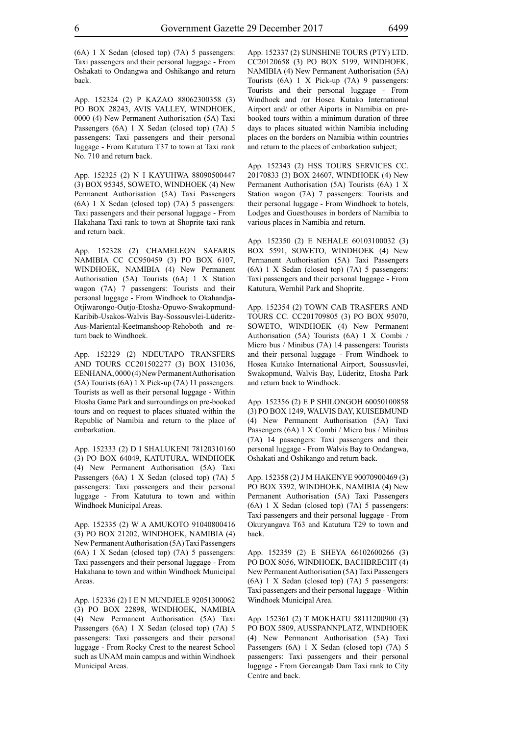(6A) 1 X Sedan (closed top) (7A) 5 passengers: Taxi passengers and their personal luggage - From Oshakati to Ondangwa and Oshikango and return back.

App. 152324 (2) P KAZAO 88062300358 (3) PO BOX 28243, AVIS VALLEY, WINDHOEK, 0000 (4) New Permanent Authorisation (5A) Taxi Passengers (6A) 1 X Sedan (closed top) (7A) 5 passengers: Taxi passengers and their personal luggage - From Katutura T37 to town at Taxi rank No. 710 and return back.

App. 152325 (2) N I KAYUHWA 88090500447 (3) BOX 95345, SOWETO, WINDHOEK (4) New Permanent Authorisation (5A) Taxi Passengers (6A) 1 X Sedan (closed top) (7A) 5 passengers: Taxi passengers and their personal luggage - From Hakahana Taxi rank to town at Shoprite taxi rank and return back.

App. 152328 (2) CHAMELEON SAFARIS NAMIBIA CC CC950459 (3) PO BOX 6107, WINDHOEK, NAMIBIA (4) New Permanent Authorisation (5A) Tourists (6A) 1 X Station wagon (7A) 7 passengers: Tourists and their personal luggage - From Windhoek to Okahandja-Otjiwarongo-Outjo-Etosha-Opuwo-Swakopmund-Karibib-Usakos-Walvis Bay-Sossousvlei-Lüderitz-Aus-Mariental-Keetmanshoop-Rehoboth and return back to Windhoek.

App. 152329 (2) NDEUTAPO TRANSFERS AND TOURS CC201502277 (3) BOX 131036, EENHANA, 0000 (4) New Permanent Authorisation (5A) Tourists (6A) 1 X Pick-up (7A) 11 passengers: Tourists as well as their personal luggage - Within Etosha Game Park and surroundings on pre-booked tours and on request to places situated within the Republic of Namibia and return to the place of embarkation.

App. 152333 (2) D I SHALUKENI 78120310160 (3) PO BOX 64049, KATUTURA, WINDHOEK (4) New Permanent Authorisation (5A) Taxi Passengers (6A) 1 X Sedan (closed top) (7A) 5 passengers: Taxi passengers and their personal luggage - From Katutura to town and within Windhoek Municipal Areas.

App. 152335 (2) W A AMUKOTO 91040800416 (3) PO BOX 21202, WINDHOEK, NAMIBIA (4) New Permanent Authorisation (5A) Taxi Passengers (6A) 1 X Sedan (closed top) (7A) 5 passengers: Taxi passengers and their personal luggage - From Hakahana to town and within Windhoek Municipal Areas.

App. 152336 (2) I E N MUNDJELE 92051300062 (3) PO BOX 22898, WINDHOEK, NAMIBIA (4) New Permanent Authorisation (5A) Taxi Passengers (6A) 1 X Sedan (closed top) (7A) 5 passengers: Taxi passengers and their personal luggage - From Rocky Crest to the nearest School such as UNAM main campus and within Windhoek Municipal Areas.

App. 152337 (2) SUNSHINE TOURS (PTY) LTD. CC20120658 (3) PO BOX 5199, WINDHOEK, NAMIBIA (4) New Permanent Authorisation (5A) Tourists (6A) 1 X Pick-up (7A) 9 passengers: Tourists and their personal luggage - From Windhoek and /or Hosea Kutako International Airport and/ or other Aiports in Namibia on pre-booked tours within a minimum duration of three days to places situated within Namibia including places on the borders on Namibia within countries and return to the places of embarkation subject;

App. 152343 (2) HSS TOURS SERVICES CC. 20170833 (3) BOX 24607, WINDHOEK (4) New Permanent Authorisation (5A) Tourists (6A) 1 X Station wagon (7A) 7 passengers: Tourists and their personal luggage - From Windhoek to hotels, Lodges and Guesthouses in borders of Namibia to various places in Namibia and return.

App. 152350 (2) E NEHALE 60103100032 (3) BOX 5591, SOWETO, WINDHOEK (4) New Permanent Authorisation (5A) Taxi Passengers (6A) 1 X Sedan (closed top) (7A) 5 passengers: Taxi passengers and their personal luggage - From Katutura, Wernhil Park and Shoprite.

App. 152354 (2) TOWN CAB TRASFERS AND TOURS CC. CC201709805 (3) PO BOX 95070, SOWETO, WINDHOEK (4) New Permanent Authorisation (5A) Tourists (6A) 1 X Combi / Micro bus / Minibus (7A) 14 passengers: Tourists and their personal luggage - From Windhoek to Hosea Kutako International Airport, Soussusvlei, Swakopmund, Walvis Bay, Lüderitz, Etosha Park and return back to Windhoek.

App. 152356 (2) E P SHILONGOH 60050100858 (3) PO BOX 1249, WALVIS BAY, KUISEBMUND (4) New Permanent Authorisation (5A) Taxi Passengers (6A) 1 X Combi / Micro bus / Minibus (7A) 14 passengers: Taxi passengers and their personal luggage - From Walvis Bay to Ondangwa, Oshakati and Oshikango and return back.

App. 152358 (2) J M HAKENYE 90070900469 (3) PO BOX 3392, WINDHOEK, NAMIBIA (4) New Permanent Authorisation (5A) Taxi Passengers (6A) 1 X Sedan (closed top) (7A) 5 passengers: Taxi passengers and their personal luggage - From Okuryangava T63 and Katutura T29 to town and back.

App. 152359 (2) E SHEYA 66102600266 (3) PO BOX 8056, WINDHOEK, BACHBRECHT (4) New Permanent Authorisation (5A) Taxi Passengers (6A) 1 X Sedan (closed top) (7A) 5 passengers: Taxi passengers and their personal luggage - Within Windhoek Municipal Area.

App. 152361 (2) T MOKHATU 58111200900 (3) PO BOX 5809, AUSSPANNPLATZ, WINDHOEK (4) New Permanent Authorisation (5A) Taxi Passengers (6A) 1 X Sedan (closed top) (7A) 5 passengers: Taxi passengers and their personal luggage - From Goreangab Dam Taxi rank to City Centre and back.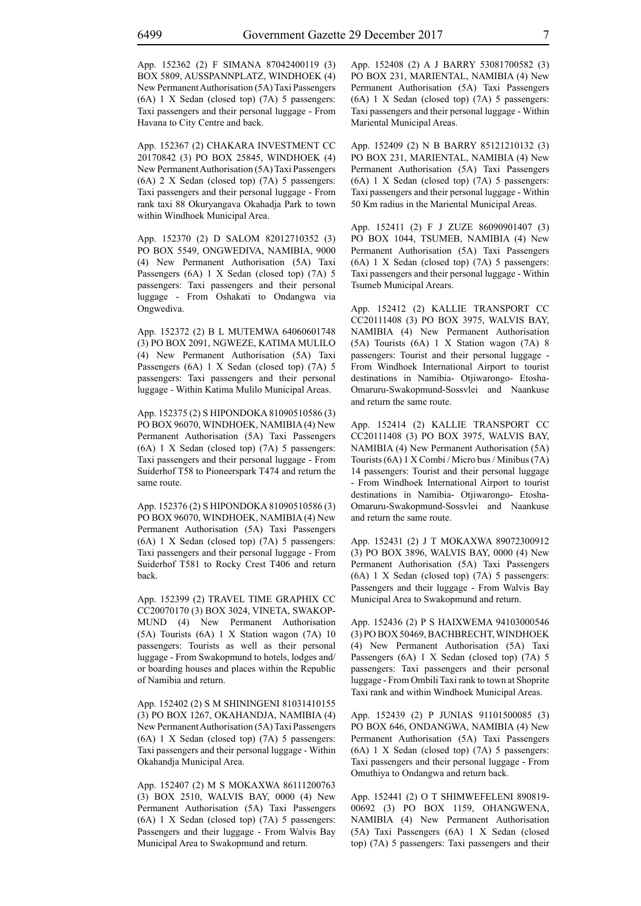App. 152362 (2) F SIMANA 87042400119 (3) BOX 5809, AUSSPANNPLATZ, WINDHOEK (4) New Permanent Authorisation (5A) Taxi Passengers (6A) 1 X Sedan (closed top) (7A) 5 passengers: Taxi passengers and their personal luggage - From Havana to City Centre and back.

App. 152367 (2) CHAKARA INVESTMENT CC 20170842 (3) PO BOX 25845, WINDHOEK (4) New Permanent Authorisation (5A) Taxi Passengers (6A) 2 X Sedan (closed top) (7A) 5 passengers: Taxi passengers and their personal luggage - From rank taxi 88 Okuryangava Okahadja Park to town within Windhoek Municipal Area.

App. 152370 (2) D SALOM 82012710352 (3) PO BOX 5549, ONGWEDIVA, NAMIBIA, 9000 (4) New Permanent Authorisation (5A) Taxi Passengers (6A) 1 X Sedan (closed top) (7A) 5 passengers: Taxi passengers and their personal luggage - From Oshakati to Ondangwa via Ongwediva.

App. 152372 (2) B L MUTEMWA 64060601748 (3) PO BOX 2091, NGWEZE, KATIMA MULILO (4) New Permanent Authorisation (5A) Taxi Passengers (6A) 1 X Sedan (closed top) (7A) 5 passengers: Taxi passengers and their personal luggage - Within Katima Mulilo Municipal Areas.

App. 152375 (2) S HIPONDOKA 81090510586 (3) PO BOX 96070, WINDHOEK, NAMIBIA (4) New Permanent Authorisation (5A) Taxi Passengers (6A) 1 X Sedan (closed top) (7A) 5 passengers: Taxi passengers and their personal luggage - From Suiderhof T58 to Pioneerspark T474 and return the same route.

App. 152376 (2) S HIPONDOKA 81090510586 (3) PO BOX 96070, WINDHOEK, NAMIBIA (4) New Permanent Authorisation (5A) Taxi Passengers (6A) 1 X Sedan (closed top) (7A) 5 passengers: Taxi passengers and their personal luggage - From Suiderhof T581 to Rocky Crest T406 and return back.

App. 152399 (2) TRAVEL TIME GRAPHIX CC CC20070170 (3) BOX 3024, VINETA, SWAKOPMUND (4) New Permanent Authorisation (5A) Tourists (6A) 1 X Station wagon (7A) 10 passengers: Tourists as well as their personal luggage - From Swakopmund to hotels, lodges and/ or boarding houses and places within the Republic of Namibia and return.

App. 152402 (2) S M SHININGENI 81031410155 (3) PO BOX 1267, OKAHANDJA, NAMIBIA (4) New Permanent Authorisation (5A) Taxi Passengers (6A) 1 X Sedan (closed top) (7A) 5 passengers: Taxi passengers and their personal luggage - Within Okahandja Municipal Area.

App. 152407 (2) M S MOKAXWA 86111200763 (3) BOX 2510, WALVIS BAY, 0000 (4) New Permanent Authorisation (5A) Taxi Passengers (6A) 1 X Sedan (closed top) (7A) 5 passengers: Passengers and their luggage - From Walvis Bay Municipal Area to Swakopmund and return.

App. 152408 (2) A J BARRY 53081700582 (3) PO BOX 231, MARIENTAL, NAMIBIA (4) New Permanent Authorisation (5A) Taxi Passengers (6A) 1 X Sedan (closed top) (7A) 5 passengers: Taxi passengers and their personal luggage - Within Mariental Municipal Areas.

App. 152409 (2) N B BARRY 85121210132 (3) PO BOX 231, MARIENTAL, NAMIBIA (4) New Permanent Authorisation (5A) Taxi Passengers (6A) 1 X Sedan (closed top) (7A) 5 passengers: Taxi passengers and their personal luggage - Within 50 Km radius in the Mariental Municipal Areas.

App. 152411 (2) F J ZUZE 86090901407 (3) PO BOX 1044, TSUMEB, NAMIBIA (4) New Permanent Authorisation (5A) Taxi Passengers (6A) 1 X Sedan (closed top) (7A) 5 passengers: Taxi passengers and their personal luggage - Within Tsumeb Municipal Arears.

App. 152412 (2) KALLIE TRANSPORT CC CC20111408 (3) PO BOX 3975, WALVIS BAY, NAMIBIA (4) New Permanent Authorisation (5A) Tourists (6A) 1 X Station wagon (7A) 8 passengers: Tourist and their personal luggage - From Windhoek International Airport to tourist destinations in Namibia- Otjiwarongo- Etosha-Omaruru-Swakopmund-Sossvlei and Naankuse and return the same route.

App. 152414 (2) KALLIE TRANSPORT CC CC20111408 (3) PO BOX 3975, WALVIS BAY, NAMIBIA (4) New Permanent Authorisation (5A) Tourists (6A) 1 X Combi / Micro bus / Minibus (7A) 14 passengers: Tourist and their personal luggage - From Windhoek International Airport to tourist destinations in Namibia- Otjiwarongo- Etosha-Omaruru-Swakopmund-Sossvlei and Naankuse and return the same route.

App. 152431 (2) J T MOKAXWA 89072300912 (3) PO BOX 3896, WALVIS BAY, 0000 (4) New Permanent Authorisation (5A) Taxi Passengers (6A) 1 X Sedan (closed top) (7A) 5 passengers: Passengers and their luggage - From Walvis Bay Municipal Area to Swakopmund and return.

App. 152436 (2) P S HAIXWEMA 94103000546 (3) PO BOX 50469, BACHBRECHT, WINDHOEK (4) New Permanent Authorisation (5A) Taxi Passengers (6A) 1 X Sedan (closed top) (7A) 5 passengers: Taxi passengers and their personal luggage - From Ombili Taxi rank to town at Shoprite Taxi rank and within Windhoek Municipal Areas.

App. 152439 (2) P JUNIAS 91101500085 (3) PO BOX 646, ONDANGWA, NAMIBIA (4) New Permanent Authorisation (5A) Taxi Passengers (6A) 1 X Sedan (closed top) (7A) 5 passengers: Taxi passengers and their personal luggage - From Omuthiya to Ondangwa and return back.

App. 152441 (2) O T SHIMWEFELENI 890819-00692 (3) PO BOX 1159, OHANGWENA, NAMIBIA (4) New Permanent Authorisation (5A) Taxi Passengers (6A) 1 X Sedan (closed top) (7A) 5 passengers: Taxi passengers and their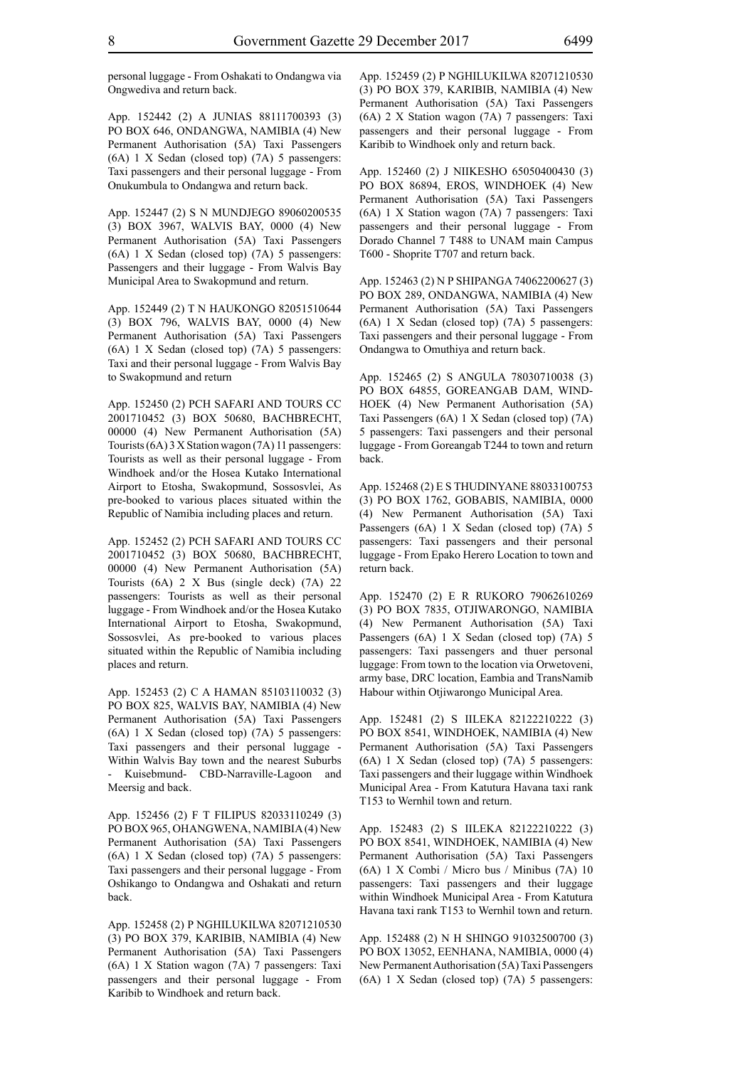personal luggage - From Oshakati to Ondangwa via Ongwediva and return back.

App. 152442 (2) A JUNIAS 88111700393 (3) PO BOX 646, ONDANGWA, NAMIBIA (4) New Permanent Authorisation (5A) Taxi Passengers (6A) 1 X Sedan (closed top) (7A) 5 passengers: Taxi passengers and their personal luggage - From Onukumbula to Ondangwa and return back.

App. 152447 (2) S N MUNDJEGO 89060200535 (3) BOX 3967, WALVIS BAY, 0000 (4) New Permanent Authorisation (5A) Taxi Passengers (6A) 1 X Sedan (closed top) (7A) 5 passengers: Passengers and their luggage - From Walvis Bay Municipal Area to Swakopmund and return.

App. 152449 (2) T N HAUKONGO 82051510644 (3) BOX 796, WALVIS BAY, 0000 (4) New Permanent Authorisation (5A) Taxi Passengers (6A) 1 X Sedan (closed top) (7A) 5 passengers: Taxi and their personal luggage - From Walvis Bay to Swakopmund and return

App. 152450 (2) PCH SAFARI AND TOURS CC 2001710452 (3) BOX 50680, BACHBRECHT, 00000 (4) New Permanent Authorisation (5A) Tourists (6A) 3 X Station wagon (7A) 11 passengers: Tourists as well as their personal luggage - From Windhoek and/or the Hosea Kutako International Airport to Etosha, Swakopmund, Sossosvlei, As pre-booked to various places situated within the Republic of Namibia including places and return.

App. 152452 (2) PCH SAFARI AND TOURS CC 2001710452 (3) BOX 50680, BACHBRECHT, 00000 (4) New Permanent Authorisation (5A) Tourists (6A) 2 X Bus (single deck) (7A) 22 passengers: Tourists as well as their personal luggage - From Windhoek and/or the Hosea Kutako International Airport to Etosha, Swakopmund, Sossosvlei, As pre-booked to various places situated within the Republic of Namibia including places and return.

App. 152453 (2) C A HAMAN 85103110032 (3) PO BOX 825, WALVIS BAY, NAMIBIA (4) New Permanent Authorisation (5A) Taxi Passengers (6A) 1 X Sedan (closed top) (7A) 5 passengers: Taxi passengers and their personal luggage - Within Walvis Bay town and the nearest Suburbs - Kuisebmund- CBD-Narraville-Lagoon and Meersig and back.

App. 152456 (2) F T FILIPUS 82033110249 (3) PO BOX 965, OHANGWENA, NAMIBIA (4) New Permanent Authorisation (5A) Taxi Passengers (6A) 1 X Sedan (closed top) (7A) 5 passengers: Taxi passengers and their personal luggage - From Oshikango to Ondangwa and Oshakati and return back.

App. 152458 (2) P NGHILUKILWA 82071210530 (3) PO BOX 379, KARIBIB, NAMIBIA (4) New Permanent Authorisation (5A) Taxi Passengers (6A) 1 X Station wagon (7A) 7 passengers: Taxi passengers and their personal luggage - From Karibib to Windhoek and return back.

App. 152459 (2) P NGHILUKILWA 82071210530 (3) PO BOX 379, KARIBIB, NAMIBIA (4) New Permanent Authorisation (5A) Taxi Passengers (6A) 2 X Station wagon (7A) 7 passengers: Taxi passengers and their personal luggage - From Karibib to Windhoek only and return back.

App. 152460 (2) J NIIKESHO 65050400430 (3) PO BOX 86894, EROS, WINDHOEK (4) New Permanent Authorisation (5A) Taxi Passengers (6A) 1 X Station wagon (7A) 7 passengers: Taxi passengers and their personal luggage - From Dorado Channel 7 T488 to UNAM main Campus T600 - Shoprite T707 and return back.

App. 152463 (2) N P SHIPANGA 74062200627 (3) PO BOX 289, ONDANGWA, NAMIBIA (4) New Permanent Authorisation (5A) Taxi Passengers (6A) 1 X Sedan (closed top) (7A) 5 passengers: Taxi passengers and their personal luggage - From Ondangwa to Omuthiya and return back.

App. 152465 (2) S ANGULA 78030710038 (3) PO BOX 64855, GOREANGAB DAM, WINDHOEK (4) New Permanent Authorisation (5A) Taxi Passengers (6A) 1 X Sedan (closed top) (7A) 5 passengers: Taxi passengers and their personal luggage - From Goreangab T244 to town and return back.

App. 152468 (2) E S THUDINYANE 88033100753 (3) PO BOX 1762, GOBABIS, NAMIBIA, 0000 (4) New Permanent Authorisation (5A) Taxi Passengers (6A) 1 X Sedan (closed top) (7A) 5 passengers: Taxi passengers and their personal luggage - From Epako Herero Location to town and return back.

App. 152470 (2) E R RUKORO 79062610269 (3) PO BOX 7835, OTJIWARONGO, NAMIBIA (4) New Permanent Authorisation (5A) Taxi Passengers (6A) 1 X Sedan (closed top) (7A) 5 passengers: Taxi passengers and thuer personal luggage: From town to the location via Orwetoveni, army base, DRC location, Eambia and TransNamib Habour within Otjiwarongo Municipal Area.

App. 152481 (2) S IILEKA 82122210222 (3) PO BOX 8541, WINDHOEK, NAMIBIA (4) New Permanent Authorisation (5A) Taxi Passengers (6A) 1 X Sedan (closed top) (7A) 5 passengers: Taxi passengers and their luggage within Windhoek Municipal Area - From Katutura Havana taxi rank T153 to Wernhil town and return.

App. 152483 (2) S IILEKA 82122210222 (3) PO BOX 8541, WINDHOEK, NAMIBIA (4) New Permanent Authorisation (5A) Taxi Passengers (6A) 1 X Combi / Micro bus / Minibus (7A) 10 passengers: Taxi passengers and their luggage within Windhoek Municipal Area - From Katutura Havana taxi rank T153 to Wernhil town and return.

App. 152488 (2) N H SHINGO 91032500700 (3) PO BOX 13052, EENHANA, NAMIBIA, 0000 (4) New Permanent Authorisation (5A) Taxi Passengers (6A) 1 X Sedan (closed top) (7A) 5 passengers: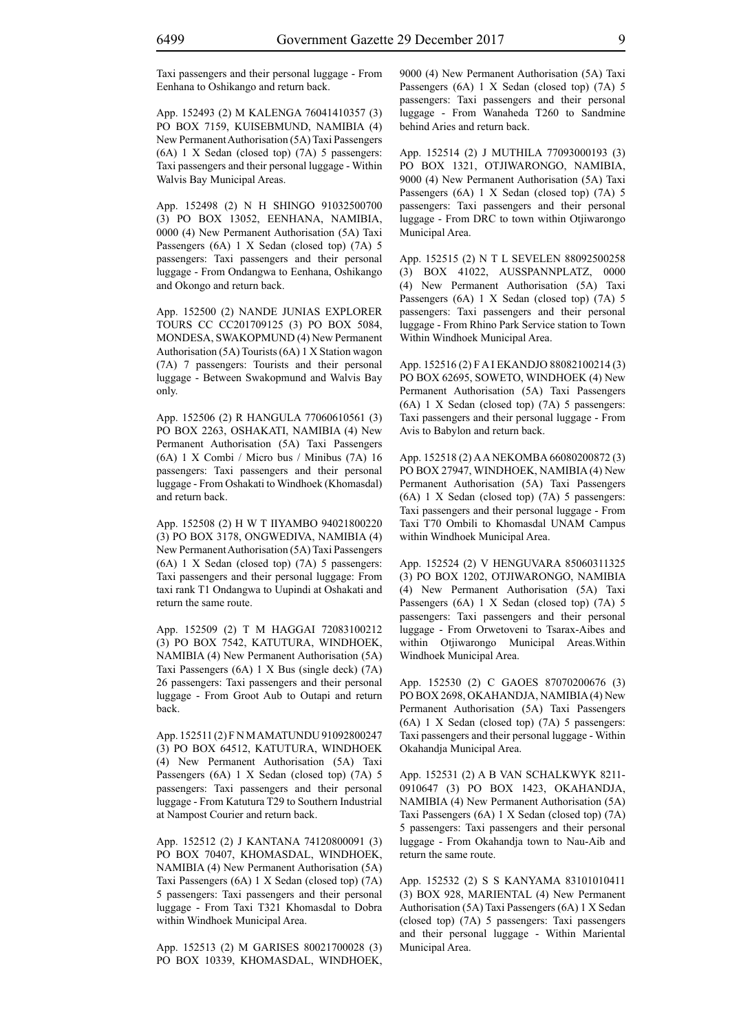Taxi passengers and their personal luggage - From Eenhana to Oshikango and return back.

App. 152493 (2) M KALENGA 76041410357 (3) PO BOX 7159, KUISEBMUND, NAMIBIA (4) New Permanent Authorisation (5A) Taxi Passengers (6A) 1 X Sedan (closed top) (7A) 5 passengers: Taxi passengers and their personal luggage - Within Walvis Bay Municipal Areas.

App. 152498 (2) N H SHINGO 91032500700 (3) PO BOX 13052, EENHANA, NAMIBIA, 0000 (4) New Permanent Authorisation (5A) Taxi Passengers (6A) 1 X Sedan (closed top) (7A) 5 passengers: Taxi passengers and their personal luggage - From Ondangwa to Eenhana, Oshikango and Okongo and return back.

App. 152500 (2) NANDE JUNIAS EXPLORER TOURS CC CC201709125 (3) PO BOX 5084, MONDESA, SWAKOPMUND (4) New Permanent Authorisation (5A) Tourists (6A) 1 X Station wagon (7A) 7 passengers: Tourists and their personal luggage - Between Swakopmund and Walvis Bay only.

App. 152506 (2) R HANGULA 77060610561 (3) PO BOX 2263, OSHAKATI, NAMIBIA (4) New Permanent Authorisation (5A) Taxi Passengers (6A) 1 X Combi / Micro bus / Minibus (7A) 16 passengers: Taxi passengers and their personal luggage - From Oshakati to Windhoek (Khomasdal) and return back.

App. 152508 (2) H W T IIYAMBO 94021800220 (3) PO BOX 3178, ONGWEDIVA, NAMIBIA (4) New Permanent Authorisation (5A) Taxi Passengers (6A) 1 X Sedan (closed top) (7A) 5 passengers: Taxi passengers and their personal luggage: From taxi rank T1 Ondangwa to Uupindi at Oshakati and return the same route.

App. 152509 (2) T M HAGGAI 72083100212 (3) PO BOX 7542, KATUTURA, WINDHOEK, NAMIBIA (4) New Permanent Authorisation (5A) Taxi Passengers (6A) 1 X Bus (single deck) (7A) 26 passengers: Taxi passengers and their personal luggage - From Groot Aub to Outapi and return back.

App. 152511 (2) F N M AMATUNDU 91092800247 (3) PO BOX 64512, KATUTURA, WINDHOEK (4) New Permanent Authorisation (5A) Taxi Passengers (6A) 1 X Sedan (closed top) (7A) 5 passengers: Taxi passengers and their personal luggage - From Katutura T29 to Southern Industrial at Nampost Courier and return back.

App. 152512 (2) J KANTANA 74120800091 (3) PO BOX 70407, KHOMASDAL, WINDHOEK, NAMIBIA (4) New Permanent Authorisation (5A) Taxi Passengers (6A) 1 X Sedan (closed top) (7A) 5 passengers: Taxi passengers and their personal luggage - From Taxi T321 Khomasdal to Dobra within Windhoek Municipal Area.

App. 152513 (2) M GARISES 80021700028 (3) PO BOX 10339, KHOMASDAL, WINDHOEK, 9000 (4) New Permanent Authorisation (5A) Taxi Passengers (6A) 1 X Sedan (closed top) (7A) 5 passengers: Taxi passengers and their personal luggage - From Wanaheda T260 to Sandmine behind Aries and return back.

App. 152514 (2) J MUTHILA 77093000193 (3) PO BOX 1321, OTJIWARONGO, NAMIBIA, 9000 (4) New Permanent Authorisation (5A) Taxi Passengers (6A) 1 X Sedan (closed top) (7A) 5 passengers: Taxi passengers and their personal luggage - From DRC to town within Otjiwarongo Municipal Area.

App. 152515 (2) N T L SEVELEN 88092500258 (3) BOX 41022, AUSSPANNPLATZ, 0000 (4) New Permanent Authorisation (5A) Taxi Passengers (6A) 1 X Sedan (closed top) (7A) 5 passengers: Taxi passengers and their personal luggage - From Rhino Park Service station to Town Within Windhoek Municipal Area.

App. 152516 (2) F A I EKANDJO 88082100214 (3) PO BOX 62695, SOWETO, WINDHOEK (4) New Permanent Authorisation (5A) Taxi Passengers (6A) 1 X Sedan (closed top) (7A) 5 passengers: Taxi passengers and their personal luggage - From Avis to Babylon and return back.

App. 152518 (2) A A NEKOMBA 66080200872 (3) PO BOX 27947, WINDHOEK, NAMIBIA (4) New Permanent Authorisation (5A) Taxi Passengers (6A) 1 X Sedan (closed top) (7A) 5 passengers: Taxi passengers and their personal luggage - From Taxi T70 Ombili to Khomasdal UNAM Campus within Windhoek Municipal Area.

App. 152524 (2) V HENGUVARA 85060311325 (3) PO BOX 1202, OTJIWARONGO, NAMIBIA (4) New Permanent Authorisation (5A) Taxi Passengers (6A) 1 X Sedan (closed top) (7A) 5 passengers: Taxi passengers and their personal luggage - From Orwetoveni to Tsarax-Aibes and within Otjiwarongo Municipal Areas.Within Windhoek Municipal Area.

App. 152530 (2) C GAOES 87070200676 (3) PO BOX 2698, OKAHANDJA, NAMIBIA (4) New Permanent Authorisation (5A) Taxi Passengers (6A) 1 X Sedan (closed top) (7A) 5 passengers: Taxi passengers and their personal luggage - Within Okahandja Municipal Area.

App. 152531 (2) A B VAN SCHALKWYK 8211-0910647 (3) PO BOX 1423, OKAHANDJA, NAMIBIA (4) New Permanent Authorisation (5A) Taxi Passengers (6A) 1 X Sedan (closed top) (7A) 5 passengers: Taxi passengers and their personal luggage - From Okahandja town to Nau-Aib and return the same route.

App. 152532 (2) S S KANYAMA 83101010411 (3) BOX 928, MARIENTAL (4) New Permanent Authorisation (5A) Taxi Passengers (6A) 1 X Sedan (closed top) (7A) 5 passengers: Taxi passengers and their personal luggage - Within Mariental Municipal Area.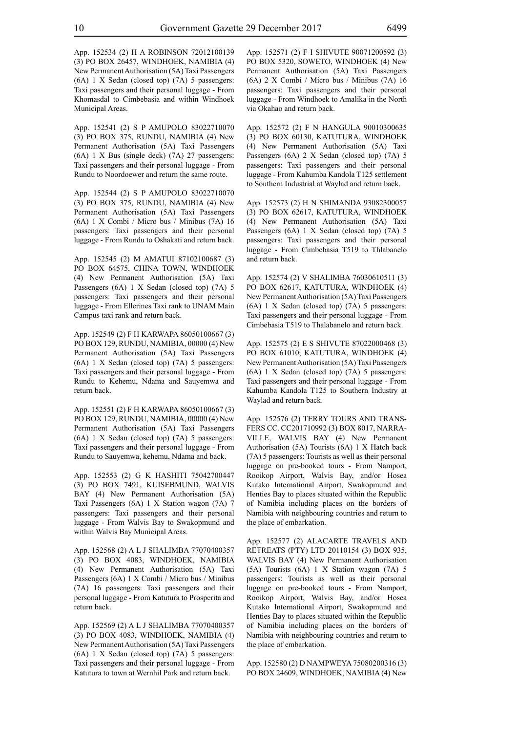App. 152534 (2) H A ROBINSON 72012100139 (3) PO BOX 26457, WINDHOEK, NAMIBIA (4) New Permanent Authorisation (5A) Taxi Passengers (6A) 1 X Sedan (closed top) (7A) 5 passengers: Taxi passengers and their personal luggage - From Khomasdal to Cimbebasia and within Windhoek Municipal Areas.

App. 152541 (2) S P AMUPOLO 83022710070 (3) PO BOX 375, RUNDU, NAMIBIA (4) New Permanent Authorisation (5A) Taxi Passengers (6A) 1 X Bus (single deck) (7A) 27 passengers: Taxi passengers and their personal luggage - From Rundu to Noordoewer and return the same route.

App. 152544 (2) S P AMUPOLO 83022710070 (3) PO BOX 375, RUNDU, NAMIBIA (4) New Permanent Authorisation (5A) Taxi Passengers (6A) 1 X Combi / Micro bus / Minibus (7A) 16 passengers: Taxi passengers and their personal luggage - From Rundu to Oshakati and return back.

App. 152545 (2) M AMATUI 87102100687 (3) PO BOX 64575, CHINA TOWN, WINDHOEK (4) New Permanent Authorisation (5A) Taxi Passengers (6A) 1 X Sedan (closed top) (7A) 5 passengers: Taxi passengers and their personal luggage - From Ellerines Taxi rank to UNAM Main Campus taxi rank and return back.

App. 152549 (2) F H KARWAPA 86050100667 (3) PO BOX 129, RUNDU, NAMIBIA, 00000 (4) New Permanent Authorisation (5A) Taxi Passengers (6A) 1 X Sedan (closed top) (7A) 5 passengers: Taxi passengers and their personal luggage - From Rundu to Kehemu, Ndama and Sauyemwa and return back.

App. 152551 (2) F H KARWAPA 86050100667 (3) PO BOX 129, RUNDU, NAMIBIA, 00000 (4) New Permanent Authorisation (5A) Taxi Passengers (6A) 1 X Sedan (closed top) (7A) 5 passengers: Taxi passengers and their personal luggage - From Rundu to Sauyemwa, kehemu, Ndama and back.

App. 152553 (2) G K HASHITI 75042700447 (3) PO BOX 7491, KUISEBMUND, WALVIS BAY (4) New Permanent Authorisation (5A) Taxi Passengers (6A) 1 X Station wagon (7A) 7 passengers: Taxi passengers and their personal luggage - From Walvis Bay to Swakopmund and within Walvis Bay Municipal Areas.

App. 152568 (2) A L J SHALIMBA 77070400357 (3) PO BOX 4083, WINDHOEK, NAMIBIA (4) New Permanent Authorisation (5A) Taxi Passengers (6A) 1 X Combi / Micro bus / Minibus (7A) 16 passengers: Taxi passengers and their personal luggage - From Katutura to Prosperita and return back.

App. 152569 (2) A L J SHALIMBA 77070400357 (3) PO BOX 4083, WINDHOEK, NAMIBIA (4) New Permanent Authorisation (5A) Taxi Passengers (6A) 1 X Sedan (closed top) (7A) 5 passengers: Taxi passengers and their personal luggage - From Katutura to town at Wernhil Park and return back.

App. 152571 (2) F I SHIVUTE 90071200592 (3) PO BOX 5320, SOWETO, WINDHOEK (4) New Permanent Authorisation (5A) Taxi Passengers (6A) 2 X Combi / Micro bus / Minibus (7A) 16 passengers: Taxi passengers and their personal luggage - From Windhoek to Amalika in the North via Okahao and return back.

App. 152572 (2) F N HANGULA 90010300635 (3) PO BOX 60130, KATUTURA, WINDHOEK (4) New Permanent Authorisation (5A) Taxi Passengers (6A) 2 X Sedan (closed top) (7A) 5 passengers: Taxi passengers and their personal luggage - From Kahumba Kandola T125 settlement to Southern Industrial at Waylad and return back.

App. 152573 (2) H N SHIMANDA 93082300057 (3) PO BOX 62617, KATUTURA, WINDHOEK (4) New Permanent Authorisation (5A) Taxi Passengers (6A) 1 X Sedan (closed top) (7A) 5 passengers: Taxi passengers and their personal luggage - From Cimbebasia T519 to Thlabanelo and return back.

App. 152574 (2) V SHALIMBA 76030610511 (3) PO BOX 62617, KATUTURA, WINDHOEK (4) New Permanent Authorisation (5A) Taxi Passengers (6A) 1 X Sedan (closed top) (7A) 5 passengers: Taxi passengers and their personal luggage - From Cimbebasia T519 to Thalabanelo and return back.

App. 152575 (2) E S SHIVUTE 87022000468 (3) PO BOX 61010, KATUTURA, WINDHOEK (4) New Permanent Authorisation (5A) Taxi Passengers (6A) 1 X Sedan (closed top) (7A) 5 passengers: Taxi passengers and their personal luggage - From Kahumba Kandola T125 to Southern Industry at Waylad and return back.

App. 152576 (2) TERRY TOURS AND TRANSFERS CC. CC201710992 (3) BOX 8017, NARRAVILLE, WALVIS BAY (4) New Permanent Authorisation (5A) Tourists (6A) 1 X Hatch back (7A) 5 passengers: Tourists as well as their personal luggage on pre-booked tours - From Namport, Rooikop Airport, Walvis Bay, and/or Hosea Kutako International Airport, Swakopmund and Henties Bay to places situated within the Republic of Namibia including places on the borders of Namibia with neighbouring countries and return to the place of embarkation.

App. 152577 (2) ALACARTE TRAVELS AND RETREATS (PTY) LTD 20110154 (3) BOX 935, WALVIS BAY (4) New Permanent Authorisation (5A) Tourists (6A) 1 X Station wagon (7A) 5 passengers: Tourists as well as their personal luggage on pre-booked tours - From Namport, Rooikop Airport, Walvis Bay, and/or Hosea Kutako International Airport, Swakopmund and Henties Bay to places situated within the Republic of Namibia including places on the borders of Namibia with neighbouring countries and return to the place of embarkation.

App. 152580 (2) D NAMPWEYA 75080200316 (3) PO BOX 24609, WINDHOEK, NAMIBIA (4) New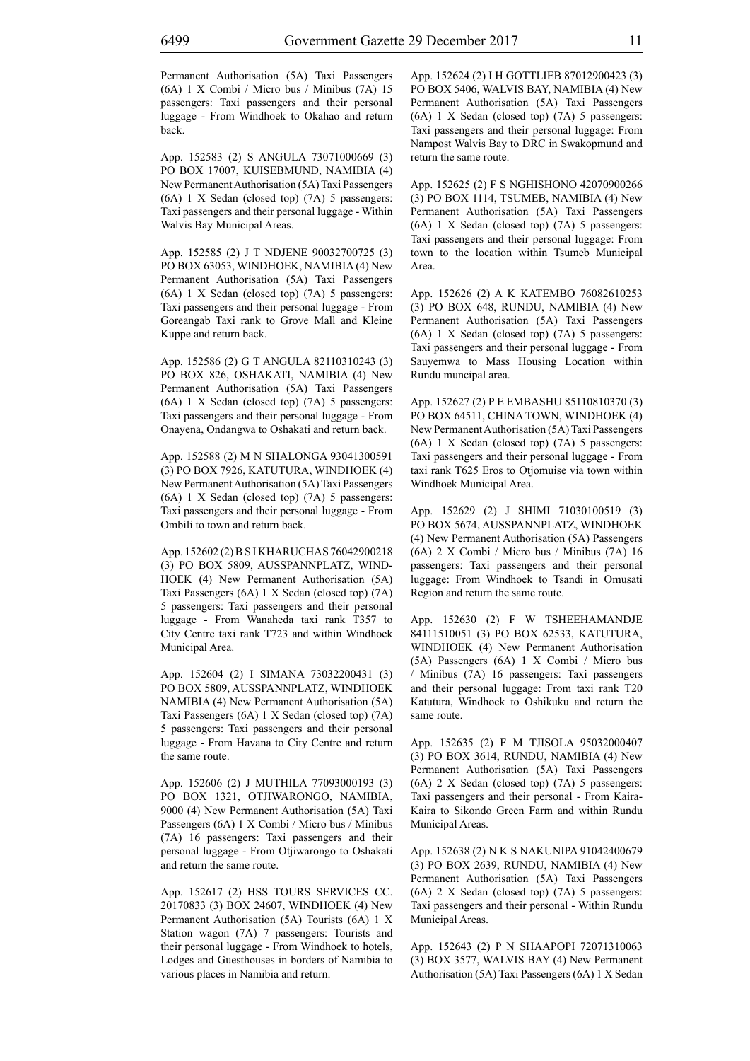Permanent Authorisation (5A) Taxi Passengers (6A) 1 X Combi / Micro bus / Minibus (7A) 15 passengers: Taxi passengers and their personal luggage - From Windhoek to Okahao and return back.

App. 152583 (2) S ANGULA 73071000669 (3) PO BOX 17007, KUISEBMUND, NAMIBIA (4) New Permanent Authorisation (5A) Taxi Passengers (6A) 1 X Sedan (closed top) (7A) 5 passengers: Taxi passengers and their personal luggage - Within Walvis Bay Municipal Areas.

App. 152585 (2) J T NDJENE 90032700725 (3) PO BOX 63053, WINDHOEK, NAMIBIA (4) New Permanent Authorisation (5A) Taxi Passengers (6A) 1 X Sedan (closed top) (7A) 5 passengers: Taxi passengers and their personal luggage - From Goreangab Taxi rank to Grove Mall and Kleine Kuppe and return back.

App. 152586 (2) G T ANGULA 82110310243 (3) PO BOX 826, OSHAKATI, NAMIBIA (4) New Permanent Authorisation (5A) Taxi Passengers (6A) 1 X Sedan (closed top) (7A) 5 passengers: Taxi passengers and their personal luggage - From Onayena, Ondangwa to Oshakati and return back.

App. 152588 (2) M N SHALONGA 93041300591 (3) PO BOX 7926, KATUTURA, WINDHOEK (4) New Permanent Authorisation (5A) Taxi Passengers (6A) 1 X Sedan (closed top) (7A) 5 passengers: Taxi passengers and their personal luggage - From Ombili to town and return back.

App. 152602 (2) B S I KHARUCHAS 76042900218 (3) PO BOX 5809, AUSSPANNPLATZ, WINDHOEK (4) New Permanent Authorisation (5A) Taxi Passengers (6A) 1 X Sedan (closed top) (7A) 5 passengers: Taxi passengers and their personal luggage - From Wanaheda taxi rank T357 to City Centre taxi rank T723 and within Windhoek Municipal Area.

App. 152604 (2) I SIMANA 73032200431 (3) PO BOX 5809, AUSSPANNPLATZ, WINDHOEK NAMIBIA (4) New Permanent Authorisation (5A) Taxi Passengers (6A) 1 X Sedan (closed top) (7A) 5 passengers: Taxi passengers and their personal luggage - From Havana to City Centre and return the same route.

App. 152606 (2) J MUTHILA 77093000193 (3) PO BOX 1321, OTJIWARONGO, NAMIBIA, 9000 (4) New Permanent Authorisation (5A) Taxi Passengers (6A) 1 X Combi / Micro bus / Minibus (7A) 16 passengers: Taxi passengers and their personal luggage - From Otjiwarongo to Oshakati and return the same route.

App. 152617 (2) HSS TOURS SERVICES CC. 20170833 (3) BOX 24607, WINDHOEK (4) New Permanent Authorisation (5A) Tourists (6A) 1 X Station wagon (7A) 7 passengers: Tourists and their personal luggage - From Windhoek to hotels, Lodges and Guesthouses in borders of Namibia to various places in Namibia and return.

App. 152624 (2) I H GOTTLIEB 87012900423 (3) PO BOX 5406, WALVIS BAY, NAMIBIA (4) New Permanent Authorisation (5A) Taxi Passengers (6A) 1 X Sedan (closed top) (7A) 5 passengers: Taxi passengers and their personal luggage: From Nampost Walvis Bay to DRC in Swakopmund and return the same route.

App. 152625 (2) F S NGHISHONO 42070900266 (3) PO BOX 1114, TSUMEB, NAMIBIA (4) New Permanent Authorisation (5A) Taxi Passengers (6A) 1 X Sedan (closed top) (7A) 5 passengers: Taxi passengers and their personal luggage: From town to the location within Tsumeb Municipal Area.

App. 152626 (2) A K KATEMBO 76082610253 (3) PO BOX 648, RUNDU, NAMIBIA (4) New Permanent Authorisation (5A) Taxi Passengers (6A) 1 X Sedan (closed top) (7A) 5 passengers: Taxi passengers and their personal luggage - From Sauyemwa to Mass Housing Location within Rundu muncipal area.

App. 152627 (2) P E EMBASHU 85110810370 (3) PO BOX 64511, CHINA TOWN, WINDHOEK (4) New Permanent Authorisation (5A) Taxi Passengers (6A) 1 X Sedan (closed top) (7A) 5 passengers: Taxi passengers and their personal luggage - From taxi rank T625 Eros to Otjomuise via town within Windhoek Municipal Area.

App. 152629 (2) J SHIMI 71030100519 (3) PO BOX 5674, AUSSPANNPLATZ, WINDHOEK (4) New Permanent Authorisation (5A) Passengers (6A) 2 X Combi / Micro bus / Minibus (7A) 16 passengers: Taxi passengers and their personal luggage: From Windhoek to Tsandi in Omusati Region and return the same route.

App. 152630 (2) F W TSHEEHAMANDJE 84111510051 (3) PO BOX 62533, KATUTURA, WINDHOEK (4) New Permanent Authorisation (5A) Passengers (6A) 1 X Combi / Micro bus / Minibus (7A) 16 passengers: Taxi passengers and their personal luggage: From taxi rank T20 Katutura, Windhoek to Oshikuku and return the same route.

App. 152635 (2) F M TJISOLA 95032000407 (3) PO BOX 3614, RUNDU, NAMIBIA (4) New Permanent Authorisation (5A) Taxi Passengers (6A) 2 X Sedan (closed top) (7A) 5 passengers: Taxi passengers and their personal - From Kaira-Kaira to Sikondo Green Farm and within Rundu Municipal Areas.

App. 152638 (2) N K S NAKUNIPA 91042400679 (3) PO BOX 2639, RUNDU, NAMIBIA (4) New Permanent Authorisation (5A) Taxi Passengers (6A) 2 X Sedan (closed top) (7A) 5 passengers: Taxi passengers and their personal - Within Rundu Municipal Areas.

App. 152643 (2) P N SHAAPOPI 72071310063 (3) BOX 3577, WALVIS BAY (4) New Permanent Authorisation (5A) Taxi Passengers (6A) 1 X Sedan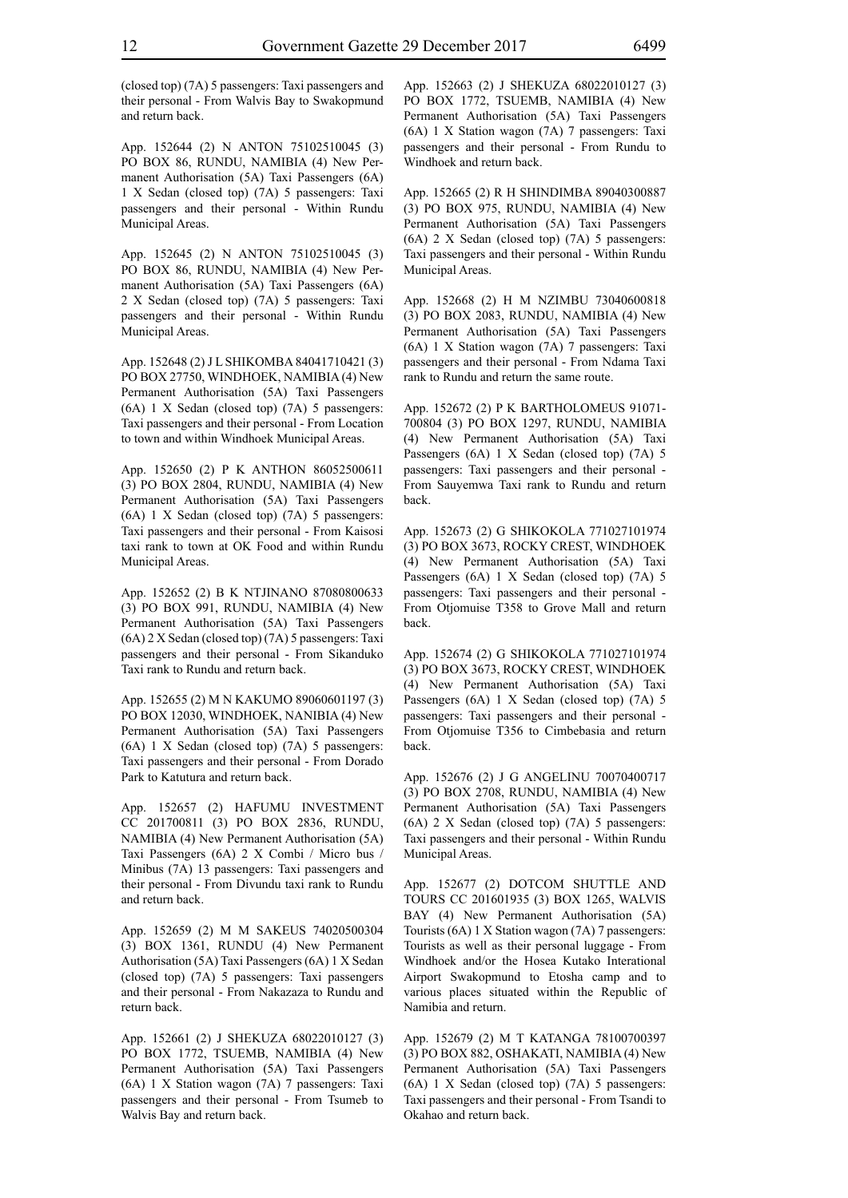(closed top) (7A) 5 passengers: Taxi passengers and their personal - From Walvis Bay to Swakopmund and return back.

App. 152644 (2) N ANTON 75102510045 (3) PO BOX 86, RUNDU, NAMIBIA (4) New Permanent Authorisation (5A) Taxi Passengers (6A) 1 X Sedan (closed top) (7A) 5 passengers: Taxi passengers and their personal - Within Rundu Municipal Areas.

App. 152645 (2) N ANTON 75102510045 (3) PO BOX 86, RUNDU, NAMIBIA (4) New Permanent Authorisation (5A) Taxi Passengers (6A) 2 X Sedan (closed top) (7A) 5 passengers: Taxi passengers and their personal - Within Rundu Municipal Areas.

App. 152648 (2) J L SHIKOMBA 84041710421 (3) PO BOX 27750, WINDHOEK, NAMIBIA (4) New Permanent Authorisation (5A) Taxi Passengers (6A) 1 X Sedan (closed top) (7A) 5 passengers: Taxi passengers and their personal - From Location to town and within Windhoek Municipal Areas.

App. 152650 (2) P K ANTHON 86052500611 (3) PO BOX 2804, RUNDU, NAMIBIA (4) New Permanent Authorisation (5A) Taxi Passengers (6A) 1 X Sedan (closed top) (7A) 5 passengers: Taxi passengers and their personal - From Kaisosi taxi rank to town at OK Food and within Rundu Municipal Areas.

App. 152652 (2) B K NTJINANO 87080800633 (3) PO BOX 991, RUNDU, NAMIBIA (4) New Permanent Authorisation (5A) Taxi Passengers (6A) 2 X Sedan (closed top) (7A) 5 passengers: Taxi passengers and their personal - From Sikanduko Taxi rank to Rundu and return back.

App. 152655 (2) M N KAKUMO 89060601197 (3) PO BOX 12030, WINDHOEK, NANIBIA (4) New Permanent Authorisation (5A) Taxi Passengers (6A) 1 X Sedan (closed top) (7A) 5 passengers: Taxi passengers and their personal - From Dorado Park to Katutura and return back.

App. 152657 (2) HAFUMU INVESTMENT CC 201700811 (3) PO BOX 2836, RUNDU, NAMIBIA (4) New Permanent Authorisation (5A) Taxi Passengers (6A) 2 X Combi / Micro bus / Minibus (7A) 13 passengers: Taxi passengers and their personal - From Divundu taxi rank to Rundu and return back.

App. 152659 (2) M M SAKEUS 74020500304 (3) BOX 1361, RUNDU (4) New Permanent Authorisation (5A) Taxi Passengers (6A) 1 X Sedan (closed top) (7A) 5 passengers: Taxi passengers and their personal - From Nakazaza to Rundu and return back.

App. 152661 (2) J SHEKUZA 68022010127 (3) PO BOX 1772, TSUEMB, NAMIBIA (4) New Permanent Authorisation (5A) Taxi Passengers (6A) 1 X Station wagon (7A) 7 passengers: Taxi passengers and their personal - From Tsumeb to Walvis Bay and return back.

App. 152663 (2) J SHEKUZA 68022010127 (3) PO BOX 1772, TSUEMB, NAMIBIA (4) New Permanent Authorisation (5A) Taxi Passengers (6A) 1 X Station wagon (7A) 7 passengers: Taxi passengers and their personal - From Rundu to Windhoek and return back.

App. 152665 (2) R H SHINDIMBA 89040300887 (3) PO BOX 975, RUNDU, NAMIBIA (4) New Permanent Authorisation (5A) Taxi Passengers (6A) 2 X Sedan (closed top) (7A) 5 passengers: Taxi passengers and their personal - Within Rundu Municipal Areas.

App. 152668 (2) H M NZIMBU 73040600818 (3) PO BOX 2083, RUNDU, NAMIBIA (4) New Permanent Authorisation (5A) Taxi Passengers (6A) 1 X Station wagon (7A) 7 passengers: Taxi passengers and their personal - From Ndama Taxi rank to Rundu and return the same route.

App. 152672 (2) P K BARTHOLOMEUS 91071-700804 (3) PO BOX 1297, RUNDU, NAMIBIA (4) New Permanent Authorisation (5A) Taxi Passengers (6A) 1 X Sedan (closed top) (7A) 5 passengers: Taxi passengers and their personal - From Sauyemwa Taxi rank to Rundu and return back.

App. 152673 (2) G SHIKOKOLA 771027101974 (3) PO BOX 3673, ROCKY CREST, WINDHOEK (4) New Permanent Authorisation (5A) Taxi Passengers (6A) 1 X Sedan (closed top) (7A) 5 passengers: Taxi passengers and their personal - From Otjomuise T358 to Grove Mall and return back.

App. 152674 (2) G SHIKOKOLA 771027101974 (3) PO BOX 3673, ROCKY CREST, WINDHOEK (4) New Permanent Authorisation (5A) Taxi Passengers (6A) 1 X Sedan (closed top) (7A) 5 passengers: Taxi passengers and their personal - From Otjomuise T356 to Cimbebasia and return back.

App. 152676 (2) J G ANGELINU 70070400717 (3) PO BOX 2708, RUNDU, NAMIBIA (4) New Permanent Authorisation (5A) Taxi Passengers (6A) 2 X Sedan (closed top) (7A) 5 passengers: Taxi passengers and their personal - Within Rundu Municipal Areas.

App. 152677 (2) DOTCOM SHUTTLE AND TOURS CC 201601935 (3) BOX 1265, WALVIS BAY (4) New Permanent Authorisation (5A) Tourists (6A) 1 X Station wagon (7A) 7 passengers: Tourists as well as their personal luggage - From Windhoek and/or the Hosea Kutako Interational Airport Swakopmund to Etosha camp and to various places situated within the Republic of Namibia and return.

App. 152679 (2) M T KATANGA 78100700397 (3) PO BOX 882, OSHAKATI, NAMIBIA (4) New Permanent Authorisation (5A) Taxi Passengers (6A) 1 X Sedan (closed top) (7A) 5 passengers: Taxi passengers and their personal - From Tsandi to Okahao and return back.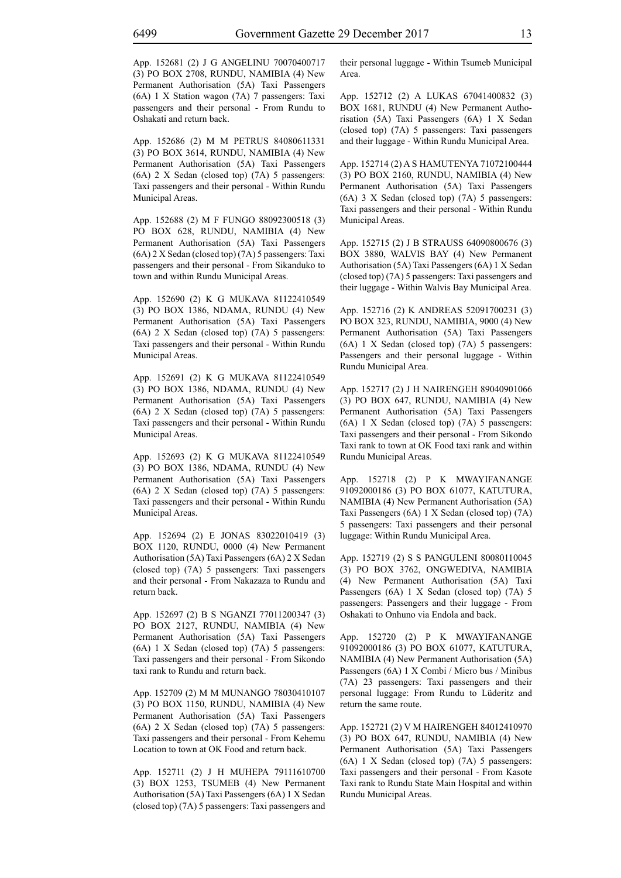App. 152681 (2) J G ANGELINU 70070400717 (3) PO BOX 2708, RUNDU, NAMIBIA (4) New Permanent Authorisation (5A) Taxi Passengers (6A) 1 X Station wagon (7A) 7 passengers: Taxi passengers and their personal - From Rundu to Oshakati and return back.

App. 152686 (2) M M PETRUS 84080611331 (3) PO BOX 3614, RUNDU, NAMIBIA (4) New Permanent Authorisation (5A) Taxi Passengers (6A) 2 X Sedan (closed top) (7A) 5 passengers: Taxi passengers and their personal - Within Rundu Municipal Areas.

App. 152688 (2) M F FUNGO 88092300518 (3) PO BOX 628, RUNDU, NAMIBIA (4) New Permanent Authorisation (5A) Taxi Passengers (6A) 2 X Sedan (closed top) (7A) 5 passengers: Taxi passengers and their personal - From Sikanduko to town and within Rundu Municipal Areas.

App. 152690 (2) K G MUKAVA 81122410549 (3) PO BOX 1386, NDAMA, RUNDU (4) New Permanent Authorisation (5A) Taxi Passengers (6A) 2 X Sedan (closed top) (7A) 5 passengers: Taxi passengers and their personal - Within Rundu Municipal Areas.

App. 152691 (2) K G MUKAVA 81122410549 (3) PO BOX 1386, NDAMA, RUNDU (4) New Permanent Authorisation (5A) Taxi Passengers (6A) 2 X Sedan (closed top) (7A) 5 passengers: Taxi passengers and their personal - Within Rundu Municipal Areas.

App. 152693 (2) K G MUKAVA 81122410549 (3) PO BOX 1386, NDAMA, RUNDU (4) New Permanent Authorisation (5A) Taxi Passengers (6A) 2 X Sedan (closed top) (7A) 5 passengers: Taxi passengers and their personal - Within Rundu Municipal Areas.

App. 152694 (2) E JONAS 83022010419 (3) BOX 1120, RUNDU, 0000 (4) New Permanent Authorisation (5A) Taxi Passengers (6A) 2 X Sedan (closed top) (7A) 5 passengers: Taxi passengers and their personal - From Nakazaza to Rundu and return back.

App. 152697 (2) B S NGANZI 77011200347 (3) PO BOX 2127, RUNDU, NAMIBIA (4) New Permanent Authorisation (5A) Taxi Passengers (6A) 1 X Sedan (closed top) (7A) 5 passengers: Taxi passengers and their personal - From Sikondo taxi rank to Rundu and return back.

App. 152709 (2) M M MUNANGO 78030410107 (3) PO BOX 1150, RUNDU, NAMIBIA (4) New Permanent Authorisation (5A) Taxi Passengers (6A) 2 X Sedan (closed top) (7A) 5 passengers: Taxi passengers and their personal - From Kehemu Location to town at OK Food and return back.

App. 152711 (2) J H MUHEPA 79111610700 (3) BOX 1253, TSUMEB (4) New Permanent Authorisation (5A) Taxi Passengers (6A) 1 X Sedan (closed top) (7A) 5 passengers: Taxi passengers and their personal luggage - Within Tsumeb Municipal Area.

App. 152712 (2) A LUKAS 67041400832 (3) BOX 1681, RUNDU (4) New Permanent Authorisation (5A) Taxi Passengers (6A) 1 X Sedan (closed top) (7A) 5 passengers: Taxi passengers and their luggage - Within Rundu Municipal Area.

App. 152714 (2) A S HAMUTENYA 71072100444 (3) PO BOX 2160, RUNDU, NAMIBIA (4) New Permanent Authorisation (5A) Taxi Passengers (6A) 3 X Sedan (closed top) (7A) 5 passengers: Taxi passengers and their personal - Within Rundu Municipal Areas.

App. 152715 (2) J B STRAUSS 64090800676 (3) BOX 3880, WALVIS BAY (4) New Permanent Authorisation (5A) Taxi Passengers (6A) 1 X Sedan (closed top) (7A) 5 passengers: Taxi passengers and their luggage - Within Walvis Bay Municipal Area.

App. 152716 (2) K ANDREAS 52091700231 (3) PO BOX 323, RUNDU, NAMIBIA, 9000 (4) New Permanent Authorisation (5A) Taxi Passengers (6A) 1 X Sedan (closed top) (7A) 5 passengers: Passengers and their personal luggage - Within Rundu Municipal Area.

App. 152717 (2) J H NAIRENGEH 89040901066 (3) PO BOX 647, RUNDU, NAMIBIA (4) New Permanent Authorisation (5A) Taxi Passengers (6A) 1 X Sedan (closed top) (7A) 5 passengers: Taxi passengers and their personal - From Sikondo Taxi rank to town at OK Food taxi rank and within Rundu Municipal Areas.

App. 152718 (2) P K MWAYIFANANGE 91092000186 (3) PO BOX 61077, KATUTURA, NAMIBIA (4) New Permanent Authorisation (5A) Taxi Passengers (6A) 1 X Sedan (closed top) (7A) 5 passengers: Taxi passengers and their personal luggage: Within Rundu Municipal Area.

App. 152719 (2) S S PANGULENI 80080110045 (3) PO BOX 3762, ONGWEDIVA, NAMIBIA (4) New Permanent Authorisation (5A) Taxi Passengers (6A) 1 X Sedan (closed top) (7A) 5 passengers: Passengers and their luggage - From Oshakati to Onhuno via Endola and back.

App. 152720 (2) P K MWAYIFANANGE 91092000186 (3) PO BOX 61077, KATUTURA, NAMIBIA (4) New Permanent Authorisation (5A) Passengers (6A) 1 X Combi / Micro bus / Minibus (7A) 23 passengers: Taxi passengers and their personal luggage: From Rundu to Lüderitz and return the same route.

App. 152721 (2) V M HAIRENGEH 84012410970 (3) PO BOX 647, RUNDU, NAMIBIA (4) New Permanent Authorisation (5A) Taxi Passengers (6A) 1 X Sedan (closed top) (7A) 5 passengers: Taxi passengers and their personal - From Kasote Taxi rank to Rundu State Main Hospital and within Rundu Municipal Areas.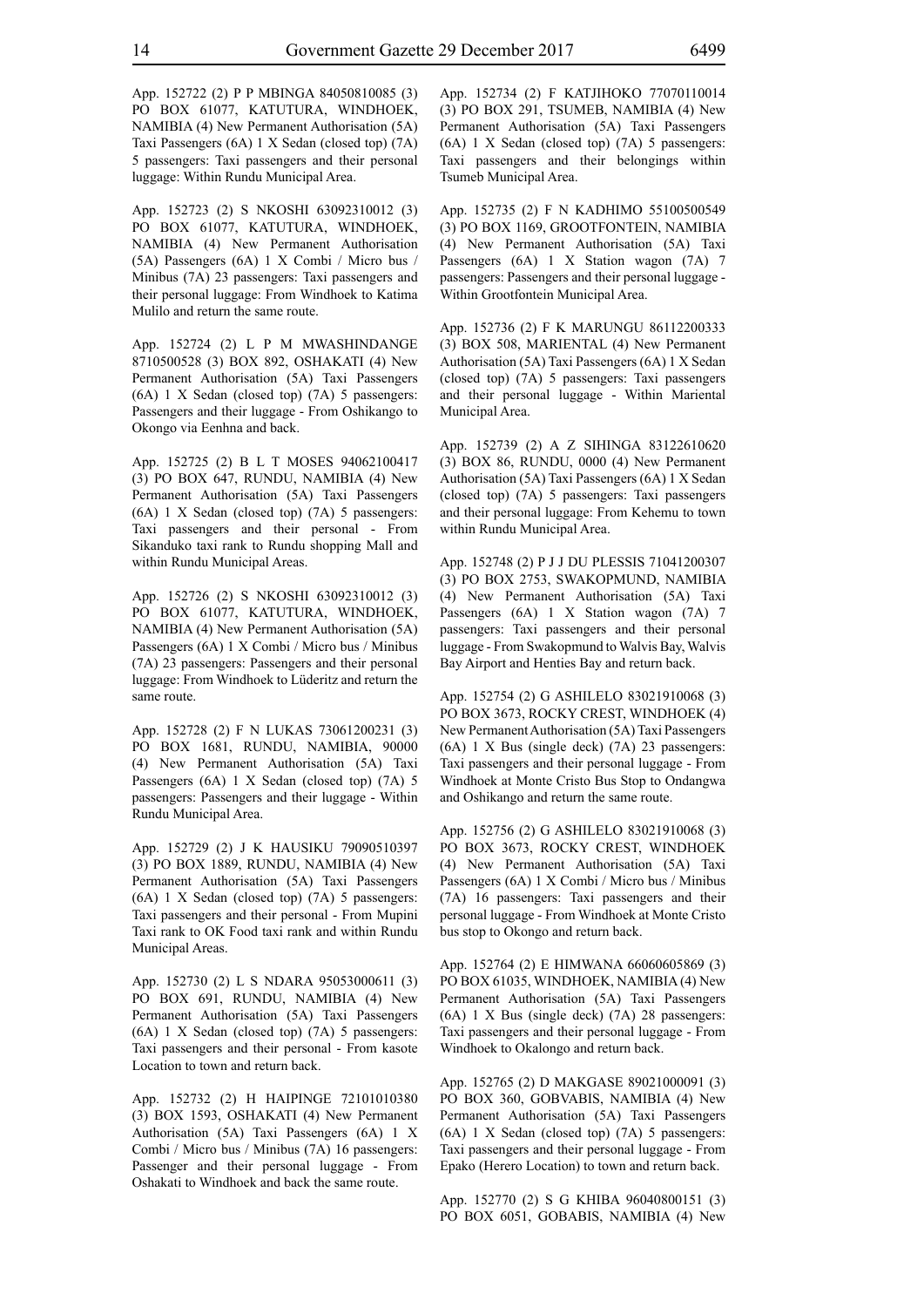App. 152722 (2) P P MBINGA 84050810085 (3) PO BOX 61077, KATUTURA, WINDHOEK, NAMIBIA (4) New Permanent Authorisation (5A) Taxi Passengers (6A) 1 X Sedan (closed top) (7A) 5 passengers: Taxi passengers and their personal luggage: Within Rundu Municipal Area.

App. 152723 (2) S NKOSHI 63092310012 (3) PO BOX 61077, KATUTURA, WINDHOEK, NAMIBIA (4) New Permanent Authorisation (5A) Passengers (6A) 1 X Combi / Micro bus / Minibus (7A) 23 passengers: Taxi passengers and their personal luggage: From Windhoek to Katima Mulilo and return the same route.

App. 152724 (2) L P M MWASHINDANGE 8710500528 (3) BOX 892, OSHAKATI (4) New Permanent Authorisation (5A) Taxi Passengers (6A) 1 X Sedan (closed top) (7A) 5 passengers: Passengers and their luggage - From Oshikango to Okongo via Eenhna and back.

App. 152725 (2) B L T MOSES 94062100417 (3) PO BOX 647, RUNDU, NAMIBIA (4) New Permanent Authorisation (5A) Taxi Passengers (6A) 1 X Sedan (closed top) (7A) 5 passengers: Taxi passengers and their personal - From Sikanduko taxi rank to Rundu shopping Mall and within Rundu Municipal Areas.

App. 152726 (2) S NKOSHI 63092310012 (3) PO BOX 61077, KATUTURA, WINDHOEK, NAMIBIA (4) New Permanent Authorisation (5A) Passengers (6A) 1 X Combi / Micro bus / Minibus (7A) 23 passengers: Passengers and their personal luggage: From Windhoek to Lüderitz and return the same route.

App. 152728 (2) F N LUKAS 73061200231 (3) PO BOX 1681, RUNDU, NAMIBIA, 90000 (4) New Permanent Authorisation (5A) Taxi Passengers (6A) 1 X Sedan (closed top) (7A) 5 passengers: Passengers and their luggage - Within Rundu Municipal Area.

App. 152729 (2) J K HAUSIKU 79090510397 (3) PO BOX 1889, RUNDU, NAMIBIA (4) New Permanent Authorisation (5A) Taxi Passengers (6A) 1 X Sedan (closed top) (7A) 5 passengers: Taxi passengers and their personal - From Mupini Taxi rank to OK Food taxi rank and within Rundu Municipal Areas.

App. 152730 (2) L S NDARA 95053000611 (3) PO BOX 691, RUNDU, NAMIBIA (4) New Permanent Authorisation (5A) Taxi Passengers (6A) 1 X Sedan (closed top) (7A) 5 passengers: Taxi passengers and their personal - From kasote Location to town and return back.

App. 152732 (2) H HAIPINGE 72101010380 (3) BOX 1593, OSHAKATI (4) New Permanent Authorisation (5A) Taxi Passengers (6A) 1 X Combi / Micro bus / Minibus (7A) 16 passengers: Passenger and their personal luggage - From Oshakati to Windhoek and back the same route.

App. 152734 (2) F KATJIHOKO 77070110014 (3) PO BOX 291, TSUMEB, NAMIBIA (4) New Permanent Authorisation (5A) Taxi Passengers (6A) 1 X Sedan (closed top) (7A) 5 passengers: Taxi passengers and their belongings within Tsumeb Municipal Area.

App. 152735 (2) F N KADHIMO 55100500549 (3) PO BOX 1169, GROOTFONTEIN, NAMIBIA (4) New Permanent Authorisation (5A) Taxi Passengers (6A) 1 X Station wagon (7A) 7 passengers: Passengers and their personal luggage - Within Grootfontein Municipal Area.

App. 152736 (2) F K MARUNGU 86112200333 (3) BOX 508, MARIENTAL (4) New Permanent Authorisation (5A) Taxi Passengers (6A) 1 X Sedan (closed top) (7A) 5 passengers: Taxi passengers and their personal luggage - Within Mariental Municipal Area.

App. 152739 (2) A Z SIHINGA 83122610620 (3) BOX 86, RUNDU, 0000 (4) New Permanent Authorisation (5A) Taxi Passengers (6A) 1 X Sedan (closed top) (7A) 5 passengers: Taxi passengers and their personal luggage: From Kehemu to town within Rundu Municipal Area.

App. 152748 (2) P J J DU PLESSIS 71041200307 (3) PO BOX 2753, SWAKOPMUND, NAMIBIA (4) New Permanent Authorisation (5A) Taxi Passengers (6A) 1 X Station wagon (7A) 7 passengers: Taxi passengers and their personal luggage - From Swakopmund to Walvis Bay, Walvis Bay Airport and Henties Bay and return back.

App. 152754 (2) G ASHILELO 83021910068 (3) PO BOX 3673, ROCKY CREST, WINDHOEK (4) New Permanent Authorisation (5A) Taxi Passengers (6A) 1 X Bus (single deck) (7A) 23 passengers: Taxi passengers and their personal luggage - From Windhoek at Monte Cristo Bus Stop to Ondangwa and Oshikango and return the same route.

App. 152756 (2) G ASHILELO 83021910068 (3) PO BOX 3673, ROCKY CREST, WINDHOEK (4) New Permanent Authorisation (5A) Taxi Passengers (6A) 1 X Combi / Micro bus / Minibus (7A) 16 passengers: Taxi passengers and their personal luggage - From Windhoek at Monte Cristo bus stop to Okongo and return back.

App. 152764 (2) E HIMWANA 66060605869 (3) PO BOX 61035, WINDHOEK, NAMIBIA (4) New Permanent Authorisation (5A) Taxi Passengers (6A) 1 X Bus (single deck) (7A) 28 passengers: Taxi passengers and their personal luggage - From Windhoek to Okalongo and return back.

App. 152765 (2) D MAKGASE 89021000091 (3) PO BOX 360, GOBVABIS, NAMIBIA (4) New Permanent Authorisation (5A) Taxi Passengers (6A) 1 X Sedan (closed top) (7A) 5 passengers: Taxi passengers and their personal luggage - From Epako (Herero Location) to town and return back.

App. 152770 (2) S G KHIBA 96040800151 (3) PO BOX 6051, GOBABIS, NAMIBIA (4) New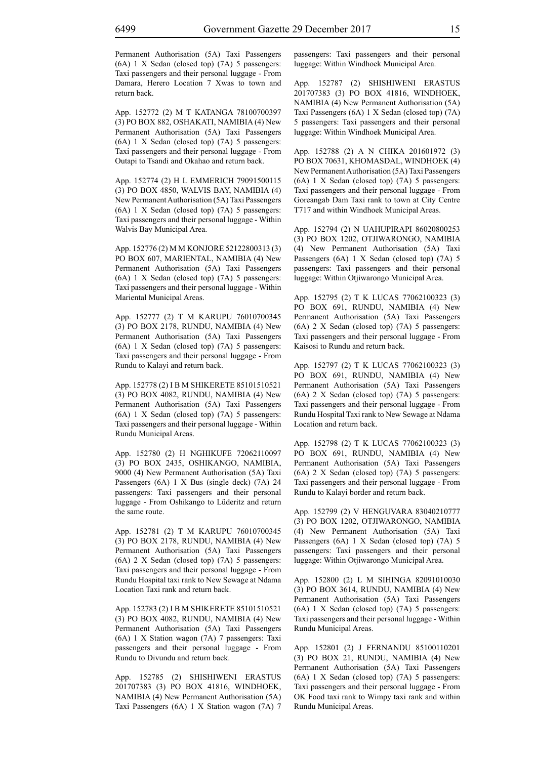Permanent Authorisation (5A) Taxi Passengers (6A) 1 X Sedan (closed top) (7A) 5 passengers: Taxi passengers and their personal luggage - From Damara, Herero Location 7 Xwas to town and return back.

App. 152772 (2) M T KATANGA 78100700397 (3) PO BOX 882, OSHAKATI, NAMIBIA (4) New Permanent Authorisation (5A) Taxi Passengers (6A) 1 X Sedan (closed top) (7A) 5 passengers: Taxi passengers and their personal luggage - From Outapi to Tsandi and Okahao and return back.

App. 152774 (2) H L EMMERICH 79091500115 (3) PO BOX 4850, WALVIS BAY, NAMIBIA (4) New Permanent Authorisation (5A) Taxi Passengers (6A) 1 X Sedan (closed top) (7A) 5 passengers: Taxi passengers and their personal luggage - Within Walvis Bay Municipal Area.

App. 152776 (2) M M KONJORE 52122800313 (3) PO BOX 607, MARIENTAL, NAMIBIA (4) New Permanent Authorisation (5A) Taxi Passengers (6A) 1 X Sedan (closed top) (7A) 5 passengers: Taxi passengers and their personal luggage - Within Mariental Municipal Areas.

App. 152777 (2) T M KARUPU 76010700345 (3) PO BOX 2178, RUNDU, NAMIBIA (4) New Permanent Authorisation (5A) Taxi Passengers (6A) 1 X Sedan (closed top) (7A) 5 passengers: Taxi passengers and their personal luggage - From Rundu to Kalayi and return back.

App. 152778 (2) I B M SHIKERETE 85101510521 (3) PO BOX 4082, RUNDU, NAMIBIA (4) New Permanent Authorisation (5A) Taxi Passengers (6A) 1 X Sedan (closed top) (7A) 5 passengers: Taxi passengers and their personal luggage - Within Rundu Municipal Areas.

App. 152780 (2) H NGHIKUFE 72062110097 (3) PO BOX 2435, OSHIKANGO, NAMIBIA, 9000 (4) New Permanent Authorisation (5A) Taxi Passengers (6A) 1 X Bus (single deck) (7A) 24 passengers: Taxi passengers and their personal luggage - From Oshikango to Lüderitz and return the same route.

App. 152781 (2) T M KARUPU 76010700345 (3) PO BOX 2178, RUNDU, NAMIBIA (4) New Permanent Authorisation (5A) Taxi Passengers (6A) 2 X Sedan (closed top) (7A) 5 passengers: Taxi passengers and their personal luggage - From Rundu Hospital taxi rank to New Sewage at Ndama Location Taxi rank and return back.

App. 152783 (2) I B M SHIKERETE 85101510521 (3) PO BOX 4082, RUNDU, NAMIBIA (4) New Permanent Authorisation (5A) Taxi Passengers (6A) 1 X Station wagon (7A) 7 passengers: Taxi passengers and their personal luggage - From Rundu to Divundu and return back.

App. 152785 (2) SHISHIWENI ERASTUS 201707383 (3) PO BOX 41816, WINDHOEK, NAMIBIA (4) New Permanent Authorisation (5A) Taxi Passengers (6A) 1 X Station wagon (7A) 7 passengers: Taxi passengers and their personal luggage: Within Windhoek Municipal Area.

App. 152787 (2) SHISHIWENI ERASTUS 201707383 (3) PO BOX 41816, WINDHOEK, NAMIBIA (4) New Permanent Authorisation (5A) Taxi Passengers (6A) 1 X Sedan (closed top) (7A) 5 passengers: Taxi passengers and their personal luggage: Within Windhoek Municipal Area.

App. 152788 (2) A N CHIKA 201601972 (3) PO BOX 70631, KHOMASDAL, WINDHOEK (4) New Permanent Authorisation (5A) Taxi Passengers (6A) 1 X Sedan (closed top) (7A) 5 passengers: Taxi passengers and their personal luggage - From Goreangab Dam Taxi rank to town at City Centre T717 and within Windhoek Municipal Areas.

App. 152794 (2) N UAHUPIRAPI 86020800253 (3) PO BOX 1202, OTJIWARONGO, NAMIBIA (4) New Permanent Authorisation (5A) Taxi Passengers (6A) 1 X Sedan (closed top) (7A) 5 passengers: Taxi passengers and their personal luggage: Within Otjiwarongo Municipal Area.

App. 152795 (2) T K LUCAS 77062100323 (3) PO BOX 691, RUNDU, NAMIBIA (4) New Permanent Authorisation (5A) Taxi Passengers (6A) 2 X Sedan (closed top) (7A) 5 passengers: Taxi passengers and their personal luggage - From Kaisosi to Rundu and return back.

App. 152797 (2) T K LUCAS 77062100323 (3) PO BOX 691, RUNDU, NAMIBIA (4) New Permanent Authorisation (5A) Taxi Passengers (6A) 2 X Sedan (closed top) (7A) 5 passengers: Taxi passengers and their personal luggage - From Rundu Hospital Taxi rank to New Sewage at Ndama Location and return back.

App. 152798 (2) T K LUCAS 77062100323 (3) PO BOX 691, RUNDU, NAMIBIA (4) New Permanent Authorisation (5A) Taxi Passengers (6A) 2 X Sedan (closed top) (7A) 5 passengers: Taxi passengers and their personal luggage - From Rundu to Kalayi border and return back.

App. 152799 (2) V HENGUVARA 83040210777 (3) PO BOX 1202, OTJIWARONGO, NAMIBIA (4) New Permanent Authorisation (5A) Taxi Passengers (6A) 1 X Sedan (closed top) (7A) 5 passengers: Taxi passengers and their personal luggage: Within Otjiwarongo Municipal Area.

App. 152800 (2) L M SIHINGA 82091010030 (3) PO BOX 3614, RUNDU, NAMIBIA (4) New Permanent Authorisation (5A) Taxi Passengers (6A) 1 X Sedan (closed top) (7A) 5 passengers: Taxi passengers and their personal luggage - Within Rundu Municipal Areas.

App. 152801 (2) J FERNANDU 85100110201 (3) PO BOX 21, RUNDU, NAMIBIA (4) New Permanent Authorisation (5A) Taxi Passengers (6A) 1 X Sedan (closed top) (7A) 5 passengers: Taxi passengers and their personal luggage - From OK Food taxi rank to Wimpy taxi rank and within Rundu Municipal Areas.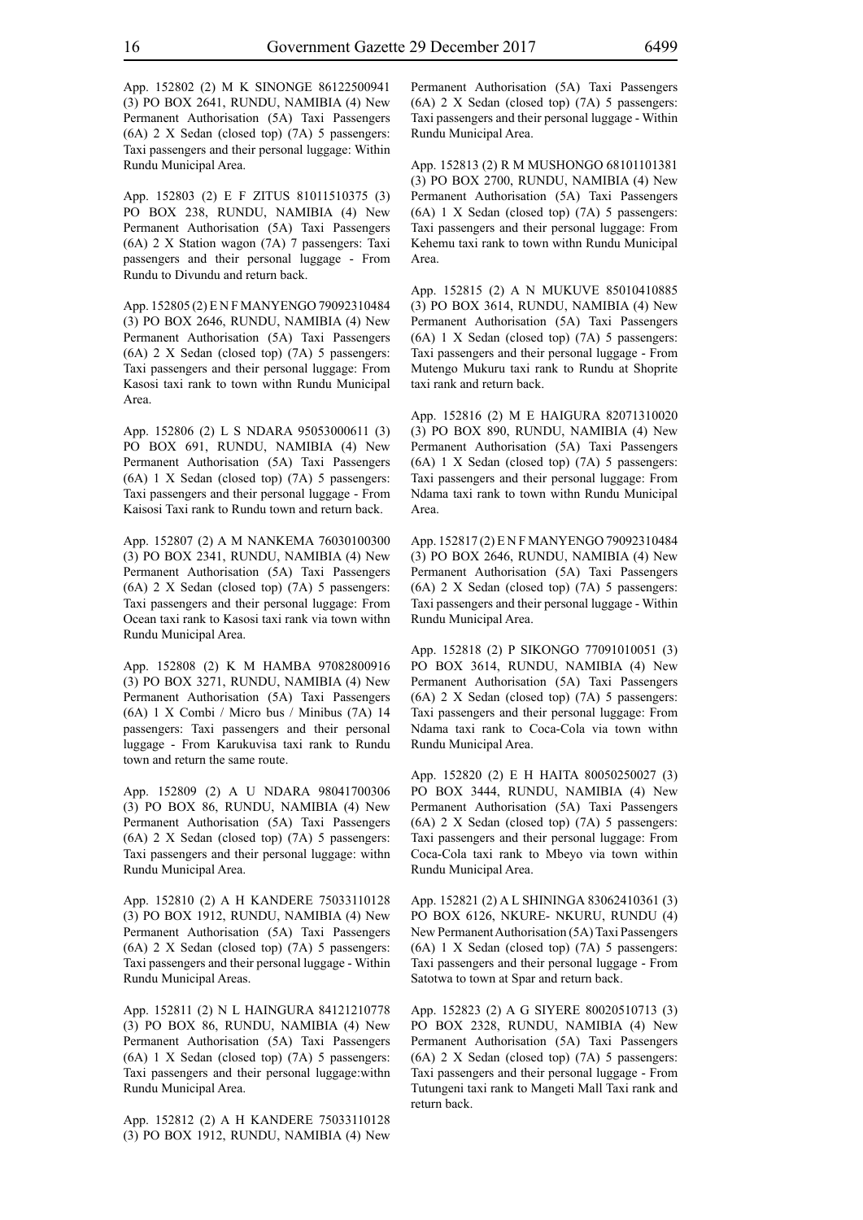App. 152802 (2) M K SINONGE 86122500941 (3) PO BOX 2641, RUNDU, NAMIBIA (4) New Permanent Authorisation (5A) Taxi Passengers (6A) 2 X Sedan (closed top) (7A) 5 passengers: Taxi passengers and their personal luggage: Within Rundu Municipal Area.

App. 152803 (2) E F ZITUS 81011510375 (3) PO BOX 238, RUNDU, NAMIBIA (4) New Permanent Authorisation (5A) Taxi Passengers (6A) 2 X Station wagon (7A) 7 passengers: Taxi passengers and their personal luggage - From Rundu to Divundu and return back.

App. 152805 (2) E N F MANYENGO 79092310484 (3) PO BOX 2646, RUNDU, NAMIBIA (4) New Permanent Authorisation (5A) Taxi Passengers (6A) 2 X Sedan (closed top) (7A) 5 passengers: Taxi passengers and their personal luggage: From Kasosi taxi rank to town withn Rundu Municipal Area.

App. 152806 (2) L S NDARA 95053000611 (3) PO BOX 691, RUNDU, NAMIBIA (4) New Permanent Authorisation (5A) Taxi Passengers (6A) 1 X Sedan (closed top) (7A) 5 passengers: Taxi passengers and their personal luggage - From Kaisosi Taxi rank to Rundu town and return back.

App. 152807 (2) A M NANKEMA 76030100300 (3) PO BOX 2341, RUNDU, NAMIBIA (4) New Permanent Authorisation (5A) Taxi Passengers (6A) 2 X Sedan (closed top) (7A) 5 passengers: Taxi passengers and their personal luggage: From Ocean taxi rank to Kasosi taxi rank via town withn Rundu Municipal Area.

App. 152808 (2) K M HAMBA 97082800916 (3) PO BOX 3271, RUNDU, NAMIBIA (4) New Permanent Authorisation (5A) Taxi Passengers (6A) 1 X Combi / Micro bus / Minibus (7A) 14 passengers: Taxi passengers and their personal luggage - From Karukuvisa taxi rank to Rundu town and return the same route.

App. 152809 (2) A U NDARA 98041700306 (3) PO BOX 86, RUNDU, NAMIBIA (4) New Permanent Authorisation (5A) Taxi Passengers (6A) 2 X Sedan (closed top) (7A) 5 passengers: Taxi passengers and their personal luggage: withn Rundu Municipal Area.

App. 152810 (2) A H KANDERE 75033110128 (3) PO BOX 1912, RUNDU, NAMIBIA (4) New Permanent Authorisation (5A) Taxi Passengers (6A) 2 X Sedan (closed top) (7A) 5 passengers: Taxi passengers and their personal luggage - Within Rundu Municipal Areas.

App. 152811 (2) N L HAINGURA 84121210778 (3) PO BOX 86, RUNDU, NAMIBIA (4) New Permanent Authorisation (5A) Taxi Passengers (6A) 1 X Sedan (closed top) (7A) 5 passengers: Taxi passengers and their personal luggage:withn Rundu Municipal Area.

App. 152812 (2) A H KANDERE 75033110128 (3) PO BOX 1912, RUNDU, NAMIBIA (4) New Permanent Authorisation (5A) Taxi Passengers (6A) 2 X Sedan (closed top) (7A) 5 passengers: Taxi passengers and their personal luggage - Within Rundu Municipal Area.

App. 152813 (2) R M MUSHONGO 68101101381 (3) PO BOX 2700, RUNDU, NAMIBIA (4) New Permanent Authorisation (5A) Taxi Passengers (6A) 1 X Sedan (closed top) (7A) 5 passengers: Taxi passengers and their personal luggage: From Kehemu taxi rank to town withn Rundu Municipal Area.

App. 152815 (2) A N MUKUVE 85010410885 (3) PO BOX 3614, RUNDU, NAMIBIA (4) New Permanent Authorisation (5A) Taxi Passengers (6A) 1 X Sedan (closed top) (7A) 5 passengers: Taxi passengers and their personal luggage - From Mutengo Mukuru taxi rank to Rundu at Shoprite taxi rank and return back.

App. 152816 (2) M E HAIGURA 82071310020 (3) PO BOX 890, RUNDU, NAMIBIA (4) New Permanent Authorisation (5A) Taxi Passengers (6A) 1 X Sedan (closed top) (7A) 5 passengers: Taxi passengers and their personal luggage: From Ndama taxi rank to town withn Rundu Municipal Area.

App. 152817 (2) E N F MANYENGO 79092310484 (3) PO BOX 2646, RUNDU, NAMIBIA (4) New Permanent Authorisation (5A) Taxi Passengers (6A) 2 X Sedan (closed top) (7A) 5 passengers: Taxi passengers and their personal luggage - Within Rundu Municipal Area.

App. 152818 (2) P SIKONGO 77091010051 (3) PO BOX 3614, RUNDU, NAMIBIA (4) New Permanent Authorisation (5A) Taxi Passengers (6A) 2 X Sedan (closed top) (7A) 5 passengers: Taxi passengers and their personal luggage: From Ndama taxi rank to Coca-Cola via town withn Rundu Municipal Area.

App. 152820 (2) E H HAITA 80050250027 (3) PO BOX 3444, RUNDU, NAMIBIA (4) New Permanent Authorisation (5A) Taxi Passengers (6A) 2 X Sedan (closed top) (7A) 5 passengers: Taxi passengers and their personal luggage: From Coca-Cola taxi rank to Mbeyo via town within Rundu Municipal Area.

App. 152821 (2) A L SHININGA 83062410361 (3) PO BOX 6126, NKURE- NKURU, RUNDU (4) New Permanent Authorisation (5A) Taxi Passengers (6A) 1 X Sedan (closed top) (7A) 5 passengers: Taxi passengers and their personal luggage - From Satotwa to town at Spar and return back.

App. 152823 (2) A G SIYERE 80020510713 (3) PO BOX 2328, RUNDU, NAMIBIA (4) New Permanent Authorisation (5A) Taxi Passengers (6A) 2 X Sedan (closed top) (7A) 5 passengers: Taxi passengers and their personal luggage - From Tutungeni taxi rank to Mangeti Mall Taxi rank and return back.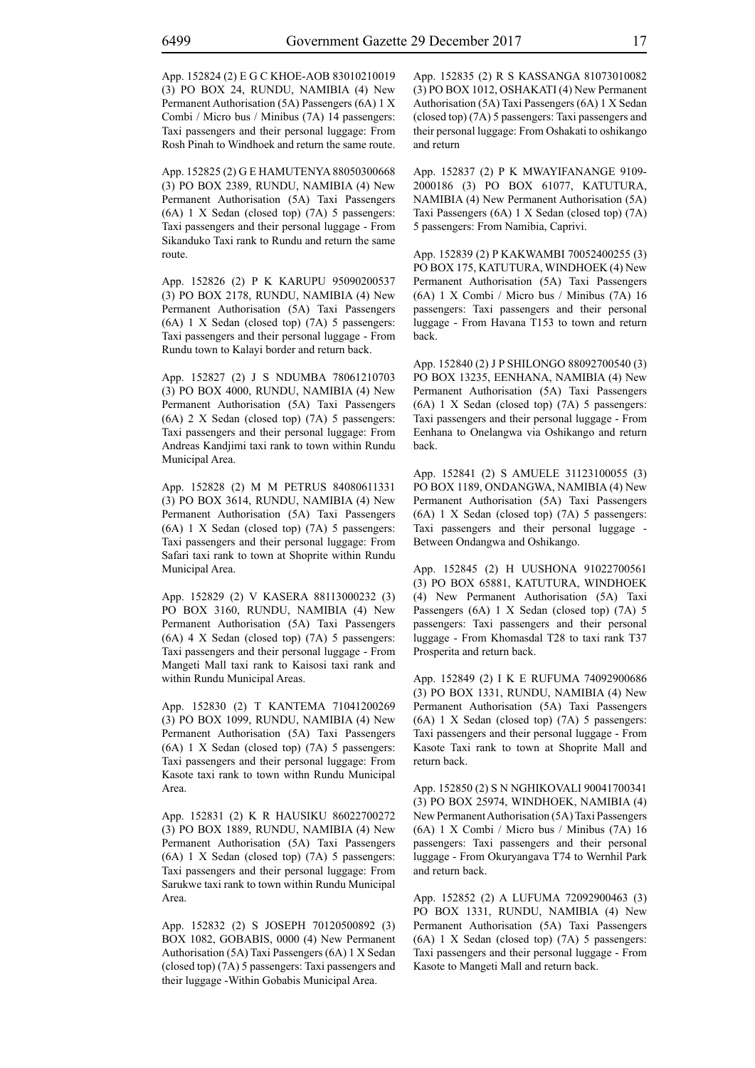App. 152824 (2) E G C KHOE-AOB 83010210019 (3) PO BOX 24, RUNDU, NAMIBIA (4) New Permanent Authorisation (5A) Passengers (6A) 1 X Combi / Micro bus / Minibus (7A) 14 passengers: Taxi passengers and their personal luggage: From Rosh Pinah to Windhoek and return the same route.

App. 152825 (2) G E HAMUTENYA 88050300668 (3) PO BOX 2389, RUNDU, NAMIBIA (4) New Permanent Authorisation (5A) Taxi Passengers (6A) 1 X Sedan (closed top) (7A) 5 passengers: Taxi passengers and their personal luggage - From Sikanduko Taxi rank to Rundu and return the same route.

App. 152826 (2) P K KARUPU 95090200537 (3) PO BOX 2178, RUNDU, NAMIBIA (4) New Permanent Authorisation (5A) Taxi Passengers (6A) 1 X Sedan (closed top) (7A) 5 passengers: Taxi passengers and their personal luggage - From Rundu town to Kalayi border and return back.

App. 152827 (2) J S NDUMBA 78061210703 (3) PO BOX 4000, RUNDU, NAMIBIA (4) New Permanent Authorisation (5A) Taxi Passengers (6A) 2 X Sedan (closed top) (7A) 5 passengers: Taxi passengers and their personal luggage: From Andreas Kandjimi taxi rank to town within Rundu Municipal Area.

App. 152828 (2) M M PETRUS 84080611331 (3) PO BOX 3614, RUNDU, NAMIBIA (4) New Permanent Authorisation (5A) Taxi Passengers (6A) 1 X Sedan (closed top) (7A) 5 passengers: Taxi passengers and their personal luggage: From Safari taxi rank to town at Shoprite within Rundu Municipal Area.

App. 152829 (2) V KASERA 88113000232 (3) PO BOX 3160, RUNDU, NAMIBIA (4) New Permanent Authorisation (5A) Taxi Passengers (6A) 4 X Sedan (closed top) (7A) 5 passengers: Taxi passengers and their personal luggage - From Mangeti Mall taxi rank to Kaisosi taxi rank and within Rundu Municipal Areas.

App. 152830 (2) T KANTEMA 71041200269 (3) PO BOX 1099, RUNDU, NAMIBIA (4) New Permanent Authorisation (5A) Taxi Passengers (6A) 1 X Sedan (closed top) (7A) 5 passengers: Taxi passengers and their personal luggage: From Kasote taxi rank to town withn Rundu Municipal Area.

App. 152831 (2) K R HAUSIKU 86022700272 (3) PO BOX 1889, RUNDU, NAMIBIA (4) New Permanent Authorisation (5A) Taxi Passengers (6A) 1 X Sedan (closed top) (7A) 5 passengers: Taxi passengers and their personal luggage: From Sarukwe taxi rank to town within Rundu Municipal Area.

App. 152832 (2) S JOSEPH 70120500892 (3) BOX 1082, GOBABIS, 0000 (4) New Permanent Authorisation (5A) Taxi Passengers (6A) 1 X Sedan (closed top) (7A) 5 passengers: Taxi passengers and their luggage -Within Gobabis Municipal Area.

App. 152835 (2) R S KASSANGA 81073010082 (3) PO BOX 1012, OSHAKATI (4) New Permanent Authorisation (5A) Taxi Passengers (6A) 1 X Sedan (closed top) (7A) 5 passengers: Taxi passengers and their personal luggage: From Oshakati to oshikango and return

App. 152837 (2) P K MWAYIFANANGE 9109-2000186 (3) PO BOX 61077, KATUTURA, NAMIBIA (4) New Permanent Authorisation (5A) Taxi Passengers (6A) 1 X Sedan (closed top) (7A) 5 passengers: From Namibia, Caprivi.

App. 152839 (2) P KAKWAMBI 70052400255 (3) PO BOX 175, KATUTURA, WINDHOEK (4) New Permanent Authorisation (5A) Taxi Passengers (6A) 1 X Combi / Micro bus / Minibus (7A) 16 passengers: Taxi passengers and their personal luggage - From Havana T153 to town and return back.

App. 152840 (2) J P SHILONGO 88092700540 (3) PO BOX 13235, EENHANA, NAMIBIA (4) New Permanent Authorisation (5A) Taxi Passengers (6A) 1 X Sedan (closed top) (7A) 5 passengers: Taxi passengers and their personal luggage - From Eenhana to Onelangwa via Oshikango and return back.

App. 152841 (2) S AMUELE 31123100055 (3) PO BOX 1189, ONDANGWA, NAMIBIA (4) New Permanent Authorisation (5A) Taxi Passengers (6A) 1 X Sedan (closed top) (7A) 5 passengers: Taxi passengers and their personal luggage - Between Ondangwa and Oshikango.

App. 152845 (2) H UUSHONA 91022700561 (3) PO BOX 65881, KATUTURA, WINDHOEK (4) New Permanent Authorisation (5A) Taxi Passengers (6A) 1 X Sedan (closed top) (7A) 5 passengers: Taxi passengers and their personal luggage - From Khomasdal T28 to taxi rank T37 Prosperita and return back.

App. 152849 (2) I K E RUFUMA 74092900686 (3) PO BOX 1331, RUNDU, NAMIBIA (4) New Permanent Authorisation (5A) Taxi Passengers (6A) 1 X Sedan (closed top) (7A) 5 passengers: Taxi passengers and their personal luggage - From Kasote Taxi rank to town at Shoprite Mall and return back.

App. 152850 (2) S N NGHIKOVALI 90041700341 (3) PO BOX 25974, WINDHOEK, NAMIBIA (4) New Permanent Authorisation (5A) Taxi Passengers (6A) 1 X Combi / Micro bus / Minibus (7A) 16 passengers: Taxi passengers and their personal luggage - From Okuryangava T74 to Wernhil Park and return back.

App. 152852 (2) A LUFUMA 72092900463 (3) PO BOX 1331, RUNDU, NAMIBIA (4) New Permanent Authorisation (5A) Taxi Passengers (6A) 1 X Sedan (closed top) (7A) 5 passengers: Taxi passengers and their personal luggage - From Kasote to Mangeti Mall and return back.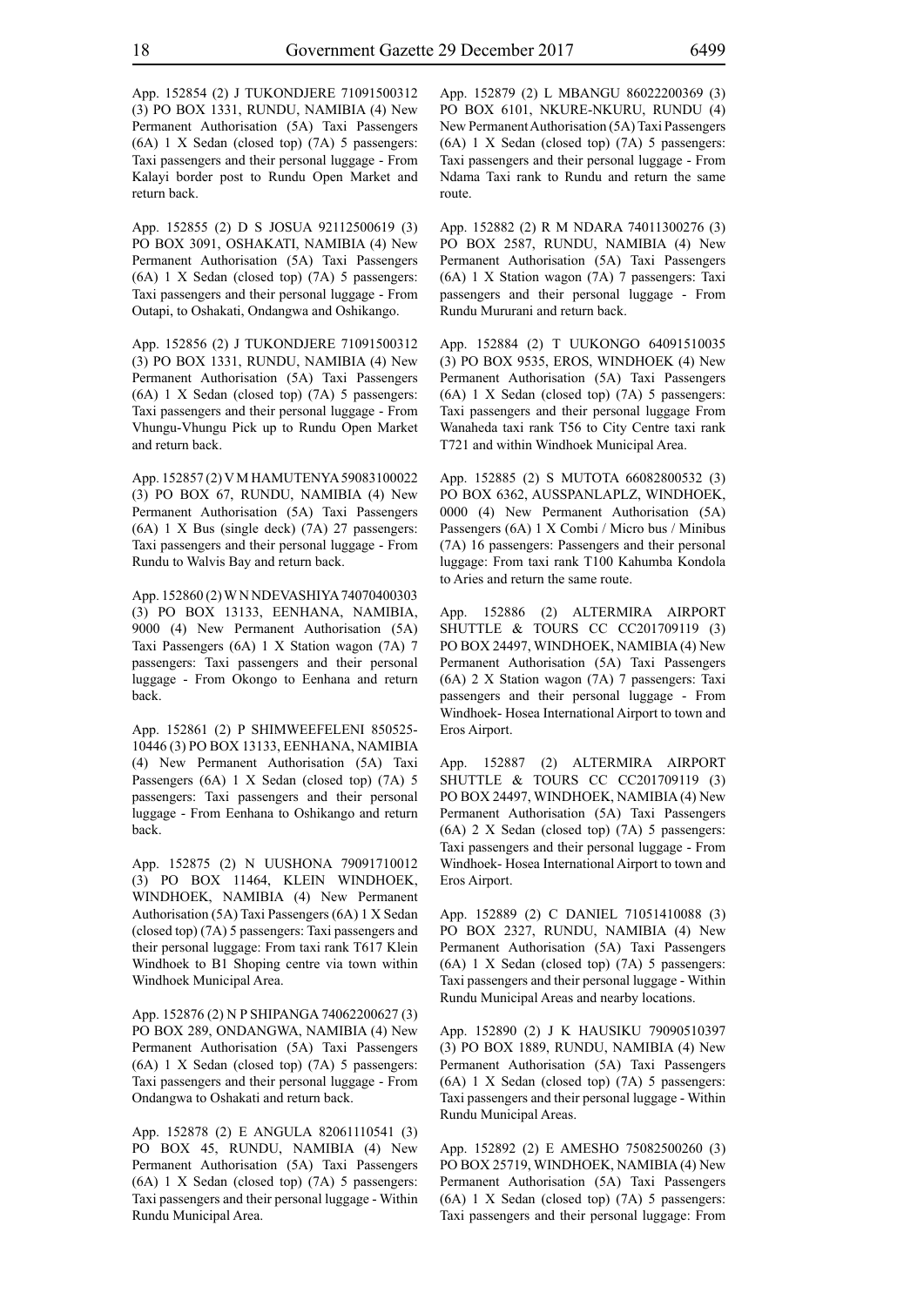App. 152854 (2) J TUKONDJERE 71091500312 (3) PO BOX 1331, RUNDU, NAMIBIA (4) New Permanent Authorisation (5A) Taxi Passengers (6A) 1 X Sedan (closed top) (7A) 5 passengers: Taxi passengers and their personal luggage - From Kalayi border post to Rundu Open Market and return back.

App. 152855 (2) D S JOSUA 92112500619 (3) PO BOX 3091, OSHAKATI, NAMIBIA (4) New Permanent Authorisation (5A) Taxi Passengers (6A) 1 X Sedan (closed top) (7A) 5 passengers: Taxi passengers and their personal luggage - From Outapi, to Oshakati, Ondangwa and Oshikango.

App. 152856 (2) J TUKONDJERE 71091500312 (3) PO BOX 1331, RUNDU, NAMIBIA (4) New Permanent Authorisation (5A) Taxi Passengers (6A) 1 X Sedan (closed top) (7A) 5 passengers: Taxi passengers and their personal luggage - From Vhungu-Vhungu Pick up to Rundu Open Market and return back.

App. 152857 (2) V M HAMUTENYA 59083100022 (3) PO BOX 67, RUNDU, NAMIBIA (4) New Permanent Authorisation (5A) Taxi Passengers (6A) 1 X Bus (single deck) (7A) 27 passengers: Taxi passengers and their personal luggage - From Rundu to Walvis Bay and return back.

App. 152860 (2) W N NDEVASHIYA 74070400303 (3) PO BOX 13133, EENHANA, NAMIBIA, 9000 (4) New Permanent Authorisation (5A) Taxi Passengers (6A) 1 X Station wagon (7A) 7 passengers: Taxi passengers and their personal luggage - From Okongo to Eenhana and return back.

App. 152861 (2) P SHIMWEEFELENI 850525-10446 (3) PO BOX 13133, EENHANA, NAMIBIA (4) New Permanent Authorisation (5A) Taxi Passengers (6A) 1 X Sedan (closed top) (7A) 5 passengers: Taxi passengers and their personal luggage - From Eenhana to Oshikango and return back.

App. 152875 (2) N UUSHONA 79091710012 (3) PO BOX 11464, KLEIN WINDHOEK, WINDHOEK, NAMIBIA (4) New Permanent Authorisation (5A) Taxi Passengers (6A) 1 X Sedan (closed top) (7A) 5 passengers: Taxi passengers and their personal luggage: From taxi rank T617 Klein Windhoek to B1 Shoping centre via town within Windhoek Municipal Area.

App. 152876 (2) N P SHIPANGA 74062200627 (3) PO BOX 289, ONDANGWA, NAMIBIA (4) New Permanent Authorisation (5A) Taxi Passengers (6A) 1 X Sedan (closed top) (7A) 5 passengers: Taxi passengers and their personal luggage - From Ondangwa to Oshakati and return back.

App. 152878 (2) E ANGULA 82061110541 (3) PO BOX 45, RUNDU, NAMIBIA (4) New Permanent Authorisation (5A) Taxi Passengers (6A) 1 X Sedan (closed top) (7A) 5 passengers: Taxi passengers and their personal luggage - Within Rundu Municipal Area.

App. 152879 (2) L MBANGU 86022200369 (3) PO BOX 6101, NKURE-NKURU, RUNDU (4) New Permanent Authorisation (5A) Taxi Passengers (6A) 1 X Sedan (closed top) (7A) 5 passengers: Taxi passengers and their personal luggage - From Ndama Taxi rank to Rundu and return the same route.

App. 152882 (2) R M NDARA 74011300276 (3) PO BOX 2587, RUNDU, NAMIBIA (4) New Permanent Authorisation (5A) Taxi Passengers (6A) 1 X Station wagon (7A) 7 passengers: Taxi passengers and their personal luggage - From Rundu Mururani and return back.

App. 152884 (2) T UUKONGO 64091510035 (3) PO BOX 9535, EROS, WINDHOEK (4) New Permanent Authorisation (5A) Taxi Passengers (6A) 1 X Sedan (closed top) (7A) 5 passengers: Taxi passengers and their personal luggage From Wanaheda taxi rank T56 to City Centre taxi rank T721 and within Windhoek Municipal Area.

App. 152885 (2) S MUTOTA 66082800532 (3) PO BOX 6362, AUSSPANLAPLZ, WINDHOEK, 0000 (4) New Permanent Authorisation (5A) Passengers (6A) 1 X Combi / Micro bus / Minibus (7A) 16 passengers: Passengers and their personal luggage: From taxi rank T100 Kahumba Kondola to Aries and return the same route.

App. 152886 (2) ALTERMIRA AIRPORT SHUTTLE & TOURS CC CC201709119 (3) PO BOX 24497, WINDHOEK, NAMIBIA (4) New Permanent Authorisation (5A) Taxi Passengers (6A) 2 X Station wagon (7A) 7 passengers: Taxi passengers and their personal luggage - From Windhoek- Hosea International Airport to town and Eros Airport.

App. 152887 (2) ALTERMIRA AIRPORT SHUTTLE & TOURS CC CC201709119 (3) PO BOX 24497, WINDHOEK, NAMIBIA (4) New Permanent Authorisation (5A) Taxi Passengers (6A) 2 X Sedan (closed top) (7A) 5 passengers: Taxi passengers and their personal luggage - From Windhoek- Hosea International Airport to town and Eros Airport.

App. 152889 (2) C DANIEL 71051410088 (3) PO BOX 2327, RUNDU, NAMIBIA (4) New Permanent Authorisation (5A) Taxi Passengers (6A) 1 X Sedan (closed top) (7A) 5 passengers: Taxi passengers and their personal luggage - Within Rundu Municipal Areas and nearby locations.

App. 152890 (2) J K HAUSIKU 79090510397 (3) PO BOX 1889, RUNDU, NAMIBIA (4) New Permanent Authorisation (5A) Taxi Passengers (6A) 1 X Sedan (closed top) (7A) 5 passengers: Taxi passengers and their personal luggage - Within Rundu Municipal Areas.

App. 152892 (2) E AMESHO 75082500260 (3) PO BOX 25719, WINDHOEK, NAMIBIA (4) New Permanent Authorisation (5A) Taxi Passengers (6A) 1 X Sedan (closed top) (7A) 5 passengers: Taxi passengers and their personal luggage: From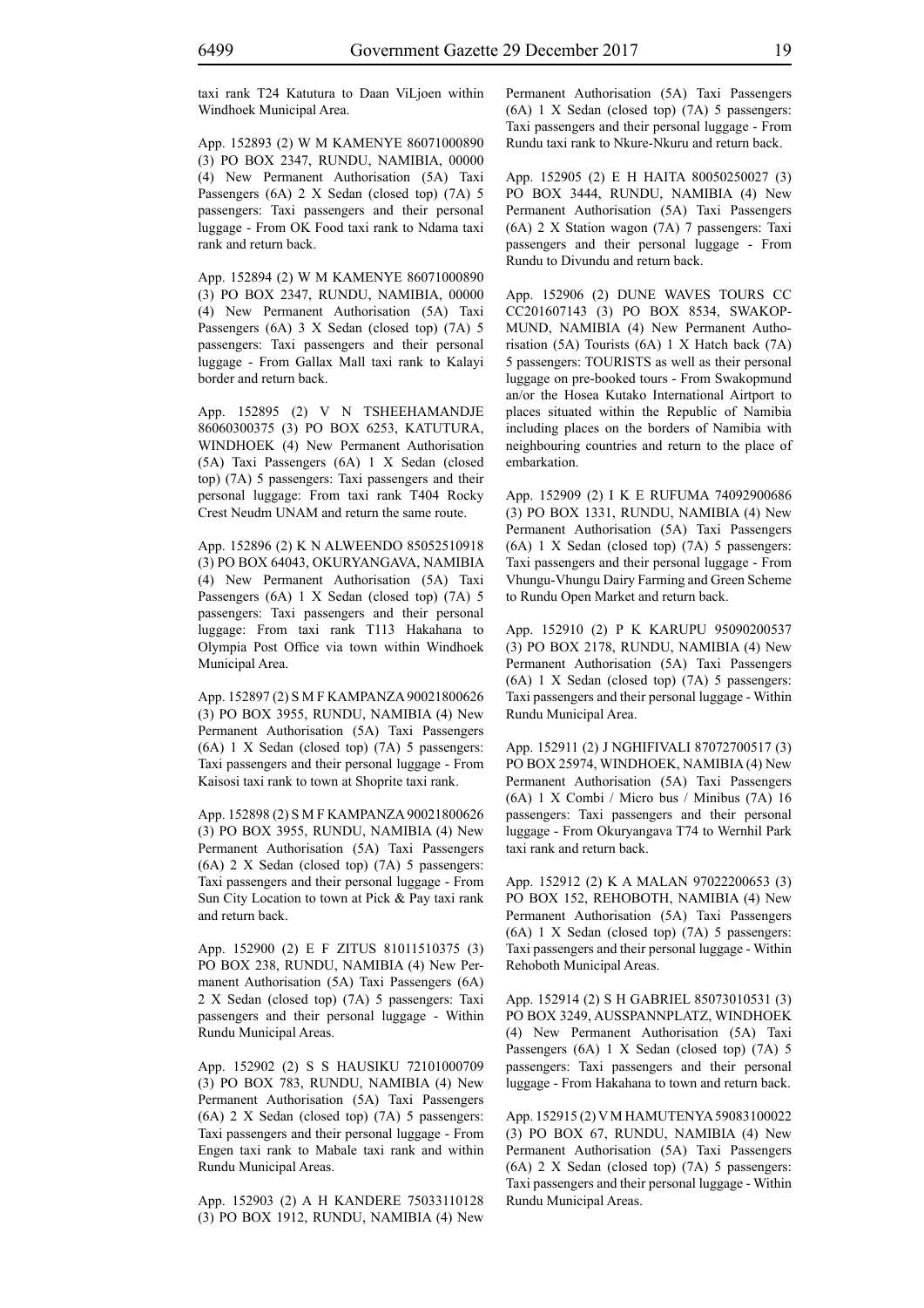taxi rank T24 Katutura to Daan ViLjoen within Windhoek Municipal Area.

App. 152893 (2) W M KAMENYE 86071000890 (3) PO BOX 2347, RUNDU, NAMIBIA, 00000 (4) New Permanent Authorisation (5A) Taxi Passengers (6A) 2 X Sedan (closed top) (7A) 5 passengers: Taxi passengers and their personal luggage - From OK Food taxi rank to Ndama taxi rank and return back.

App. 152894 (2) W M KAMENYE 86071000890 (3) PO BOX 2347, RUNDU, NAMIBIA, 00000 (4) New Permanent Authorisation (5A) Taxi Passengers (6A) 3 X Sedan (closed top) (7A) 5 passengers: Taxi passengers and their personal luggage - From Gallax Mall taxi rank to Kalayi border and return back.

App. 152895 (2) V N TSHEEHAMANDJE 86060300375 (3) PO BOX 6253, KATUTURA, WINDHOEK (4) New Permanent Authorisation (5A) Taxi Passengers (6A) 1 X Sedan (closed top) (7A) 5 passengers: Taxi passengers and their personal luggage: From taxi rank T404 Rocky Crest Neudm UNAM and return the same route.

App. 152896 (2) K N ALWEENDO 85052510918 (3) PO BOX 64043, OKURYANGAVA, NAMIBIA (4) New Permanent Authorisation (5A) Taxi Passengers (6A) 1 X Sedan (closed top) (7A) 5 passengers: Taxi passengers and their personal luggage: From taxi rank T113 Hakahana to Olympia Post Office via town within Windhoek Municipal Area.

App. 152897 (2) S M F KAMPANZA 90021800626 (3) PO BOX 3955, RUNDU, NAMIBIA (4) New Permanent Authorisation (5A) Taxi Passengers (6A) 1 X Sedan (closed top) (7A) 5 passengers: Taxi passengers and their personal luggage - From Kaisosi taxi rank to town at Shoprite taxi rank.

App. 152898 (2) S M F KAMPANZA 90021800626 (3) PO BOX 3955, RUNDU, NAMIBIA (4) New Permanent Authorisation (5A) Taxi Passengers (6A) 2 X Sedan (closed top) (7A) 5 passengers: Taxi passengers and their personal luggage - From Sun City Location to town at Pick & Pay taxi rank and return back.

App. 152900 (2) E F ZITUS 81011510375 (3) PO BOX 238, RUNDU, NAMIBIA (4) New Permanent Authorisation (5A) Taxi Passengers (6A) 2 X Sedan (closed top) (7A) 5 passengers: Taxi passengers and their personal luggage - Within Rundu Municipal Areas.

App. 152902 (2) S S HAUSIKU 72101000709 (3) PO BOX 783, RUNDU, NAMIBIA (4) New Permanent Authorisation (5A) Taxi Passengers (6A) 2 X Sedan (closed top) (7A) 5 passengers: Taxi passengers and their personal luggage - From Engen taxi rank to Mabale taxi rank and within Rundu Municipal Areas.

App. 152903 (2) A H KANDERE 75033110128 (3) PO BOX 1912, RUNDU, NAMIBIA (4) New Permanent Authorisation (5A) Taxi Passengers (6A) 1 X Sedan (closed top) (7A) 5 passengers: Taxi passengers and their personal luggage - From Rundu taxi rank to Nkure-Nkuru and return back.

App. 152905 (2) E H HAITA 80050250027 (3) PO BOX 3444, RUNDU, NAMIBIA (4) New Permanent Authorisation (5A) Taxi Passengers (6A) 2 X Station wagon (7A) 7 passengers: Taxi passengers and their personal luggage - From Rundu to Divundu and return back.

App. 152906 (2) DUNE WAVES TOURS CC CC201607143 (3) PO BOX 8534, SWAKOPMUND, NAMIBIA (4) New Permanent Authorisation (5A) Tourists (6A) 1 X Hatch back (7A) 5 passengers: TOURISTS as well as their personal luggage on pre-booked tours - From Swakopmund an/or the Hosea Kutako International Airtport to places situated within the Republic of Namibia including places on the borders of Namibia with neighbouring countries and return to the place of embarkation.

App. 152909 (2) I K E RUFUMA 74092900686 (3) PO BOX 1331, RUNDU, NAMIBIA (4) New Permanent Authorisation (5A) Taxi Passengers (6A) 1 X Sedan (closed top) (7A) 5 passengers: Taxi passengers and their personal luggage - From Vhungu-Vhungu Dairy Farming and Green Scheme to Rundu Open Market and return back.

App. 152910 (2) P K KARUPU 95090200537 (3) PO BOX 2178, RUNDU, NAMIBIA (4) New Permanent Authorisation (5A) Taxi Passengers (6A) 1 X Sedan (closed top) (7A) 5 passengers: Taxi passengers and their personal luggage - Within Rundu Municipal Area.

App. 152911 (2) J NGHIFIVALI 87072700517 (3) PO BOX 25974, WINDHOEK, NAMIBIA (4) New Permanent Authorisation (5A) Taxi Passengers (6A) 1 X Combi / Micro bus / Minibus (7A) 16 passengers: Taxi passengers and their personal luggage - From Okuryangava T74 to Wernhil Park taxi rank and return back.

App. 152912 (2) K A MALAN 97022200653 (3) PO BOX 152, REHOBOTH, NAMIBIA (4) New Permanent Authorisation (5A) Taxi Passengers (6A) 1 X Sedan (closed top) (7A) 5 passengers: Taxi passengers and their personal luggage - Within Rehoboth Municipal Areas.

App. 152914 (2) S H GABRIEL 85073010531 (3) PO BOX 3249, AUSSPANNPLATZ, WINDHOEK (4) New Permanent Authorisation (5A) Taxi Passengers (6A) 1 X Sedan (closed top) (7A) 5 passengers: Taxi passengers and their personal luggage - From Hakahana to town and return back.

App. 152915 (2) V M HAMUTENYA 59083100022 (3) PO BOX 67, RUNDU, NAMIBIA (4) New Permanent Authorisation (5A) Taxi Passengers (6A) 2 X Sedan (closed top) (7A) 5 passengers: Taxi passengers and their personal luggage - Within Rundu Municipal Areas.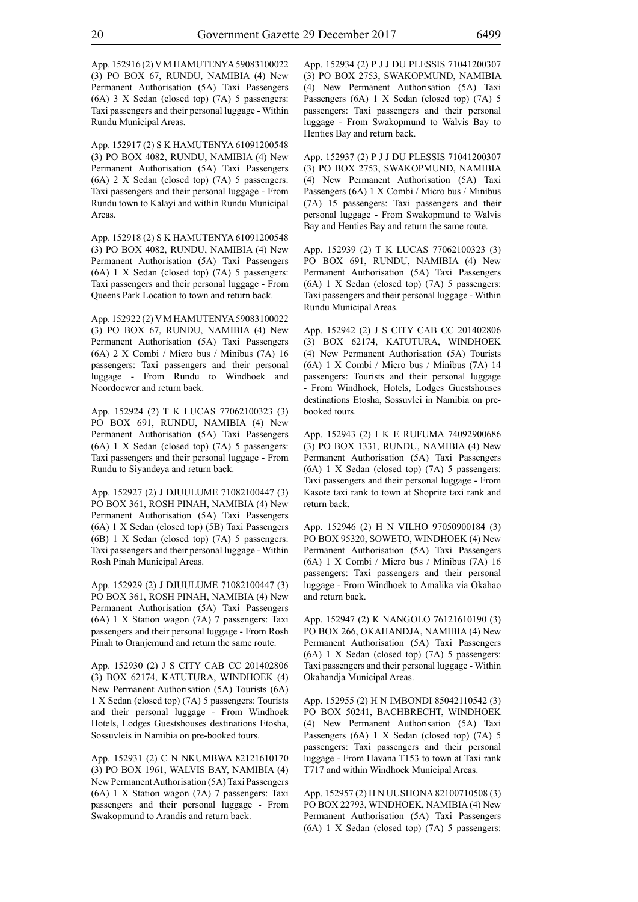App. 152916 (2) V M HAMUTENYA 59083100022 (3) PO BOX 67, RUNDU, NAMIBIA (4) New Permanent Authorisation (5A) Taxi Passengers (6A) 3 X Sedan (closed top) (7A) 5 passengers: Taxi passengers and their personal luggage - Within Rundu Municipal Areas.

App. 152917 (2) S K HAMUTENYA 61091200548 (3) PO BOX 4082, RUNDU, NAMIBIA (4) New Permanent Authorisation (5A) Taxi Passengers (6A) 2 X Sedan (closed top) (7A) 5 passengers: Taxi passengers and their personal luggage - From Rundu town to Kalayi and within Rundu Municipal Areas.

App. 152918 (2) S K HAMUTENYA 61091200548 (3) PO BOX 4082, RUNDU, NAMIBIA (4) New Permanent Authorisation (5A) Taxi Passengers (6A) 1 X Sedan (closed top) (7A) 5 passengers: Taxi passengers and their personal luggage - From Queens Park Location to town and return back.

App. 152922 (2) V M HAMUTENYA 59083100022 (3) PO BOX 67, RUNDU, NAMIBIA (4) New Permanent Authorisation (5A) Taxi Passengers (6A) 2 X Combi / Micro bus / Minibus (7A) 16 passengers: Taxi passengers and their personal luggage - From Rundu to Windhoek and Noordoewer and return back.

App. 152924 (2) T K LUCAS 77062100323 (3) PO BOX 691, RUNDU, NAMIBIA (4) New Permanent Authorisation (5A) Taxi Passengers (6A) 1 X Sedan (closed top) (7A) 5 passengers: Taxi passengers and their personal luggage - From Rundu to Siyandeya and return back.

App. 152927 (2) J DJUULUME 71082100447 (3) PO BOX 361, ROSH PINAH, NAMIBIA (4) New Permanent Authorisation (5A) Taxi Passengers (6A) 1 X Sedan (closed top) (5B) Taxi Passengers (6B) 1 X Sedan (closed top) (7A) 5 passengers: Taxi passengers and their personal luggage - Within Rosh Pinah Municipal Areas.

App. 152929 (2) J DJUULUME 71082100447 (3) PO BOX 361, ROSH PINAH, NAMIBIA (4) New Permanent Authorisation (5A) Taxi Passengers (6A) 1 X Station wagon (7A) 7 passengers: Taxi passengers and their personal luggage - From Rosh Pinah to Oranjemund and return the same route.

App. 152930 (2) J S CITY CAB CC 201402806 (3) BOX 62174, KATUTURA, WINDHOEK (4) New Permanent Authorisation (5A) Tourists (6A) 1 X Sedan (closed top) (7A) 5 passengers: Tourists and their personal luggage - From Windhoek Hotels, Lodges Guestshouses destinations Etosha, Sossusvleis in Namibia on pre-booked tours.

App. 152931 (2) C N NKUMBWA 82121610170 (3) PO BOX 1961, WALVIS BAY, NAMIBIA (4) New Permanent Authorisation (5A) Taxi Passengers (6A) 1 X Station wagon (7A) 7 passengers: Taxi passengers and their personal luggage - From Swakopmund to Arandis and return back.

App. 152934 (2) P J J DU PLESSIS 71041200307 (3) PO BOX 2753, SWAKOPMUND, NAMIBIA (4) New Permanent Authorisation (5A) Taxi Passengers (6A) 1 X Sedan (closed top) (7A) 5 passengers: Taxi passengers and their personal luggage - From Swakopmund to Walvis Bay to Henties Bay and return back.

App. 152937 (2) P J J DU PLESSIS 71041200307 (3) PO BOX 2753, SWAKOPMUND, NAMIBIA (4) New Permanent Authorisation (5A) Taxi Passengers (6A) 1 X Combi / Micro bus / Minibus (7A) 15 passengers: Taxi passengers and their personal luggage - From Swakopmund to Walvis Bay and Henties Bay and return the same route.

App. 152939 (2) T K LUCAS 77062100323 (3) PO BOX 691, RUNDU, NAMIBIA (4) New Permanent Authorisation (5A) Taxi Passengers (6A) 1 X Sedan (closed top) (7A) 5 passengers: Taxi passengers and their personal luggage - Within Rundu Municipal Areas.

App. 152942 (2) J S CITY CAB CC 201402806 (3) BOX 62174, KATUTURA, WINDHOEK (4) New Permanent Authorisation (5A) Tourists (6A) 1 X Combi / Micro bus / Minibus (7A) 14 passengers: Tourists and their personal luggage - From Windhoek, Hotels, Lodges Guestshouses destinations Etosha, Sossuvlei in Namibia on pre-booked tours.

App. 152943 (2) I K E RUFUMA 74092900686 (3) PO BOX 1331, RUNDU, NAMIBIA (4) New Permanent Authorisation (5A) Taxi Passengers (6A) 1 X Sedan (closed top) (7A) 5 passengers: Taxi passengers and their personal luggage - From Kasote taxi rank to town at Shoprite taxi rank and return back.

App. 152946 (2) H N VILHO 97050900184 (3) PO BOX 95320, SOWETO, WINDHOEK (4) New Permanent Authorisation (5A) Taxi Passengers (6A) 1 X Combi / Micro bus / Minibus (7A) 16 passengers: Taxi passengers and their personal luggage - From Windhoek to Amalika via Okahao and return back.

App. 152947 (2) K NANGOLO 76121610190 (3) PO BOX 266, OKAHANDJA, NAMIBIA (4) New Permanent Authorisation (5A) Taxi Passengers (6A) 1 X Sedan (closed top) (7A) 5 passengers: Taxi passengers and their personal luggage - Within Okahandja Municipal Areas.

App. 152955 (2) H N IMBONDI 85042110542 (3) PO BOX 50241, BACHBRECHT, WINDHOEK (4) New Permanent Authorisation (5A) Taxi Passengers (6A) 1 X Sedan (closed top) (7A) 5 passengers: Taxi passengers and their personal luggage - From Havana T153 to town at Taxi rank T717 and within Windhoek Municipal Areas.

App. 152957 (2) H N UUSHONA 82100710508 (3) PO BOX 22793, WINDHOEK, NAMIBIA (4) New Permanent Authorisation (5A) Taxi Passengers (6A) 1 X Sedan (closed top) (7A) 5 passengers: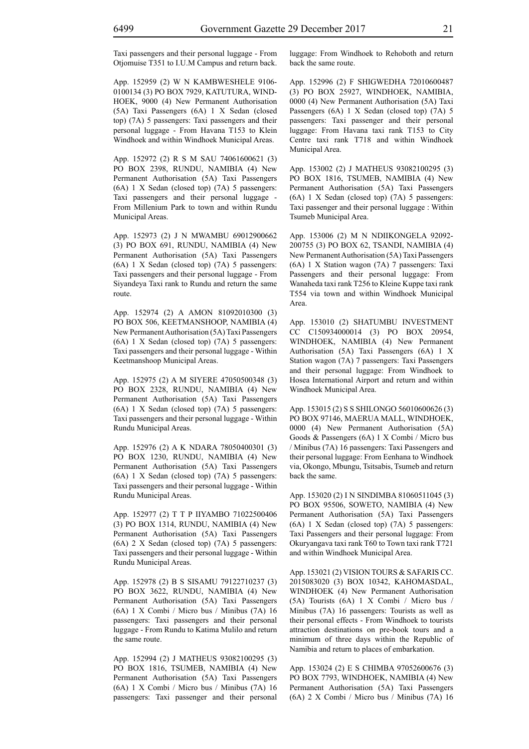Taxi passengers and their personal luggage - From Otjomuise T351 to I.U.M Campus and return back.

App. 152959 (2) W N KAMBWESHELE 9106-0100134 (3) PO BOX 7929, KATUTURA, WINDHOEK, 9000 (4) New Permanent Authorisation (5A) Taxi Passengers (6A) 1 X Sedan (closed top) (7A) 5 passengers: Taxi passengers and their personal luggage - From Havana T153 to Klein Windhoek and within Windhoek Municipal Areas.

App. 152972 (2) R S M SAU 74061600621 (3) PO BOX 2398, RUNDU, NAMIBIA (4) New Permanent Authorisation (5A) Taxi Passengers (6A) 1 X Sedan (closed top) (7A) 5 passengers: Taxi passengers and their personal luggage - From Millenium Park to town and within Rundu Municipal Areas.

App. 152973 (2) J N MWAMBU 69012900662 (3) PO BOX 691, RUNDU, NAMIBIA (4) New Permanent Authorisation (5A) Taxi Passengers (6A) 1 X Sedan (closed top) (7A) 5 passengers: Taxi passengers and their personal luggage - From Siyandeya Taxi rank to Rundu and return the same route.

App. 152974 (2) A AMON 81092010300 (3) PO BOX 506, KEETMANSHOOP, NAMIBIA (4) New Permanent Authorisation (5A) Taxi Passengers (6A) 1 X Sedan (closed top) (7A) 5 passengers: Taxi passengers and their personal luggage - Within Keetmanshoop Municipal Areas.

App. 152975 (2) A M SIYERE 47050500348 (3) PO BOX 2328, RUNDU, NAMIBIA (4) New Permanent Authorisation (5A) Taxi Passengers (6A) 1 X Sedan (closed top) (7A) 5 passengers: Taxi passengers and their personal luggage - Within Rundu Municipal Areas.

App. 152976 (2) A K NDARA 78050400301 (3) PO BOX 1230, RUNDU, NAMIBIA (4) New Permanent Authorisation (5A) Taxi Passengers (6A) 1 X Sedan (closed top) (7A) 5 passengers: Taxi passengers and their personal luggage - Within Rundu Municipal Areas.

App. 152977 (2) T T P IIYAMBO 71022500406 (3) PO BOX 1314, RUNDU, NAMIBIA (4) New Permanent Authorisation (5A) Taxi Passengers (6A) 2 X Sedan (closed top) (7A) 5 passengers: Taxi passengers and their personal luggage - Within Rundu Municipal Areas.

App. 152978 (2) B S SISAMU 79122710237 (3) PO BOX 3622, RUNDU, NAMIBIA (4) New Permanent Authorisation (5A) Taxi Passengers (6A) 1 X Combi / Micro bus / Minibus (7A) 16 passengers: Taxi passengers and their personal luggage - From Rundu to Katima Mulilo and return the same route.

App. 152994 (2) J MATHEUS 93082100295 (3) PO BOX 1816, TSUMEB, NAMIBIA (4) New Permanent Authorisation (5A) Taxi Passengers (6A) 1 X Combi / Micro bus / Minibus (7A) 16 passengers: Taxi passenger and their personal luggage: From Windhoek to Rehoboth and return back the same route.

App. 152996 (2) F SHIGWEDHA 72010600487 (3) PO BOX 25927, WINDHOEK, NAMIBIA, 0000 (4) New Permanent Authorisation (5A) Taxi Passengers (6A) 1 X Sedan (closed top) (7A) 5 passengers: Taxi passenger and their personal luggage: From Havana taxi rank T153 to City Centre taxi rank T718 and within Windhoek Municipal Area.

App. 153002 (2) J MATHEUS 93082100295 (3) PO BOX 1816, TSUMEB, NAMIBIA (4) New Permanent Authorisation (5A) Taxi Passengers (6A) 1 X Sedan (closed top) (7A) 5 passengers: Taxi passenger and their personal luggage : Within Tsumeb Municipal Area.

App. 153006 (2) M N NDIIKONGELA 92092-200755 (3) PO BOX 62, TSANDI, NAMIBIA (4) New Permanent Authorisation (5A) Taxi Passengers (6A) 1 X Station wagon (7A) 7 passengers: Taxi Passengers and their personal luggage: From Wanaheda taxi rank T256 to Kleine Kuppe taxi rank T554 via town and within Windhoek Municipal Area.

App. 153010 (2) SHATUMBU INVESTMENT CC C150934000014 (3) PO BOX 20954, WINDHOEK, NAMIBIA (4) New Permanent Authorisation (5A) Taxi Passengers (6A) 1 X Station wagon (7A) 7 passengers: Taxi Passengers and their personal luggage: From Windhoek to Hosea International Airport and return and within Windhoek Municipal Area.

App. 153015 (2) S S SHILONGO 56010600626 (3) PO BOX 97146, MAERUA MALL, WINDHOEK, 0000 (4) New Permanent Authorisation (5A) Goods & Passengers (6A) 1 X Combi / Micro bus / Minibus (7A) 16 passengers: Taxi Passengers and their personal luggage: From Eenhana to Windhoek via, Okongo, Mbungu, Tsitsabis, Tsumeb and return back the same.

App. 153020 (2) I N SINDIMBA 81060511045 (3) PO BOX 95506, SOWETO, NAMIBIA (4) New Permanent Authorisation (5A) Taxi Passengers (6A) 1 X Sedan (closed top) (7A) 5 passengers: Taxi Passengers and their personal luggage: From Okuryangava taxi rank T60 to Town taxi rank T721 and within Windhoek Municipal Area.

App. 153021 (2) VISION TOURS & SAFARIS CC. 2015083020 (3) BOX 10342, KAHOMASDAL, WINDHOEK (4) New Permanent Authorisation (5A) Tourists (6A) 1 X Combi / Micro bus / Minibus (7A) 16 passengers: Tourists as well as their personal effects - From Windhoek to tourists attraction destinations on pre-book tours and a minimum of three days within the Republic of Namibia and return to places of embarkation.

App. 153024 (2) E S CHIMBA 97052600676 (3) PO BOX 7793, WINDHOEK, NAMIBIA (4) New Permanent Authorisation (5A) Taxi Passengers (6A) 2 X Combi / Micro bus / Minibus (7A) 16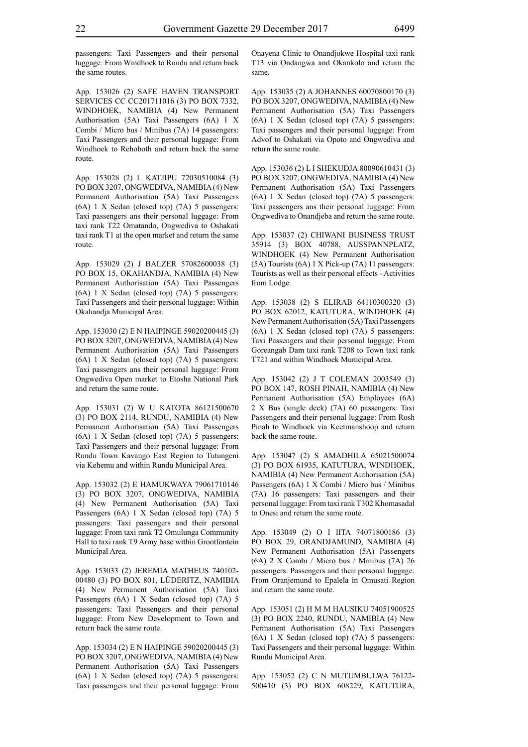passengers: Taxi Passengers and their personal luggage: From Windhoek to Rundu and return back the same routes.

App. 153026 (2) SAFE HAVEN TRANSPORT SERVICES CC CC201711016 (3) PO BOX 7332, WINDHOEK, NAMIBIA (4) New Permanent Authorisation (5A) Taxi Passengers (6A) 1 X Combi / Micro bus / Minibus (7A) 14 passengers: Taxi Passengers and their personal luggage: From Windhoek to Rehoboth and return back the same route.

App. 153028 (2) L KATJIPU 72030510084 (3) PO BOX 3207, ONGWEDIVA, NAMIBIA (4) New Permanent Authorisation (5A) Taxi Passengers (6A) 1 X Sedan (closed top) (7A) 5 passengers: Taxi passengers ans their personal luggage: From taxi rank T22 Omatando, Ongwediva to Oshakati taxi rank T1 at the open market and return the same route.

App. 153029 (2) J BALZER 57082600038 (3) PO BOX 15, OKAHANDJA, NAMIBIA (4) New Permanent Authorisation (5A) Taxi Passengers (6A) 1 X Sedan (closed top) (7A) 5 passengers: Taxi Passengers and their personal luggage: Within Okahandja Municipal Area.

App. 153030 (2) E N HAIPINGE 59020200445 (3) PO BOX 3207, ONGWEDIVA, NAMIBIA (4) New Permanent Authorisation (5A) Taxi Passengers (6A) 1 X Sedan (closed top) (7A) 5 passengers: Taxi passengers ans their personal luggage: From Ongwediva Open market to Etosha National Park and return the same route.

App. 153031 (2) W U KATOTA 86121500670 (3) PO BOX 2114, RUNDU, NAMIBIA (4) New Permanent Authorisation (5A) Taxi Passengers (6A) 1 X Sedan (closed top) (7A) 5 passengers: Taxi Passengers and their personal luggage: From Rundu Town Kavango East Region to Tutungeni via Kehemu and within Rundu Municipal Area.

App. 153032 (2) E HAMUKWAYA 79061710146 (3) PO BOX 3207, ONGWEDIVA, NAMIBIA (4) New Permanent Authorisation (5A) Taxi Passengers (6A) 1 X Sedan (closed top) (7A) 5 passengers: Taxi passengers and their personal luggage: From taxi rank T2 Omulunga Community Hall to taxi rank T9 Army base within Grootfontein Municipal Area.

App. 153033 (2) JEREMIA MATHEUS 740102-00480 (3) PO BOX 801, LÜDERITZ, NAMIBIA (4) New Permanent Authorisation (5A) Taxi Passengers (6A) 1 X Sedan (closed top) (7A) 5 passengers: Taxi Passengers and their personal luggage: From New Development to Town and return back the same route.

App. 153034 (2) E N HAIPINGE 59020200445 (3) PO BOX 3207, ONGWEDIVA, NAMIBIA (4) New Permanent Authorisation (5A) Taxi Passengers (6A) 1 X Sedan (closed top) (7A) 5 passengers: Taxi passengers and their personal luggage: From Onayena Clinic to Onandjokwe Hospital taxi rank T13 via Ondangwa and Okankolo and return the same.

App. 153035 (2) A JOHANNES 60070800170 (3) PO BOX 3207, ONGWEDIVA, NAMIBIA (4) New Permanent Authorisation (5A) Taxi Passengers (6A) 1 X Sedan (closed top) (7A) 5 passengers: Taxi passengers and their personal luggage: From Advof to Oshakati via Opoto and Ongwediva and return the same route.

App. 153036 (2) L I SHEKUDJA 80090610431 (3) PO BOX 3207, ONGWEDIVA, NAMIBIA (4) New Permanent Authorisation (5A) Taxi Passengers (6A) 1 X Sedan (closed top) (7A) 5 passengers: Taxi passengers ans their personal luggage: From Ongwediva to Onandjeba and return the same route.

App. 153037 (2) CHIWANI BUSINESS TRUST 35914 (3) BOX 40788, AUSSPANNPLATZ, WINDHOEK (4) New Permanent Authorisation (5A) Tourists (6A) 1 X Pick-up (7A) 11 passengers: Tourists as well as their personal effects - Activities from Lodge.

App. 153038 (2) S ELIRAB 64110300320 (3) PO BOX 62012, KATUTURA, WINDHOEK (4) New Permanent Authorisation (5A) Taxi Passengers (6A) 1 X Sedan (closed top) (7A) 5 passengers: Taxi Passengers and their personal luggage: From Goreangab Dam taxi rank T208 to Town taxi rank T721 and within Windhoek Municipal Area.

App. 153042 (2) J T COLEMAN 2003549 (3) PO BOX 147, ROSH PINAH, NAMIBIA (4) New Permanent Authorisation (5A) Employees (6A) 2 X Bus (single deck) (7A) 60 passengers: Taxi Passengers and their personal luggage: From Rosh Pinah to Windhoek via Keetmanshoop and return back the same route.

App. 153047 (2) S AMADHILA 65021500074 (3) PO BOX 61935, KATUTURA, WINDHOEK, NAMIBIA (4) New Permanent Authorisation (5A) Passengers (6A) 1 X Combi / Micro bus / Minibus (7A) 16 passengers: Taxi passengers and their personal luggage: From taxi rank T302 Khomasadal to Onesi and return the same route.

App. 153049 (2) O I IITA 74071800186 (3) PO BOX 29, ORANDJAMUND, NAMIBIA (4) New Permanent Authorisation (5A) Passengers (6A) 2 X Combi / Micro bus / Minibus (7A) 26 passengers: Passengers and their personal luggage: From Oranjemund to Epalela in Omusati Region and return the same route.

App. 153051 (2) H M M HAUSIKU 74051900525 (3) PO BOX 2240, RUNDU, NAMIBIA (4) New Permanent Authorisation (5A) Taxi Passengers (6A) 1 X Sedan (closed top) (7A) 5 passengers: Taxi Passengers and their personal luggage: Within Rundu Municipal Area.

App. 153052 (2) C N MUTUMBULWA 76122-500410 (3) PO BOX 608229, KATUTURA,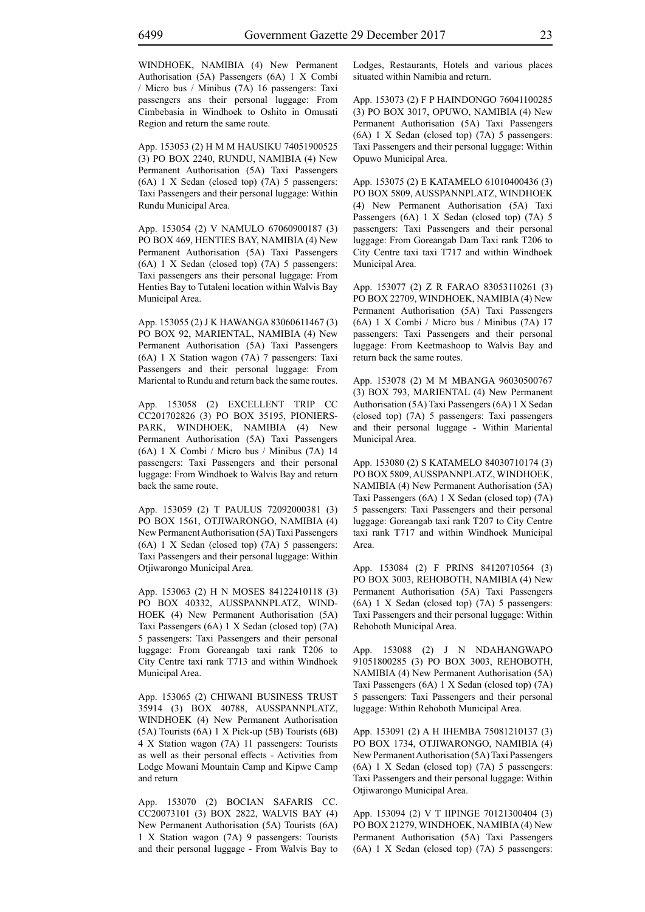WINDHOEK, NAMIBIA (4) New Permanent Authorisation (5A) Passengers (6A) 1 X Combi / Micro bus / Minibus (7A) 16 passengers: Taxi passengers ans their personal luggage: From Cimbebasia in Windhoek to Oshito in Omusati Region and return the same route.

App. 153053 (2) H M M HAUSIKU 74051900525 (3) PO BOX 2240, RUNDU, NAMIBIA (4) New Permanent Authorisation (5A) Taxi Passengers (6A) 1 X Sedan (closed top) (7A) 5 passengers: Taxi Passengers and their personal luggage: Within Rundu Municipal Area.

App. 153054 (2) V NAMULO 67060900187 (3) PO BOX 469, HENTIES BAY, NAMIBIA (4) New Permanent Authorisation (5A) Taxi Passengers (6A) 1 X Sedan (closed top) (7A) 5 passengers: Taxi passengers ans their personal luggage: From Henties Bay to Tutaleni location within Walvis Bay Municipal Area.

App. 153055 (2) J K HAWANGA 83060611467 (3) PO BOX 92, MARIENTAL, NAMIBIA (4) New Permanent Authorisation (5A) Taxi Passengers (6A) 1 X Station wagon (7A) 7 passengers: Taxi Passengers and their personal luggage: From Mariental to Rundu and return back the same routes.

App. 153058 (2) EXCELLENT TRIP CC CC201702826 (3) PO BOX 35195, PIONIERS-PARK, WINDHOEK, NAMIBIA (4) New Permanent Authorisation (5A) Taxi Passengers (6A) 1 X Combi / Micro bus / Minibus (7A) 14 passengers: Taxi Passengers and their personal luggage: From Windhoek to Walvis Bay and return back the same route.

App. 153059 (2) T PAULUS 72092000381 (3) PO BOX 1561, OTJIWARONGO, NAMIBIA (4) New Permanent Authorisation (5A) Taxi Passengers (6A) 1 X Sedan (closed top) (7A) 5 passengers: Taxi Passengers and their personal luggage: Within Otjiwarongo Municipal Area.

App. 153063 (2) H N MOSES 84122410118 (3) PO BOX 40332, AUSSPANNPLATZ, WIND-HOEK (4) New Permanent Authorisation (5A) Taxi Passengers (6A) 1 X Sedan (closed top) (7A) 5 passengers: Taxi Passengers and their personal luggage: From Goreangab taxi rank T206 to City Centre taxi rank T713 and within Windhoek Municipal Area.

App. 153065 (2) CHIWANI BUSINESS TRUST 35914 (3) BOX 40788, AUSSPANNPLATZ, WINDHOEK (4) New Permanent Authorisation (5A) Tourists (6A) 1 X Pick-up (5B) Tourists (6B) 4 X Station wagon (7A) 11 passengers: Tourists as well as their personal effects - Activities from Lodge Mowani Mountain Camp and Kipwe Camp and return

App. 153070 (2) BOCIAN SAFARIS CC. CC20073101 (3) BOX 2822, WALVIS BAY (4) New Permanent Authorisation (5A) Tourists (6A) 1 X Station wagon (7A) 9 passengers: Tourists and their personal luggage - From Walvis Bay to Lodges, Restaurants, Hotels and various places situated within Namibia and return.

App. 153073 (2) F P HAINDONGO 76041100285 (3) PO BOX 3017, OPUWO, NAMIBIA (4) New Permanent Authorisation (5A) Taxi Passengers (6A) 1 X Sedan (closed top) (7A) 5 passengers: Taxi Passengers and their personal luggage: Within Opuwo Municipal Area.

App. 153075 (2) E KATAMELO 61010400436 (3) PO BOX 5809, AUSSPANNPLATZ, WINDHOEK (4) New Permanent Authorisation (5A) Taxi Passengers (6A) 1 X Sedan (closed top) (7A) 5 passengers: Taxi Passengers and their personal luggage: From Goreangab Dam Taxi rank T206 to City Centre taxi taxi T717 and within Windhoek Municipal Area.

App. 153077 (2) Z R FARAO 83053110261 (3) PO BOX 22709, WINDHOEK, NAMIBIA (4) New Permanent Authorisation (5A) Taxi Passengers (6A) 1 X Combi / Micro bus / Minibus (7A) 17 passengers: Taxi Passengers and their personal luggage: From Keetmashoop to Walvis Bay and return back the same routes.

App. 153078 (2) M M MBANGA 96030500767 (3) BOX 793, MARIENTAL (4) New Permanent Authorisation (5A) Taxi Passengers (6A) 1 X Sedan (closed top) (7A) 5 passengers: Taxi passengers and their personal luggage - Within Mariental Municipal Area.

App. 153080 (2) S KATAMELO 84030710174 (3) PO BOX 5809, AUSSPANNPLATZ, WINDHOEK, NAMIBIA (4) New Permanent Authorisation (5A) Taxi Passengers (6A) 1 X Sedan (closed top) (7A) 5 passengers: Taxi Passengers and their personal luggage: Goreangab taxi rank T207 to City Centre taxi rank T717 and within Windhoek Municipal Area.

App. 153084 (2) F PRINS 84120710564 (3) PO BOX 3003, REHOBOTH, NAMIBIA (4) New Permanent Authorisation (5A) Taxi Passengers (6A) 1 X Sedan (closed top) (7A) 5 passengers: Taxi Passengers and their personal luggage: Within Rehoboth Municipal Area.

App. 153088 (2) J N NDAHANGWAPO 91051800285 (3) PO BOX 3003, REHOBOTH, NAMIBIA (4) New Permanent Authorisation (5A) Taxi Passengers (6A) 1 X Sedan (closed top) (7A) 5 passengers: Taxi Passengers and their personal luggage: Within Rehoboth Municipal Area.

App. 153091 (2) A H IHEMBA 75081210137 (3) PO BOX 1734, OTJIWARONGO, NAMIBIA (4) New Permanent Authorisation (5A) Taxi Passengers (6A) 1 X Sedan (closed top) (7A) 5 passengers: Taxi Passengers and their personal luggage: Within Otjiwarongo Municipal Area.

App. 153094 (2) V T IIPINGE 70121300404 (3) PO BOX 21279, WINDHOEK, NAMIBIA (4) New Permanent Authorisation (5A) Taxi Passengers (6A) 1 X Sedan (closed top) (7A) 5 passengers: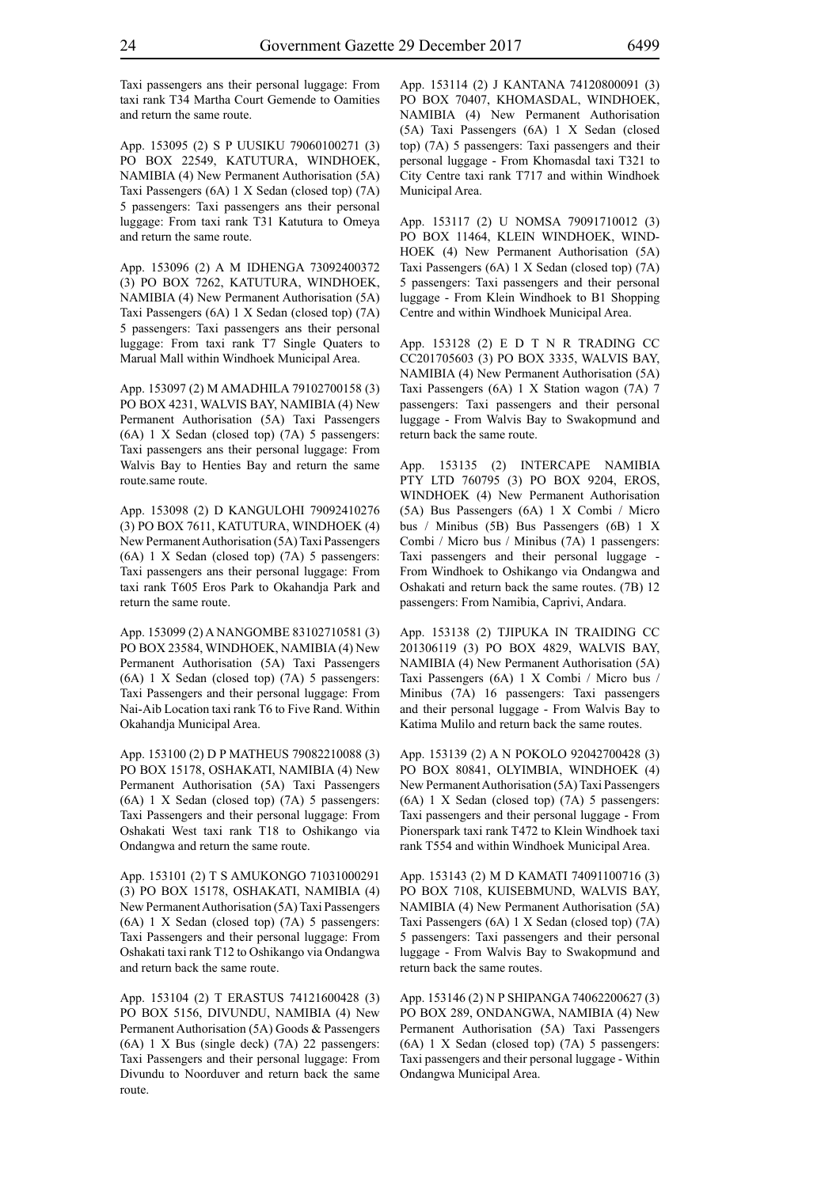Taxi passengers ans their personal luggage: From taxi rank T34 Martha Court Gemende to Oamities and return the same route.

App. 153095 (2) S P UUSIKU 79060100271 (3) PO BOX 22549, KATUTURA, WINDHOEK, NAMIBIA (4) New Permanent Authorisation (5A) Taxi Passengers (6A) 1 X Sedan (closed top) (7A) 5 passengers: Taxi passengers ans their personal luggage: From taxi rank T31 Katutura to Omeya and return the same route.

App. 153096 (2) A M IDHENGA 73092400372 (3) PO BOX 7262, KATUTURA, WINDHOEK, NAMIBIA (4) New Permanent Authorisation (5A) Taxi Passengers (6A) 1 X Sedan (closed top) (7A) 5 passengers: Taxi passengers ans their personal luggage: From taxi rank T7 Single Quaters to Marual Mall within Windhoek Municipal Area.

App. 153097 (2) M AMADHILA 79102700158 (3) PO BOX 4231, WALVIS BAY, NAMIBIA (4) New Permanent Authorisation (5A) Taxi Passengers (6A) 1 X Sedan (closed top) (7A) 5 passengers: Taxi passengers ans their personal luggage: From Walvis Bay to Henties Bay and return the same route.same route.

App. 153098 (2) D KANGULOHI 79092410276 (3) PO BOX 7611, KATUTURA, WINDHOEK (4) New Permanent Authorisation (5A) Taxi Passengers (6A) 1 X Sedan (closed top) (7A) 5 passengers: Taxi passengers ans their personal luggage: From taxi rank T605 Eros Park to Okahandja Park and return the same route.

App. 153099 (2) A NANGOMBE 83102710581 (3) PO BOX 23584, WINDHOEK, NAMIBIA (4) New Permanent Authorisation (5A) Taxi Passengers (6A) 1 X Sedan (closed top) (7A) 5 passengers: Taxi Passengers and their personal luggage: From Nai-Aib Location taxi rank T6 to Five Rand. Within Okahandja Municipal Area.

App. 153100 (2) D P MATHEUS 79082210088 (3) PO BOX 15178, OSHAKATI, NAMIBIA (4) New Permanent Authorisation (5A) Taxi Passengers (6A) 1 X Sedan (closed top) (7A) 5 passengers: Taxi Passengers and their personal luggage: From Oshakati West taxi rank T18 to Oshikango via Ondangwa and return the same route.

App. 153101 (2) T S AMUKONGO 71031000291 (3) PO BOX 15178, OSHAKATI, NAMIBIA (4) New Permanent Authorisation (5A) Taxi Passengers (6A) 1 X Sedan (closed top) (7A) 5 passengers: Taxi Passengers and their personal luggage: From Oshakati taxi rank T12 to Oshikango via Ondangwa and return back the same route.

App. 153104 (2) T ERASTUS 74121600428 (3) PO BOX 5156, DIVUNDU, NAMIBIA (4) New Permanent Authorisation (5A) Goods & Passengers (6A) 1 X Bus (single deck) (7A) 22 passengers: Taxi Passengers and their personal luggage: From Divundu to Noorduver and return back the same route.

App. 153114 (2) J KANTANA 74120800091 (3) PO BOX 70407, KHOMASDAL, WINDHOEK, NAMIBIA (4) New Permanent Authorisation (5A) Taxi Passengers (6A) 1 X Sedan (closed top) (7A) 5 passengers: Taxi passengers and their personal luggage - From Khomasdal taxi T321 to City Centre taxi rank T717 and within Windhoek Municipal Area.

App. 153117 (2) U NOMSA 79091710012 (3) PO BOX 11464, KLEIN WINDHOEK, WINDHOEK (4) New Permanent Authorisation (5A) Taxi Passengers (6A) 1 X Sedan (closed top) (7A) 5 passengers: Taxi passengers and their personal luggage - From Klein Windhoek to B1 Shopping Centre and within Windhoek Municipal Area.

App. 153128 (2) E D T N R TRADING CC CC201705603 (3) PO BOX 3335, WALVIS BAY, NAMIBIA (4) New Permanent Authorisation (5A) Taxi Passengers (6A) 1 X Station wagon (7A) 7 passengers: Taxi passengers and their personal luggage - From Walvis Bay to Swakopmund and return back the same route.

App. 153135 (2) INTERCAPE NAMIBIA PTY LTD 760795 (3) PO BOX 9204, EROS, WINDHOEK (4) New Permanent Authorisation (5A) Bus Passengers (6A) 1 X Combi / Micro bus / Minibus (5B) Bus Passengers (6B) 1 X Combi / Micro bus / Minibus (7A) 1 passengers: Taxi passengers and their personal luggage - From Windhoek to Oshikango via Ondangwa and Oshakati and return back the same routes. (7B) 12 passengers: From Namibia, Caprivi, Andara.

App. 153138 (2) TJIPUKA IN TRAIDING CC 201306119 (3) PO BOX 4829, WALVIS BAY, NAMIBIA (4) New Permanent Authorisation (5A) Taxi Passengers (6A) 1 X Combi / Micro bus / Minibus (7A) 16 passengers: Taxi passengers and their personal luggage - From Walvis Bay to Katima Mulilo and return back the same routes.

App. 153139 (2) A N POKOLO 92042700428 (3) PO BOX 80841, OLYIMBIA, WINDHOEK (4) New Permanent Authorisation (5A) Taxi Passengers (6A) 1 X Sedan (closed top) (7A) 5 passengers: Taxi passengers and their personal luggage - From Pionerspark taxi rank T472 to Klein Windhoek taxi rank T554 and within Windhoek Municipal Area.

App. 153143 (2) M D KAMATI 74091100716 (3) PO BOX 7108, KUISEBMUND, WALVIS BAY, NAMIBIA (4) New Permanent Authorisation (5A) Taxi Passengers (6A) 1 X Sedan (closed top) (7A) 5 passengers: Taxi passengers and their personal luggage - From Walvis Bay to Swakopmund and return back the same routes.

App. 153146 (2) N P SHIPANGA 74062200627 (3) PO BOX 289, ONDANGWA, NAMIBIA (4) New Permanent Authorisation (5A) Taxi Passengers (6A) 1 X Sedan (closed top) (7A) 5 passengers: Taxi passengers and their personal luggage - Within Ondangwa Municipal Area.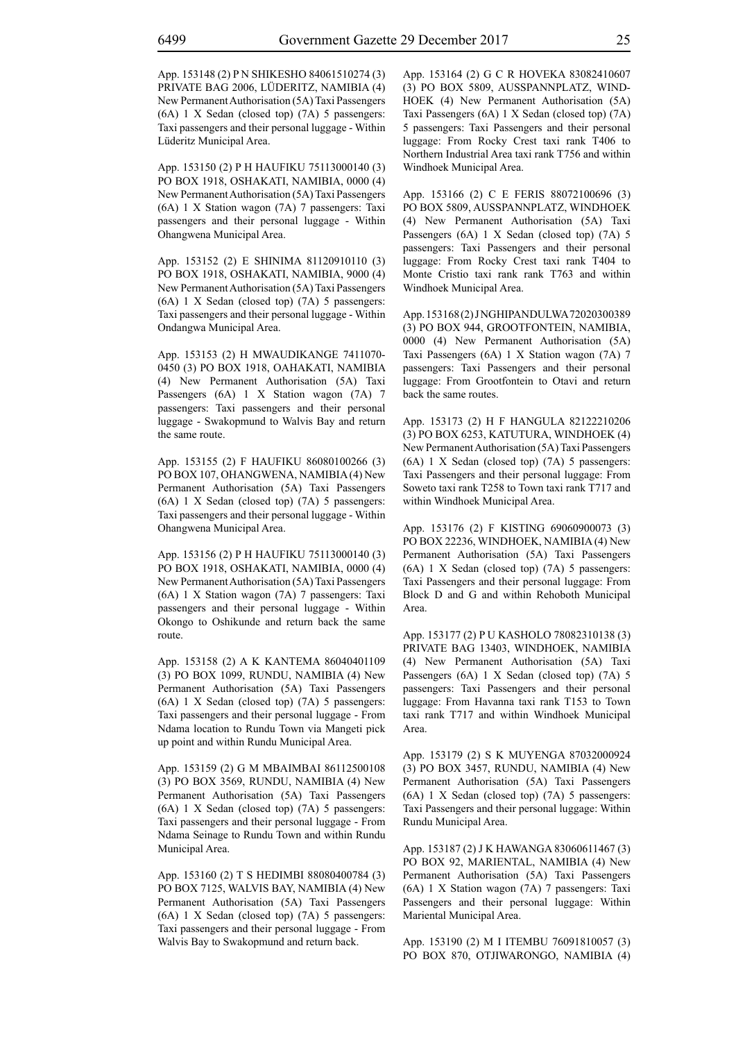App. 153148 (2) P N SHIKESHO 84061510274 (3) PRIVATE BAG 2006, LÜDERITZ, NAMIBIA (4) New Permanent Authorisation (5A) Taxi Passengers (6A) 1 X Sedan (closed top) (7A) 5 passengers: Taxi passengers and their personal luggage - Within Lüderitz Municipal Area.

App. 153150 (2) P H HAUFIKU 75113000140 (3) PO BOX 1918, OSHAKATI, NAMIBIA, 0000 (4) New Permanent Authorisation (5A) Taxi Passengers (6A) 1 X Station wagon (7A) 7 passengers: Taxi passengers and their personal luggage - Within Ohangwena Municipal Area.

App. 153152 (2) E SHINIMA 81120910110 (3) PO BOX 1918, OSHAKATI, NAMIBIA, 9000 (4) New Permanent Authorisation (5A) Taxi Passengers (6A) 1 X Sedan (closed top) (7A) 5 passengers: Taxi passengers and their personal luggage - Within Ondangwa Municipal Area.

App. 153153 (2) H MWAUDIKANGE 7411070-0450 (3) PO BOX 1918, OAHAKATI, NAMIBIA (4) New Permanent Authorisation (5A) Taxi Passengers (6A) 1 X Station wagon (7A) 7 passengers: Taxi passengers and their personal luggage - Swakopmund to Walvis Bay and return the same route.

App. 153155 (2) F HAUFIKU 86080100266 (3) PO BOX 107, OHANGWENA, NAMIBIA (4) New Permanent Authorisation (5A) Taxi Passengers (6A) 1 X Sedan (closed top) (7A) 5 passengers: Taxi passengers and their personal luggage - Within Ohangwena Municipal Area.

App. 153156 (2) P H HAUFIKU 75113000140 (3) PO BOX 1918, OSHAKATI, NAMIBIA, 0000 (4) New Permanent Authorisation (5A) Taxi Passengers (6A) 1 X Station wagon (7A) 7 passengers: Taxi passengers and their personal luggage - Within Okongo to Oshikunde and return back the same route.

App. 153158 (2) A K KANTEMA 86040401109 (3) PO BOX 1099, RUNDU, NAMIBIA (4) New Permanent Authorisation (5A) Taxi Passengers (6A) 1 X Sedan (closed top) (7A) 5 passengers: Taxi passengers and their personal luggage - From Ndama location to Rundu Town via Mangeti pick up point and within Rundu Municipal Area.

App. 153159 (2) G M MBAIMBAI 86112500108 (3) PO BOX 3569, RUNDU, NAMIBIA (4) New Permanent Authorisation (5A) Taxi Passengers (6A) 1 X Sedan (closed top) (7A) 5 passengers: Taxi passengers and their personal luggage - From Ndama Seinage to Rundu Town and within Rundu Municipal Area.

App. 153160 (2) T S HEDIMBI 88080400784 (3) PO BOX 7125, WALVIS BAY, NAMIBIA (4) New Permanent Authorisation (5A) Taxi Passengers (6A) 1 X Sedan (closed top) (7A) 5 passengers: Taxi passengers and their personal luggage - From Walvis Bay to Swakopmund and return back.

App. 153164 (2) G C R HOVEKA 83082410607 (3) PO BOX 5809, AUSSPANNPLATZ, WINDHOEK (4) New Permanent Authorisation (5A) Taxi Passengers (6A) 1 X Sedan (closed top) (7A) 5 passengers: Taxi Passengers and their personal luggage: From Rocky Crest taxi rank T406 to Northern Industrial Area taxi rank T756 and within Windhoek Municipal Area.

App. 153166 (2) C E FERIS 88072100696 (3) PO BOX 5809, AUSSPANNPLATZ, WINDHOEK (4) New Permanent Authorisation (5A) Taxi Passengers (6A) 1 X Sedan (closed top) (7A) 5 passengers: Taxi Passengers and their personal luggage: From Rocky Crest taxi rank T404 to Monte Cristio taxi rank rank T763 and within Windhoek Municipal Area.

App. 153168 (2) J NGHIPANDULWA 72020300389 (3) PO BOX 944, GROOTFONTEIN, NAMIBIA, 0000 (4) New Permanent Authorisation (5A) Taxi Passengers (6A) 1 X Station wagon (7A) 7 passengers: Taxi Passengers and their personal luggage: From Grootfontein to Otavi and return back the same routes.

App. 153173 (2) H F HANGULA 82122210206 (3) PO BOX 6253, KATUTURA, WINDHOEK (4) New Permanent Authorisation (5A) Taxi Passengers (6A) 1 X Sedan (closed top) (7A) 5 passengers: Taxi Passengers and their personal luggage: From Soweto taxi rank T258 to Town taxi rank T717 and within Windhoek Municipal Area.

App. 153176 (2) F KISTING 69060900073 (3) PO BOX 22236, WINDHOEK, NAMIBIA (4) New Permanent Authorisation (5A) Taxi Passengers (6A) 1 X Sedan (closed top) (7A) 5 passengers: Taxi Passengers and their personal luggage: From Block D and G and within Rehoboth Municipal Area.

App. 153177 (2) P U KASHOLO 78082310138 (3) PRIVATE BAG 13403, WINDHOEK, NAMIBIA (4) New Permanent Authorisation (5A) Taxi Passengers (6A) 1 X Sedan (closed top) (7A) 5 passengers: Taxi Passengers and their personal luggage: From Havanna taxi rank T153 to Town taxi rank T717 and within Windhoek Municipal Area.

App. 153179 (2) S K MUYENGA 87032000924 (3) PO BOX 3457, RUNDU, NAMIBIA (4) New Permanent Authorisation (5A) Taxi Passengers (6A) 1 X Sedan (closed top) (7A) 5 passengers: Taxi Passengers and their personal luggage: Within Rundu Municipal Area.

App. 153187 (2) J K HAWANGA 83060611467 (3) PO BOX 92, MARIENTAL, NAMIBIA (4) New Permanent Authorisation (5A) Taxi Passengers (6A) 1 X Station wagon (7A) 7 passengers: Taxi Passengers and their personal luggage: Within Mariental Municipal Area.

App. 153190 (2) M I ITEMBU 76091810057 (3) PO BOX 870, OTJIWARONGO, NAMIBIA (4)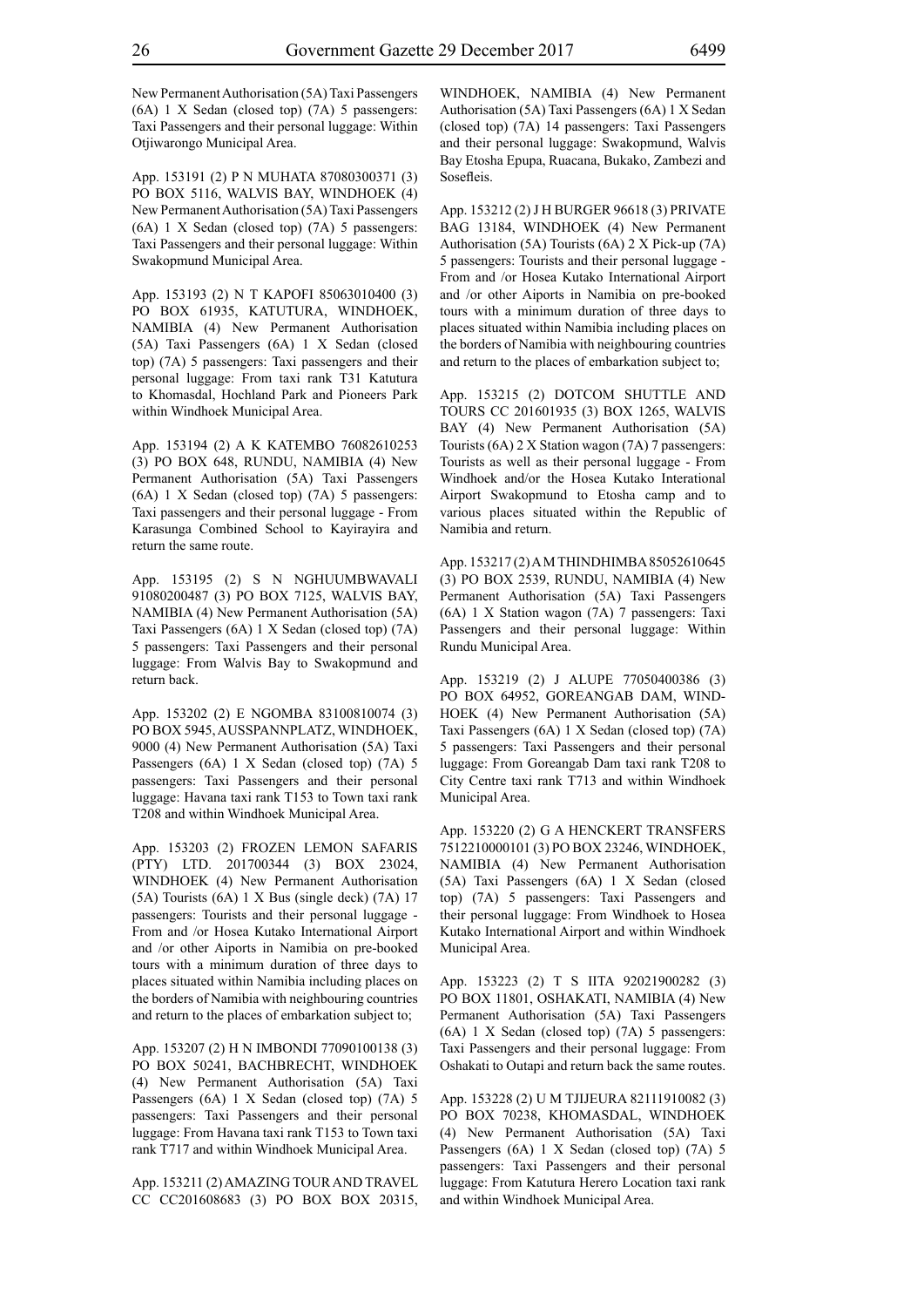New Permanent Authorisation (5A) Taxi Passengers (6A) 1 X Sedan (closed top) (7A) 5 passengers: Taxi Passengers and their personal luggage: Within Otjiwarongo Municipal Area.

App. 153191 (2) P N MUHATA 87080300371 (3) PO BOX 5116, WALVIS BAY, WINDHOEK (4) New Permanent Authorisation (5A) Taxi Passengers (6A) 1 X Sedan (closed top) (7A) 5 passengers: Taxi Passengers and their personal luggage: Within Swakopmund Municipal Area.

App. 153193 (2) N T KAPOFI 85063010400 (3) PO BOX 61935, KATUTURA, WINDHOEK, NAMIBIA (4) New Permanent Authorisation (5A) Taxi Passengers (6A) 1 X Sedan (closed top) (7A) 5 passengers: Taxi passengers and their personal luggage: From taxi rank T31 Katutura to Khomasdal, Hochland Park and Pioneers Park within Windhoek Municipal Area.

App. 153194 (2) A K KATEMBO 76082610253 (3) PO BOX 648, RUNDU, NAMIBIA (4) New Permanent Authorisation (5A) Taxi Passengers (6A) 1 X Sedan (closed top) (7A) 5 passengers: Taxi passengers and their personal luggage - From Karasunga Combined School to Kayirayira and return the same route.

App. 153195 (2) S N NGHUUMBWAVALI 91080200487 (3) PO BOX 7125, WALVIS BAY, NAMIBIA (4) New Permanent Authorisation (5A) Taxi Passengers (6A) 1 X Sedan (closed top) (7A) 5 passengers: Taxi Passengers and their personal luggage: From Walvis Bay to Swakopmund and return back.

App. 153202 (2) E NGOMBA 83100810074 (3) PO BOX 5945, AUSSPANNPLATZ, WINDHOEK, 9000 (4) New Permanent Authorisation (5A) Taxi Passengers (6A) 1 X Sedan (closed top) (7A) 5 passengers: Taxi Passengers and their personal luggage: Havana taxi rank T153 to Town taxi rank T208 and within Windhoek Municipal Area.

App. 153203 (2) FROZEN LEMON SAFARIS (PTY) LTD. 201700344 (3) BOX 23024, WINDHOEK (4) New Permanent Authorisation (5A) Tourists (6A) 1 X Bus (single deck) (7A) 17 passengers: Tourists and their personal luggage - From and /or Hosea Kutako International Airport and /or other Aiports in Namibia on pre-booked tours with a minimum duration of three days to places situated within Namibia including places on the borders of Namibia with neighbouring countries and return to the places of embarkation subject to;

App. 153207 (2) H N IMBONDI 77090100138 (3) PO BOX 50241, BACHBRECHT, WINDHOEK (4) New Permanent Authorisation (5A) Taxi Passengers (6A) 1 X Sedan (closed top) (7A) 5 passengers: Taxi Passengers and their personal luggage: From Havana taxi rank T153 to Town taxi rank T717 and within Windhoek Municipal Area.

App. 153211 (2) AMAZING TOUR AND TRAVEL CC CC201608683 (3) PO BOX BOX 20315, WINDHOEK, NAMIBIA (4) New Permanent Authorisation (5A) Taxi Passengers (6A) 1 X Sedan (closed top) (7A) 14 passengers: Taxi Passengers and their personal luggage: Swakopmund, Walvis Bay Etosha Epupa, Ruacana, Bukako, Zambezi and Sosefleis.

App. 153212 (2) J H BURGER 96618 (3) PRIVATE BAG 13184, WINDHOEK (4) New Permanent Authorisation (5A) Tourists (6A) 2 X Pick-up (7A) 5 passengers: Tourists and their personal luggage - From and /or Hosea Kutako International Airport and /or other Aiports in Namibia on pre-booked tours with a minimum duration of three days to places situated within Namibia including places on the borders of Namibia with neighbouring countries and return to the places of embarkation subject to;

App. 153215 (2) DOTCOM SHUTTLE AND TOURS CC 201601935 (3) BOX 1265, WALVIS BAY (4) New Permanent Authorisation (5A) Tourists (6A) 2 X Station wagon (7A) 7 passengers: Tourists as well as their personal luggage - From Windhoek and/or the Hosea Kutako Interational Airport Swakopmund to Etosha camp and to various places situated within the Republic of Namibia and return.

App. 153217 (2) A M THINDHIMBA 85052610645 (3) PO BOX 2539, RUNDU, NAMIBIA (4) New Permanent Authorisation (5A) Taxi Passengers (6A) 1 X Station wagon (7A) 7 passengers: Taxi Passengers and their personal luggage: Within Rundu Municipal Area.

App. 153219 (2) J ALUPE 77050400386 (3) PO BOX 64952, GOREANGAB DAM, WIND-HOEK (4) New Permanent Authorisation (5A) Taxi Passengers (6A) 1 X Sedan (closed top) (7A) 5 passengers: Taxi Passengers and their personal luggage: From Goreangab Dam taxi rank T208 to City Centre taxi rank T713 and within Windhoek Municipal Area.

App. 153220 (2) G A HENCKERT TRANSFERS 7512210000101 (3) PO BOX 23246, WINDHOEK, NAMIBIA (4) New Permanent Authorisation (5A) Taxi Passengers (6A) 1 X Sedan (closed top) (7A) 5 passengers: Taxi Passengers and their personal luggage: From Windhoek to Hosea Kutako International Airport and within Windhoek Municipal Area.

App. 153223 (2) T S IITA 92021900282 (3) PO BOX 11801, OSHAKATI, NAMIBIA (4) New Permanent Authorisation (5A) Taxi Passengers (6A) 1 X Sedan (closed top) (7A) 5 passengers: Taxi Passengers and their personal luggage: From Oshakati to Outapi and return back the same routes.

App. 153228 (2) U M TJIJEURA 82111910082 (3) PO BOX 70238, KHOMASDAL, WINDHOEK (4) New Permanent Authorisation (5A) Taxi Passengers (6A) 1 X Sedan (closed top) (7A) 5 passengers: Taxi Passengers and their personal luggage: From Katutura Herero Location taxi rank and within Windhoek Municipal Area.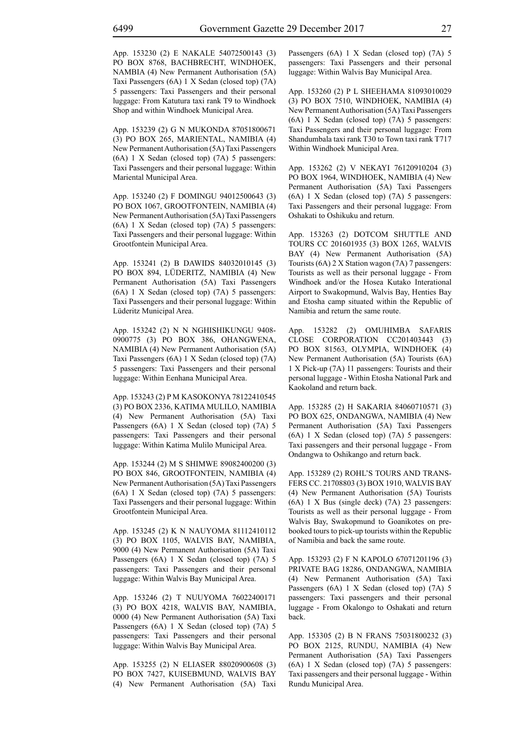App. 153230 (2) E NAKALE 54072500143 (3) PO BOX 8768, BACHBRECHT, WINDHOEK, NAMBIA (4) New Permanent Authorisation (5A) Taxi Passengers (6A) 1 X Sedan (closed top) (7A) 5 passengers: Taxi Passengers and their personal luggage: From Katutura taxi rank T9 to Windhoek Shop and within Windhoek Municipal Area.

App. 153239 (2) G N MUKONDA 87051800671 (3) PO BOX 265, MARIENTAL, NAMIBIA (4) New Permanent Authorisation (5A) Taxi Passengers (6A) 1 X Sedan (closed top) (7A) 5 passengers: Taxi Passengers and their personal luggage: Within Mariental Municipal Area.

App. 153240 (2) F DOMINGU 94012500643 (3) PO BOX 1067, GROOTFONTEIN, NAMIBIA (4) New Permanent Authorisation (5A) Taxi Passengers (6A) 1 X Sedan (closed top) (7A) 5 passengers: Taxi Passengers and their personal luggage: Within Grootfontein Municipal Area.

App. 153241 (2) B DAWIDS 84032010145 (3) PO BOX 894, LÜDERITZ, NAMIBIA (4) New Permanent Authorisation (5A) Taxi Passengers (6A) 1 X Sedan (closed top) (7A) 5 passengers: Taxi Passengers and their personal luggage: Within Lüderitz Municipal Area.

App. 153242 (2) N N NGHISHIKUNGU 9408-0900775 (3) PO BOX 386, OHANGWENA, NAMIBIA (4) New Permanent Authorisation (5A) Taxi Passengers (6A) 1 X Sedan (closed top) (7A) 5 passengers: Taxi Passengers and their personal luggage: Within Eenhana Municipal Area.

App. 153243 (2) P M KASOKONYA 78122410545 (3) PO BOX 2336, KATIMA MULILO, NAMIBIA (4) New Permanent Authorisation (5A) Taxi Passengers (6A) 1 X Sedan (closed top) (7A) 5 passengers: Taxi Passengers and their personal luggage: Within Katima Mulilo Municipal Area.

App. 153244 (2) M S SHIMWE 89082400200 (3) PO BOX 846, GROOTFONTEIN, NAMIBIA (4) New Permanent Authorisation (5A) Taxi Passengers (6A) 1 X Sedan (closed top) (7A) 5 passengers: Taxi Passengers and their personal luggage: Within Grootfontein Municipal Area.

App. 153245 (2) K N NAUYOMA 81112410112 (3) PO BOX 1105, WALVIS BAY, NAMIBIA, 9000 (4) New Permanent Authorisation (5A) Taxi Passengers (6A) 1 X Sedan (closed top) (7A) 5 passengers: Taxi Passengers and their personal luggage: Within Walvis Bay Municipal Area.

App. 153246 (2) T NUUYOMA 76022400171 (3) PO BOX 4218, WALVIS BAY, NAMIBIA, 0000 (4) New Permanent Authorisation (5A) Taxi Passengers (6A) 1 X Sedan (closed top) (7A) 5 passengers: Taxi Passengers and their personal luggage: Within Walvis Bay Municipal Area.

App. 153255 (2) N ELIASER 88020900608 (3) PO BOX 7427, KUISEBMUND, WALVIS BAY (4) New Permanent Authorisation (5A) Taxi Passengers (6A) 1 X Sedan (closed top) (7A) 5 passengers: Taxi Passengers and their personal luggage: Within Walvis Bay Municipal Area.

App. 153260 (2) P L SHEEHAMA 81093010029 (3) PO BOX 7510, WINDHOEK, NAMIBIA (4) New Permanent Authorisation (5A) Taxi Passengers (6A) 1 X Sedan (closed top) (7A) 5 passengers: Taxi Passengers and their personal luggage: From Shandumbala taxi rank T30 to Town taxi rank T717 Within Windhoek Municipal Area.

App. 153262 (2) V NEKAYI 76120910204 (3) PO BOX 1964, WINDHOEK, NAMIBIA (4) New Permanent Authorisation (5A) Taxi Passengers (6A) 1 X Sedan (closed top) (7A) 5 passengers: Taxi Passengers and their personal luggage: From Oshakati to Oshikuku and return.

App. 153263 (2) DOTCOM SHUTTLE AND TOURS CC 201601935 (3) BOX 1265, WALVIS BAY (4) New Permanent Authorisation (5A) Tourists (6A) 2 X Station wagon (7A) 7 passengers: Tourists as well as their personal luggage - From Windhoek and/or the Hosea Kutako Interational Airport to Swakopmund, Walvis Bay, Henties Bay and Etosha camp situated within the Republic of Namibia and return the same route.

App. 153282 (2) OMUHIMBA SAFARIS CLOSE CORPORATION CC201403443 (3) PO BOX 81563, OLYMPIA, WINDHOEK (4) New Permanent Authorisation (5A) Tourists (6A) 1 X Pick-up (7A) 11 passengers: Tourists and their personal luggage - Within Etosha National Park and Kaokoland and return back.

App. 153285 (2) H SAKARIA 84060710571 (3) PO BOX 625, ONDANGWA, NAMIBIA (4) New Permanent Authorisation (5A) Taxi Passengers (6A) 1 X Sedan (closed top) (7A) 5 passengers: Taxi passengers and their personal luggage - From Ondangwa to Oshikango and return back.

App. 153289 (2) ROHL'S TOURS AND TRANS-FERS CC. 21708803 (3) BOX 1910, WALVIS BAY (4) New Permanent Authorisation (5A) Tourists (6A) 1 X Bus (single deck) (7A) 23 passengers: Tourists as well as their personal luggage - From Walvis Bay, Swakopmund to Goanikotes on pre-booked tours to pick-up tourists within the Republic of Namibia and back the same route.

App. 153293 (2) F N KAPOLO 67071201196 (3) PRIVATE BAG 18286, ONDANGWA, NAMIBIA (4) New Permanent Authorisation (5A) Taxi Passengers (6A) 1 X Sedan (closed top) (7A) 5 passengers: Taxi passengers and their personal luggage - From Okalongo to Oshakati and return back.

App. 153305 (2) B N FRANS 75031800232 (3) PO BOX 2125, RUNDU, NAMIBIA (4) New Permanent Authorisation (5A) Taxi Passengers (6A) 1 X Sedan (closed top) (7A) 5 passengers: Taxi passengers and their personal luggage - Within Rundu Municipal Area.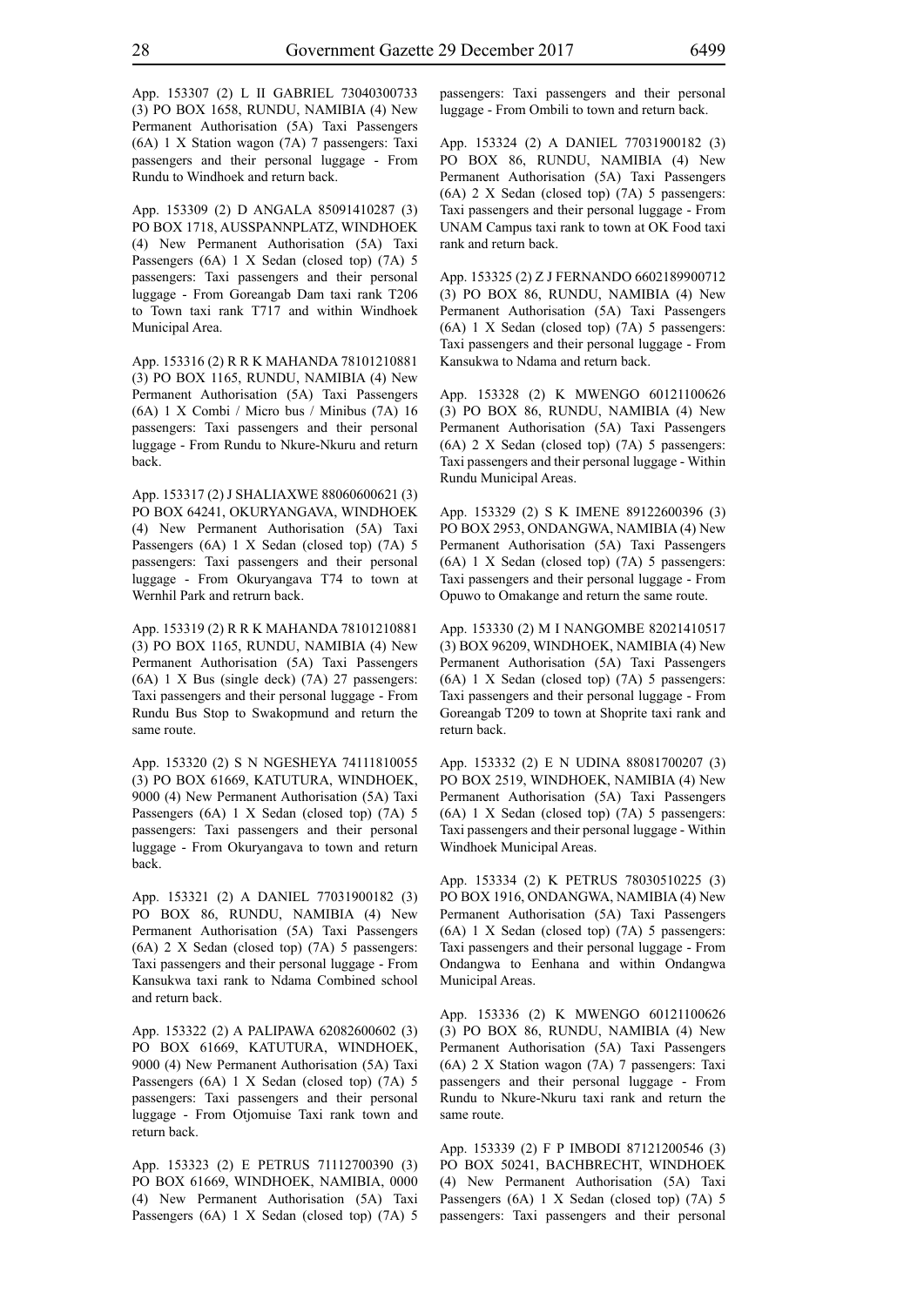App. 153307 (2) L II GABRIEL 73040300733 (3) PO BOX 1658, RUNDU, NAMIBIA (4) New Permanent Authorisation (5A) Taxi Passengers (6A) 1 X Station wagon (7A) 7 passengers: Taxi passengers and their personal luggage - From Rundu to Windhoek and return back.

App. 153309 (2) D ANGALA 85091410287 (3) PO BOX 1718, AUSSPANNPLATZ, WINDHOEK (4) New Permanent Authorisation (5A) Taxi Passengers (6A) 1 X Sedan (closed top) (7A) 5 passengers: Taxi passengers and their personal luggage - From Goreangab Dam taxi rank T206 to Town taxi rank T717 and within Windhoek Municipal Area.

App. 153316 (2) R R K MAHANDA 78101210881 (3) PO BOX 1165, RUNDU, NAMIBIA (4) New Permanent Authorisation (5A) Taxi Passengers (6A) 1 X Combi / Micro bus / Minibus (7A) 16 passengers: Taxi passengers and their personal luggage - From Rundu to Nkure-Nkuru and return back.

App. 153317 (2) J SHALIAXWE 88060600621 (3) PO BOX 64241, OKURYANGAVA, WINDHOEK (4) New Permanent Authorisation (5A) Taxi Passengers (6A) 1 X Sedan (closed top) (7A) 5 passengers: Taxi passengers and their personal luggage - From Okuryangava T74 to town at Wernhil Park and retrurn back.

App. 153319 (2) R R K MAHANDA 78101210881 (3) PO BOX 1165, RUNDU, NAMIBIA (4) New Permanent Authorisation (5A) Taxi Passengers (6A) 1 X Bus (single deck) (7A) 27 passengers: Taxi passengers and their personal luggage - From Rundu Bus Stop to Swakopmund and return the same route.

App. 153320 (2) S N NGESHEYA 74111810055 (3) PO BOX 61669, KATUTURA, WINDHOEK, 9000 (4) New Permanent Authorisation (5A) Taxi Passengers (6A) 1 X Sedan (closed top) (7A) 5 passengers: Taxi passengers and their personal luggage - From Okuryangava to town and return back.

App. 153321 (2) A DANIEL 77031900182 (3) PO BOX 86, RUNDU, NAMIBIA (4) New Permanent Authorisation (5A) Taxi Passengers (6A) 2 X Sedan (closed top) (7A) 5 passengers: Taxi passengers and their personal luggage - From Kansukwa taxi rank to Ndama Combined school and return back.

App. 153322 (2) A PALIPAWA 62082600602 (3) PO BOX 61669, KATUTURA, WINDHOEK, 9000 (4) New Permanent Authorisation (5A) Taxi Passengers (6A) 1 X Sedan (closed top) (7A) 5 passengers: Taxi passengers and their personal luggage - From Otjomuise Taxi rank town and return back.

App. 153323 (2) E PETRUS 71112700390 (3) PO BOX 61669, WINDHOEK, NAMIBIA, 0000 (4) New Permanent Authorisation (5A) Taxi Passengers (6A) 1 X Sedan (closed top) (7A) 5 passengers: Taxi passengers and their personal luggage - From Ombili to town and return back.

App. 153324 (2) A DANIEL 77031900182 (3) PO BOX 86, RUNDU, NAMIBIA (4) New Permanent Authorisation (5A) Taxi Passengers (6A) 2 X Sedan (closed top) (7A) 5 passengers: Taxi passengers and their personal luggage - From UNAM Campus taxi rank to town at OK Food taxi rank and return back.

App. 153325 (2) Z J FERNANDO 6602189900712 (3) PO BOX 86, RUNDU, NAMIBIA (4) New Permanent Authorisation (5A) Taxi Passengers (6A) 1 X Sedan (closed top) (7A) 5 passengers: Taxi passengers and their personal luggage - From Kansukwa to Ndama and return back.

App. 153328 (2) K MWENGO 60121100626 (3) PO BOX 86, RUNDU, NAMIBIA (4) New Permanent Authorisation (5A) Taxi Passengers (6A) 2 X Sedan (closed top) (7A) 5 passengers: Taxi passengers and their personal luggage - Within Rundu Municipal Areas.

App. 153329 (2) S K IMENE 89122600396 (3) PO BOX 2953, ONDANGWA, NAMIBIA (4) New Permanent Authorisation (5A) Taxi Passengers (6A) 1 X Sedan (closed top) (7A) 5 passengers: Taxi passengers and their personal luggage - From Opuwo to Omakange and return the same route.

App. 153330 (2) M I NANGOMBE 82021410517 (3) BOX 96209, WINDHOEK, NAMIBIA (4) New Permanent Authorisation (5A) Taxi Passengers (6A) 1 X Sedan (closed top) (7A) 5 passengers: Taxi passengers and their personal luggage - From Goreangab T209 to town at Shoprite taxi rank and return back.

App. 153332 (2) E N UDINA 88081700207 (3) PO BOX 2519, WINDHOEK, NAMIBIA (4) New Permanent Authorisation (5A) Taxi Passengers (6A) 1 X Sedan (closed top) (7A) 5 passengers: Taxi passengers and their personal luggage - Within Windhoek Municipal Areas.

App. 153334 (2) K PETRUS 78030510225 (3) PO BOX 1916, ONDANGWA, NAMIBIA (4) New Permanent Authorisation (5A) Taxi Passengers (6A) 1 X Sedan (closed top) (7A) 5 passengers: Taxi passengers and their personal luggage - From Ondangwa to Eenhana and within Ondangwa Municipal Areas.

App. 153336 (2) K MWENGO 60121100626 (3) PO BOX 86, RUNDU, NAMIBIA (4) New Permanent Authorisation (5A) Taxi Passengers (6A) 2 X Station wagon (7A) 7 passengers: Taxi passengers and their personal luggage - From Rundu to Nkure-Nkuru taxi rank and return the same route.

App. 153339 (2) F P IMBODI 87121200546 (3) PO BOX 50241, BACHBRECHT, WINDHOEK (4) New Permanent Authorisation (5A) Taxi Passengers (6A) 1 X Sedan (closed top) (7A) 5 passengers: Taxi passengers and their personal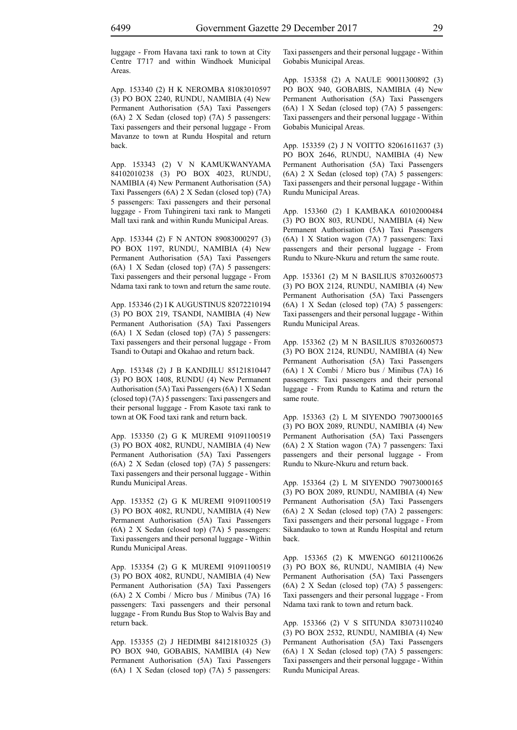luggage - From Havana taxi rank to town at City Centre T717 and within Windhoek Municipal Areas.

App. 153340 (2) H K NEROMBA 81083010597 (3) PO BOX 2240, RUNDU, NAMIBIA (4) New Permanent Authorisation (5A) Taxi Passengers (6A) 2 X Sedan (closed top) (7A) 5 passengers: Taxi passengers and their personal luggage - From Mavanze to town at Rundu Hospital and return back.

App. 153343 (2) V N KAMUKWANYAMA 84102010238 (3) PO BOX 4023, RUNDU, NAMIBIA (4) New Permanent Authorisation (5A) Taxi Passengers (6A) 2 X Sedan (closed top) (7A) 5 passengers: Taxi passengers and their personal luggage - From Tuhingireni taxi rank to Mangeti Mall taxi rank and within Rundu Municipal Areas.

App. 153344 (2) F N ANTON 89083000297 (3) PO BOX 1197, RUNDU, NAMIBIA (4) New Permanent Authorisation (5A) Taxi Passengers (6A) 1 X Sedan (closed top) (7A) 5 passengers: Taxi passengers and their personal luggage - From Ndama taxi rank to town and return the same route.

App. 153346 (2) I K AUGUSTINUS 82072210194 (3) PO BOX 219, TSANDI, NAMIBIA (4) New Permanent Authorisation (5A) Taxi Passengers (6A) 1 X Sedan (closed top) (7A) 5 passengers: Taxi passengers and their personal luggage - From Tsandi to Outapi and Okahao and return back.

App. 153348 (2) J B KANDJILU 85121810447 (3) PO BOX 1408, RUNDU (4) New Permanent Authorisation (5A) Taxi Passengers (6A) 1 X Sedan (closed top) (7A) 5 passengers: Taxi passengers and their personal luggage - From Kasote taxi rank to town at OK Food taxi rank and return back.

App. 153350 (2) G K MUREMI 91091100519 (3) PO BOX 4082, RUNDU, NAMIBIA (4) New Permanent Authorisation (5A) Taxi Passengers (6A) 2 X Sedan (closed top) (7A) 5 passengers: Taxi passengers and their personal luggage - Within Rundu Municipal Areas.

App. 153352 (2) G K MUREMI 91091100519 (3) PO BOX 4082, RUNDU, NAMIBIA (4) New Permanent Authorisation (5A) Taxi Passengers (6A) 2 X Sedan (closed top) (7A) 5 passengers: Taxi passengers and their personal luggage - Within Rundu Municipal Areas.

App. 153354 (2) G K MUREMI 91091100519 (3) PO BOX 4082, RUNDU, NAMIBIA (4) New Permanent Authorisation (5A) Taxi Passengers (6A) 2 X Combi / Micro bus / Minibus (7A) 16 passengers: Taxi passengers and their personal luggage - From Rundu Bus Stop to Walvis Bay and return back.

App. 153355 (2) J HEDIMBI 84121810325 (3) PO BOX 940, GOBABIS, NAMIBIA (4) New Permanent Authorisation (5A) Taxi Passengers (6A) 1 X Sedan (closed top) (7A) 5 passengers: Taxi passengers and their personal luggage - Within Gobabis Municipal Areas.

App. 153358 (2) A NAULE 90011300892 (3) PO BOX 940, GOBABIS, NAMIBIA (4) New Permanent Authorisation (5A) Taxi Passengers (6A) 1 X Sedan (closed top) (7A) 5 passengers: Taxi passengers and their personal luggage - Within Gobabis Municipal Areas.

App. 153359 (2) J N VOITTO 82061611637 (3) PO BOX 2646, RUNDU, NAMIBIA (4) New Permanent Authorisation (5A) Taxi Passengers (6A) 2 X Sedan (closed top) (7A) 5 passengers: Taxi passengers and their personal luggage - Within Rundu Municipal Areas.

App. 153360 (2) I KAMBAKA 60102000484 (3) PO BOX 803, RUNDU, NAMIBIA (4) New Permanent Authorisation (5A) Taxi Passengers (6A) 1 X Station wagon (7A) 7 passengers: Taxi passengers and their personal luggage - From Rundu to Nkure-Nkuru and return the same route.

App. 153361 (2) M N BASILIUS 87032600573 (3) PO BOX 2124, RUNDU, NAMIBIA (4) New Permanent Authorisation (5A) Taxi Passengers (6A) 1 X Sedan (closed top) (7A) 5 passengers: Taxi passengers and their personal luggage - Within Rundu Municipal Areas.

App. 153362 (2) M N BASILIUS 87032600573 (3) PO BOX 2124, RUNDU, NAMIBIA (4) New Permanent Authorisation (5A) Taxi Passengers (6A) 1 X Combi / Micro bus / Minibus (7A) 16 passengers: Taxi passengers and their personal luggage - From Rundu to Katima and return the same route.

App. 153363 (2) L M SIYENDO 79073000165 (3) PO BOX 2089, RUNDU, NAMIBIA (4) New Permanent Authorisation (5A) Taxi Passengers (6A) 2 X Station wagon (7A) 7 passengers: Taxi passengers and their personal luggage - From Rundu to Nkure-Nkuru and return back.

App. 153364 (2) L M SIYENDO 79073000165 (3) PO BOX 2089, RUNDU, NAMIBIA (4) New Permanent Authorisation (5A) Taxi Passengers (6A) 2 X Sedan (closed top) (7A) 2 passengers: Taxi passengers and their personal luggage - From Sikandauko to town at Rundu Hospital and return back.

App. 153365 (2) K MWENGO 60121100626 (3) PO BOX 86, RUNDU, NAMIBIA (4) New Permanent Authorisation (5A) Taxi Passengers (6A) 2 X Sedan (closed top) (7A) 5 passengers: Taxi passengers and their personal luggage - From Ndama taxi rank to town and return back.

App. 153366 (2) V S SITUNDA 83073110240 (3) PO BOX 2532, RUNDU, NAMIBIA (4) New Permanent Authorisation (5A) Taxi Passengers (6A) 1 X Sedan (closed top) (7A) 5 passengers: Taxi passengers and their personal luggage - Within Rundu Municipal Areas.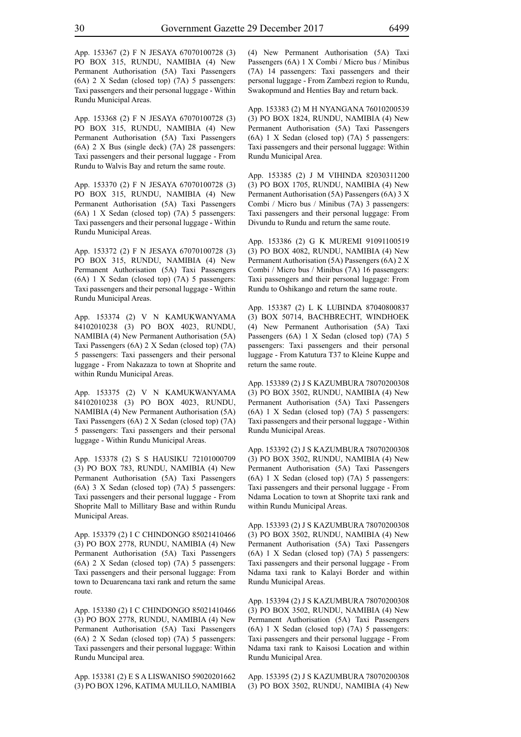App. 153367 (2) F N JESAYA 67070100728 (3) PO BOX 315, RUNDU, NAMIBIA (4) New Permanent Authorisation (5A) Taxi Passengers (6A) 2 X Sedan (closed top) (7A) 5 passengers: Taxi passengers and their personal luggage - Within Rundu Municipal Areas.

App. 153368 (2) F N JESAYA 67070100728 (3) PO BOX 315, RUNDU, NAMIBIA (4) New Permanent Authorisation (5A) Taxi Passengers (6A) 2 X Bus (single deck) (7A) 28 passengers: Taxi passengers and their personal luggage - From Rundu to Walvis Bay and return the same route.

App. 153370 (2) F N JESAYA 67070100728 (3) PO BOX 315, RUNDU, NAMIBIA (4) New Permanent Authorisation (5A) Taxi Passengers (6A) 1 X Sedan (closed top) (7A) 5 passengers: Taxi passengers and their personal luggage - Within Rundu Municipal Areas.

App. 153372 (2) F N JESAYA 67070100728 (3) PO BOX 315, RUNDU, NAMIBIA (4) New Permanent Authorisation (5A) Taxi Passengers (6A) 1 X Sedan (closed top) (7A) 5 passengers: Taxi passengers and their personal luggage - Within Rundu Municipal Areas.

App. 153374 (2) V N KAMUKWANYAMA 84102010238 (3) PO BOX 4023, RUNDU, NAMIBIA (4) New Permanent Authorisation (5A) Taxi Passengers (6A) 2 X Sedan (closed top) (7A) 5 passengers: Taxi passengers and their personal luggage - From Nakazaza to town at Shoprite and within Rundu Municipal Areas.

App. 153375 (2) V N KAMUKWANYAMA 84102010238 (3) PO BOX 4023, RUNDU, NAMIBIA (4) New Permanent Authorisation (5A) Taxi Passengers (6A) 2 X Sedan (closed top) (7A) 5 passengers: Taxi passengers and their personal luggage - Within Rundu Municipal Areas.

App. 153378 (2) S S HAUSIKU 72101000709 (3) PO BOX 783, RUNDU, NAMIBIA (4) New Permanent Authorisation (5A) Taxi Passengers (6A) 3 X Sedan (closed top) (7A) 5 passengers: Taxi passengers and their personal luggage - From Shoprite Mall to Millitary Base and within Rundu Municipal Areas.

App. 153379 (2) I C CHINDONGO 85021410466 (3) PO BOX 2778, RUNDU, NAMIBIA (4) New Permanent Authorisation (5A) Taxi Passengers (6A) 2 X Sedan (closed top) (7A) 5 passengers: Taxi passengers and their personal luggage: From town to Dcuarencana taxi rank and return the same route.

App. 153380 (2) I C CHINDONGO 85021410466 (3) PO BOX 2778, RUNDU, NAMIBIA (4) New Permanent Authorisation (5A) Taxi Passengers (6A) 2 X Sedan (closed top) (7A) 5 passengers: Taxi passengers and their personal luggage: Within Rundu Muncipal area.

App. 153381 (2) E S A LISWANISO 59020201662 (3) PO BOX 1296, KATIMA MULILO, NAMIBIA (4) New Permanent Authorisation (5A) Taxi Passengers (6A) 1 X Combi / Micro bus / Minibus (7A) 14 passengers: Taxi passengers and their personal luggage - From Zambezi region to Rundu, Swakopmund and Henties Bay and return back.

App. 153383 (2) M H NYANGANA 76010200539 (3) PO BOX 1824, RUNDU, NAMIBIA (4) New Permanent Authorisation (5A) Taxi Passengers (6A) 1 X Sedan (closed top) (7A) 5 passengers: Taxi passengers and their personal luggage: Within Rundu Municipal Area.

App. 153385 (2) J M VIHINDA 82030311200 (3) PO BOX 1705, RUNDU, NAMIBIA (4) New Permanent Authorisation (5A) Passengers (6A) 3 X Combi / Micro bus / Minibus (7A) 3 passengers: Taxi passengers and their personal luggage: From Divundu to Rundu and return the same route.

App. 153386 (2) G K MUREMI 91091100519 (3) PO BOX 4082, RUNDU, NAMIBIA (4) New Permanent Authorisation (5A) Passengers (6A) 2 X Combi / Micro bus / Minibus (7A) 16 passengers: Taxi passengers and their personal luggage: From Rundu to Oshikango and return the same route.

App. 153387 (2) L K LUBINDA 87040800837 (3) BOX 50714, BACHBRECHT, WINDHOEK (4) New Permanent Authorisation (5A) Taxi Passengers (6A) 1 X Sedan (closed top) (7A) 5 passengers: Taxi passengers and their personal luggage - From Katutura T37 to Kleine Kuppe and return the same route.

App. 153389 (2) J S KAZUMBURA 78070200308 (3) PO BOX 3502, RUNDU, NAMIBIA (4) New Permanent Authorisation (5A) Taxi Passengers (6A) 1 X Sedan (closed top) (7A) 5 passengers: Taxi passengers and their personal luggage - Within Rundu Municipal Areas.

App. 153392 (2) J S KAZUMBURA 78070200308 (3) PO BOX 3502, RUNDU, NAMIBIA (4) New Permanent Authorisation (5A) Taxi Passengers (6A) 1 X Sedan (closed top) (7A) 5 passengers: Taxi passengers and their personal luggage - From Ndama Location to town at Shoprite taxi rank and within Rundu Municipal Areas.

App. 153393 (2) J S KAZUMBURA 78070200308 (3) PO BOX 3502, RUNDU, NAMIBIA (4) New Permanent Authorisation (5A) Taxi Passengers (6A) 1 X Sedan (closed top) (7A) 5 passengers: Taxi passengers and their personal luggage - From Ndama taxi rank to Kalayi Border and within Rundu Municipal Areas.

App. 153394 (2) J S KAZUMBURA 78070200308 (3) PO BOX 3502, RUNDU, NAMIBIA (4) New Permanent Authorisation (5A) Taxi Passengers (6A) 1 X Sedan (closed top) (7A) 5 passengers: Taxi passengers and their personal luggage - From Ndama taxi rank to Kaisosi Location and within Rundu Municipal Area.

App. 153395 (2) J S KAZUMBURA 78070200308 (3) PO BOX 3502, RUNDU, NAMIBIA (4) New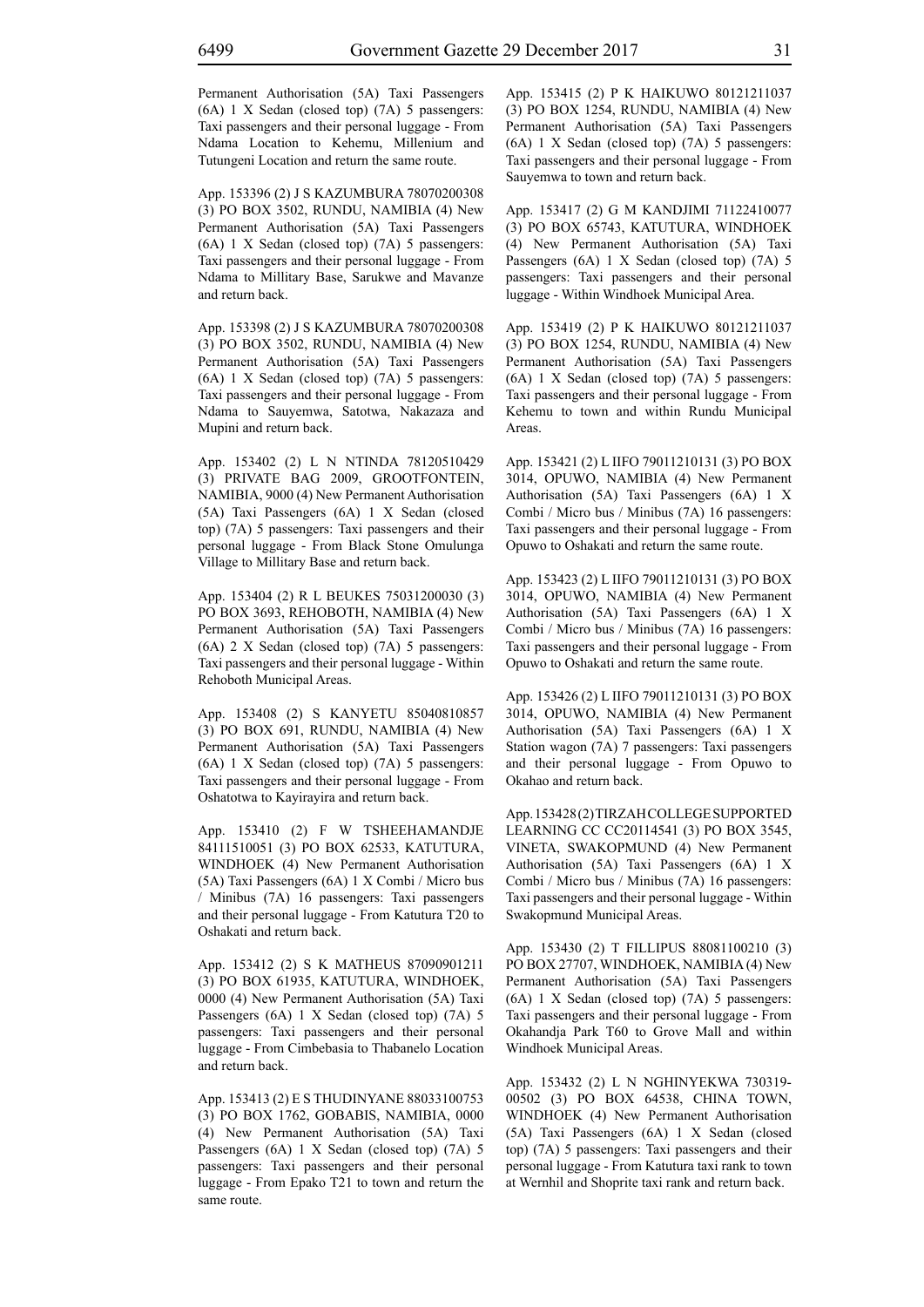Permanent Authorisation (5A) Taxi Passengers (6A) 1 X Sedan (closed top) (7A) 5 passengers: Taxi passengers and their personal luggage - From Ndama Location to Kehemu, Millenium and Tutungeni Location and return the same route.

App. 153396 (2) J S KAZUMBURA 78070200308 (3) PO BOX 3502, RUNDU, NAMIBIA (4) New Permanent Authorisation (5A) Taxi Passengers (6A) 1 X Sedan (closed top) (7A) 5 passengers: Taxi passengers and their personal luggage - From Ndama to Millitary Base, Sarukwe and Mavanze and return back.

App. 153398 (2) J S KAZUMBURA 78070200308 (3) PO BOX 3502, RUNDU, NAMIBIA (4) New Permanent Authorisation (5A) Taxi Passengers (6A) 1 X Sedan (closed top) (7A) 5 passengers: Taxi passengers and their personal luggage - From Ndama to Sauyemwa, Satotwa, Nakazaza and Mupini and return back.

App. 153402 (2) L N NTINDA 78120510429 (3) PRIVATE BAG 2009, GROOTFONTEIN, NAMIBIA, 9000 (4) New Permanent Authorisation (5A) Taxi Passengers (6A) 1 X Sedan (closed top) (7A) 5 passengers: Taxi passengers and their personal luggage - From Black Stone Omulunga Village to Millitary Base and return back.

App. 153404 (2) R L BEUKES 75031200030 (3) PO BOX 3693, REHOBOTH, NAMIBIA (4) New Permanent Authorisation (5A) Taxi Passengers (6A) 2 X Sedan (closed top) (7A) 5 passengers: Taxi passengers and their personal luggage - Within Rehoboth Municipal Areas.

App. 153408 (2) S KANYETU 85040810857 (3) PO BOX 691, RUNDU, NAMIBIA (4) New Permanent Authorisation (5A) Taxi Passengers (6A) 1 X Sedan (closed top) (7A) 5 passengers: Taxi passengers and their personal luggage - From Oshatotwa to Kayirayira and return back.

App. 153410 (2) F W TSHEEHAMANDJE 84111510051 (3) PO BOX 62533, KATUTURA, WINDHOEK (4) New Permanent Authorisation (5A) Taxi Passengers (6A) 1 X Combi / Micro bus / Minibus (7A) 16 passengers: Taxi passengers and their personal luggage - From Katutura T20 to Oshakati and return back.

App. 153412 (2) S K MATHEUS 87090901211 (3) PO BOX 61935, KATUTURA, WINDHOEK, 0000 (4) New Permanent Authorisation (5A) Taxi Passengers (6A) 1 X Sedan (closed top) (7A) 5 passengers: Taxi passengers and their personal luggage - From Cimbebasia to Thabanelo Location and return back.

App. 153413 (2) E S THUDINYANE 88033100753 (3) PO BOX 1762, GOBABIS, NAMIBIA, 0000 (4) New Permanent Authorisation (5A) Taxi Passengers (6A) 1 X Sedan (closed top) (7A) 5 passengers: Taxi passengers and their personal luggage - From Epako T21 to town and return the same route.

App. 153415 (2) P K HAIKUWO 80121211037 (3) PO BOX 1254, RUNDU, NAMIBIA (4) New Permanent Authorisation (5A) Taxi Passengers (6A) 1 X Sedan (closed top) (7A) 5 passengers: Taxi passengers and their personal luggage - From Sauyemwa to town and return back.

App. 153417 (2) G M KANDJIMI 71122410077 (3) PO BOX 65743, KATUTURA, WINDHOEK (4) New Permanent Authorisation (5A) Taxi Passengers (6A) 1 X Sedan (closed top) (7A) 5 passengers: Taxi passengers and their personal luggage - Within Windhoek Municipal Area.

App. 153419 (2) P K HAIKUWO 80121211037 (3) PO BOX 1254, RUNDU, NAMIBIA (4) New Permanent Authorisation (5A) Taxi Passengers (6A) 1 X Sedan (closed top) (7A) 5 passengers: Taxi passengers and their personal luggage - From Kehemu to town and within Rundu Municipal Areas.

App. 153421 (2) L IIFO 79011210131 (3) PO BOX 3014, OPUWO, NAMIBIA (4) New Permanent Authorisation (5A) Taxi Passengers (6A) 1 X Combi / Micro bus / Minibus (7A) 16 passengers: Taxi passengers and their personal luggage - From Opuwo to Oshakati and return the same route.

App. 153423 (2) L IIFO 79011210131 (3) PO BOX 3014, OPUWO, NAMIBIA (4) New Permanent Authorisation (5A) Taxi Passengers (6A) 1 X Combi / Micro bus / Minibus (7A) 16 passengers: Taxi passengers and their personal luggage - From Opuwo to Oshakati and return the same route.

App. 153426 (2) L IIFO 79011210131 (3) PO BOX 3014, OPUWO, NAMIBIA (4) New Permanent Authorisation (5A) Taxi Passengers (6A) 1 X Station wagon (7A) 7 passengers: Taxi passengers and their personal luggage - From Opuwo to Okahao and return back.

App. 153428 (2) TIRZAH COLLEGE SUPPORTED LEARNING CC CC20114541 (3) PO BOX 3545, VINETA, SWAKOPMUND (4) New Permanent Authorisation (5A) Taxi Passengers (6A) 1 X Combi / Micro bus / Minibus (7A) 16 passengers: Taxi passengers and their personal luggage - Within Swakopmund Municipal Areas.

App. 153430 (2) T FILLIPUS 88081100210 (3) PO BOX 27707, WINDHOEK, NAMIBIA (4) New Permanent Authorisation (5A) Taxi Passengers (6A) 1 X Sedan (closed top) (7A) 5 passengers: Taxi passengers and their personal luggage - From Okahandja Park T60 to Grove Mall and within Windhoek Municipal Areas.

App. 153432 (2) L N NGHINYEKWA 730319-00502 (3) PO BOX 64538, CHINA TOWN, WINDHOEK (4) New Permanent Authorisation (5A) Taxi Passengers (6A) 1 X Sedan (closed top) (7A) 5 passengers: Taxi passengers and their personal luggage - From Katutura taxi rank to town at Wernhil and Shoprite taxi rank and return back.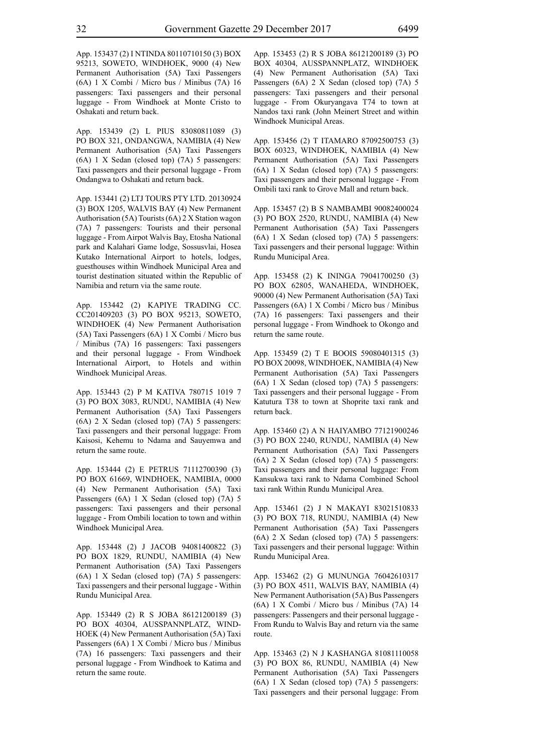App. 153437 (2) I NTINDA 80110710150 (3) BOX 95213, SOWETO, WINDHOEK, 9000 (4) New Permanent Authorisation (5A) Taxi Passengers (6A) 1 X Combi / Micro bus / Minibus (7A) 16 passengers: Taxi passengers and their personal luggage - From Windhoek at Monte Cristo to Oshakati and return back.

App. 153439 (2) L PIUS 83080811089 (3) PO BOX 321, ONDANGWA, NAMIBIA (4) New Permanent Authorisation (5A) Taxi Passengers (6A) 1 X Sedan (closed top) (7A) 5 passengers: Taxi passengers and their personal luggage - From Ondangwa to Oshakati and return back.

App. 153441 (2) LTJ TOURS PTY LTD. 20130924 (3) BOX 1205, WALVIS BAY (4) New Permanent Authorisation (5A) Tourists (6A) 2 X Station wagon (7A) 7 passengers: Tourists and their personal luggage - From Airpot Walvis Bay, Etosha National park and Kalahari Game lodge, Sossusvlai, Hosea Kutako International Airport to hotels, lodges, guesthouses within Windhoek Municipal Area and tourist destination situated within the Republic of Namibia and return via the same route.

App. 153442 (2) KAPIYE TRADING CC. CC201409203 (3) PO BOX 95213, SOWETO, WINDHOEK (4) New Permanent Authorisation (5A) Taxi Passengers (6A) 1 X Combi / Micro bus / Minibus (7A) 16 passengers: Taxi passengers and their personal luggage - From Windhoek International Airport, to Hotels and within Windhoek Municipal Areas.

App. 153443 (2) P M KATIVA 780715 1019 7 (3) PO BOX 3083, RUNDU, NAMIBIA (4) New Permanent Authorisation (5A) Taxi Passengers (6A) 2 X Sedan (closed top) (7A) 5 passengers: Taxi passengers and their personal luggage: From Kaisosi, Kehemu to Ndama and Sauyemwa and return the same route.

App. 153444 (2) E PETRUS 71112700390 (3) PO BOX 61669, WINDHOEK, NAMIBIA, 0000 (4) New Permanent Authorisation (5A) Taxi Passengers (6A) 1 X Sedan (closed top) (7A) 5 passengers: Taxi passengers and their personal luggage - From Ombili location to town and within Windhoek Municipal Area.

App. 153448 (2) J JACOB 94081400822 (3) PO BOX 1829, RUNDU, NAMIBIA (4) New Permanent Authorisation (5A) Taxi Passengers (6A) 1 X Sedan (closed top) (7A) 5 passengers: Taxi passengers and their personal luggage - Within Rundu Municipal Area.

App. 153449 (2) R S JOBA 86121200189 (3) PO BOX 40304, AUSSPANNPLATZ, WIND-HOEK (4) New Permanent Authorisation (5A) Taxi Passengers (6A) 1 X Combi / Micro bus / Minibus (7A) 16 passengers: Taxi passengers and their personal luggage - From Windhoek to Katima and return the same route.

App. 153453 (2) R S JOBA 86121200189 (3) PO BOX 40304, AUSSPANNPLATZ, WINDHOEK (4) New Permanent Authorisation (5A) Taxi Passengers (6A) 2 X Sedan (closed top) (7A) 5 passengers: Taxi passengers and their personal luggage - From Okuryangava T74 to town at Nandos taxi rank (John Meinert Street and within Windhoek Municipal Areas.

App. 153456 (2) T ITAMARO 87092500753 (3) BOX 60323, WINDHOEK, NAMIBIA (4) New Permanent Authorisation (5A) Taxi Passengers (6A) 1 X Sedan (closed top) (7A) 5 passengers: Taxi passengers and their personal luggage - From Ombili taxi rank to Grove Mall and return back.

App. 153457 (2) B S NAMBAMBI 90082400024 (3) PO BOX 2520, RUNDU, NAMIBIA (4) New Permanent Authorisation (5A) Taxi Passengers (6A) 1 X Sedan (closed top) (7A) 5 passengers: Taxi passengers and their personal luggage: Within Rundu Municipal Area.

App. 153458 (2) K ININGA 79041700250 (3) PO BOX 62805, WANAHEDA, WINDHOEK, 90000 (4) New Permanent Authorisation (5A) Taxi Passengers (6A) 1 X Combi / Micro bus / Minibus (7A) 16 passengers: Taxi passengers and their personal luggage - From Windhoek to Okongo and return the same route.

App. 153459 (2) T E BOOIS 59080401315 (3) PO BOX 20098, WINDHOEK, NAMIBIA (4) New Permanent Authorisation (5A) Taxi Passengers (6A) 1 X Sedan (closed top) (7A) 5 passengers: Taxi passengers and their personal luggage - From Katutura T38 to town at Shoprite taxi rank and return back.

App. 153460 (2) A N HAIYAMBO 77121900246 (3) PO BOX 2240, RUNDU, NAMIBIA (4) New Permanent Authorisation (5A) Taxi Passengers (6A) 2 X Sedan (closed top) (7A) 5 passengers: Taxi passengers and their personal luggage: From Kansukwa taxi rank to Ndama Combined School taxi rank Within Rundu Municipal Area.

App. 153461 (2) J N MAKAYI 83021510833 (3) PO BOX 718, RUNDU, NAMIBIA (4) New Permanent Authorisation (5A) Taxi Passengers (6A) 2 X Sedan (closed top) (7A) 5 passengers: Taxi passengers and their personal luggage: Within Rundu Municipal Area.

App. 153462 (2) G MUNUNGA 76042610317 (3) PO BOX 4511, WALVIS BAY, NAMIBIA (4) New Permanent Authorisation (5A) Bus Passengers (6A) 1 X Combi / Micro bus / Minibus (7A) 14 passengers: Passengers and their personal luggage - From Rundu to Walvis Bay and return via the same route.

App. 153463 (2) N J KASHANGA 81081110058 (3) PO BOX 86, RUNDU, NAMIBIA (4) New Permanent Authorisation (5A) Taxi Passengers (6A) 1 X Sedan (closed top) (7A) 5 passengers: Taxi passengers and their personal luggage: From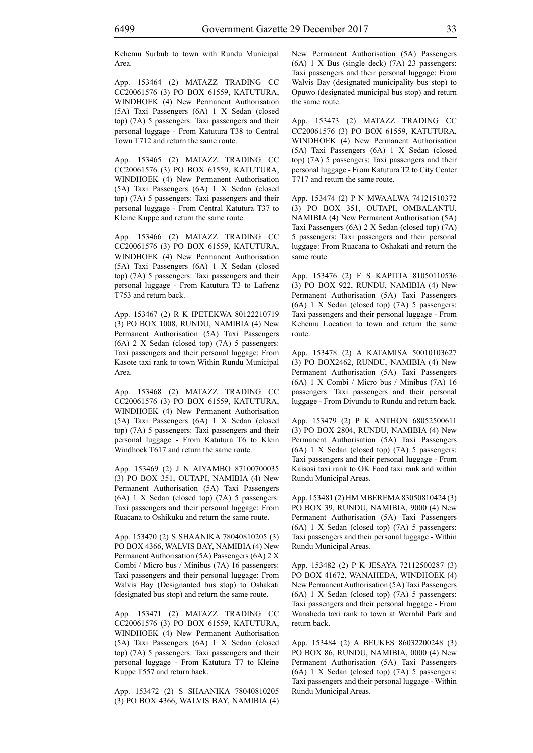Kehemu Surbub to town with Rundu Municipal Area.

App. 153464 (2) MATAZZ TRADING CC CC20061576 (3) PO BOX 61559, KATUTURA, WINDHOEK (4) New Permanent Authorisation (5A) Taxi Passengers (6A) 1 X Sedan (closed top) (7A) 5 passengers: Taxi passengers and their personal luggage - From Katutura T38 to Central Town T712 and return the same route.

App. 153465 (2) MATAZZ TRADING CC CC20061576 (3) PO BOX 61559, KATUTURA, WINDHOEK (4) New Permanent Authorisation (5A) Taxi Passengers (6A) 1 X Sedan (closed top) (7A) 5 passengers: Taxi passengers and their personal luggage - From Central Katutura T37 to Kleine Kuppe and return the same route.

App. 153466 (2) MATAZZ TRADING CC CC20061576 (3) PO BOX 61559, KATUTURA, WINDHOEK (4) New Permanent Authorisation (5A) Taxi Passengers (6A) 1 X Sedan (closed top) (7A) 5 passengers: Taxi passengers and their personal luggage - From Katutura T3 to Lafrenz T753 and return back.

App. 153467 (2) R K IPETEKWA 80122210719 (3) PO BOX 1008, RUNDU, NAMIBIA (4) New Permanent Authorisation (5A) Taxi Passengers (6A) 2 X Sedan (closed top) (7A) 5 passengers: Taxi passengers and their personal luggage: From Kasote taxi rank to town Within Rundu Municipal Area.

App. 153468 (2) MATAZZ TRADING CC CC20061576 (3) PO BOX 61559, KATUTURA, WINDHOEK (4) New Permanent Authorisation (5A) Taxi Passengers (6A) 1 X Sedan (closed top) (7A) 5 passengers: Taxi passengers and their personal luggage - From Katutura T6 to Klein Windhoek T617 and return the same route.

App. 153469 (2) J N AIYAMBO 87100700035 (3) PO BOX 351, OUTAPI, NAMIBIA (4) New Permanent Authorisation (5A) Taxi Passengers (6A) 1 X Sedan (closed top) (7A) 5 passengers: Taxi passengers and their personal luggage: From Ruacana to Oshikuku and return the same route.

App. 153470 (2) S SHAANIKA 78040810205 (3) PO BOX 4366, WALVIS BAY, NAMIBIA (4) New Permanent Authorisation (5A) Passengers (6A) 2 X Combi / Micro bus / Minibus (7A) 16 passengers: Taxi passengers and their personal luggage: From Walvis Bay (Designanted bus stop) to Oshakati (designated bus stop) and return the same route.

App. 153471 (2) MATAZZ TRADING CC CC20061576 (3) PO BOX 61559, KATUTURA, WINDHOEK (4) New Permanent Authorisation (5A) Taxi Passengers (6A) 1 X Sedan (closed top) (7A) 5 passengers: Taxi passengers and their personal luggage - From Katutura T7 to Kleine Kuppe T557 and return back.

App. 153472 (2) S SHAANIKA 78040810205 (3) PO BOX 4366, WALVIS BAY, NAMIBIA (4) New Permanent Authorisation (5A) Passengers (6A) 1 X Bus (single deck) (7A) 23 passengers: Taxi passengers and their personal luggage: From Walvis Bay (designated municipality bus stop) to Opuwo (designated municipal bus stop) and return the same route.

App. 153473 (2) MATAZZ TRADING CC CC20061576 (3) PO BOX 61559, KATUTURA, WINDHOEK (4) New Permanent Authorisation (5A) Taxi Passengers (6A) 1 X Sedan (closed top) (7A) 5 passengers: Taxi passengers and their personal luggage - From Katutura T2 to City Center T717 and return the same route.

App. 153474 (2) P N MWAALWA 74121510372 (3) PO BOX 351, OUTAPI, OMBALANTU, NAMIBIA (4) New Permanent Authorisation (5A) Taxi Passengers (6A) 2 X Sedan (closed top) (7A) 5 passengers: Taxi passengers and their personal luggage: From Ruacana to Oshakati and return the same route.

App. 153476 (2) F S KAPITIA 81050110536 (3) PO BOX 922, RUNDU, NAMIBIA (4) New Permanent Authorisation (5A) Taxi Passengers (6A) 1 X Sedan (closed top) (7A) 5 passengers: Taxi passengers and their personal luggage - From Kehemu Location to town and return the same route.

App. 153478 (2) A KATAMISA 50010103627 (3) PO BOX2462, RUNDU, NAMIBIA (4) New Permanent Authorisation (5A) Taxi Passengers (6A) 1 X Combi / Micro bus / Minibus (7A) 16 passengers: Taxi passengers and their personal luggage - From Divundu to Rundu and return back.

App. 153479 (2) P K ANTHON 68052500611 (3) PO BOX 2804, RUNDU, NAMIBIA (4) New Permanent Authorisation (5A) Taxi Passengers (6A) 1 X Sedan (closed top) (7A) 5 passengers: Taxi passengers and their personal luggage - From Kaisosi taxi rank to OK Food taxi rank and within Rundu Municipal Areas.

App. 153481 (2) HM MBEREMA 83050810424 (3) PO BOX 39, RUNDU, NAMIBIA, 9000 (4) New Permanent Authorisation (5A) Taxi Passengers (6A) 1 X Sedan (closed top) (7A) 5 passengers: Taxi passengers and their personal luggage - Within Rundu Municipal Areas.

App. 153482 (2) P K JESAYA 72112500287 (3) PO BOX 41672, WANAHEDA, WINDHOEK (4) New Permanent Authorisation (5A) Taxi Passengers (6A) 1 X Sedan (closed top) (7A) 5 passengers: Taxi passengers and their personal luggage - From Wanaheda taxi rank to town at Wernhil Park and return back.

App. 153484 (2) A BEUKES 86032200248 (3) PO BOX 86, RUNDU, NAMIBIA, 0000 (4) New Permanent Authorisation (5A) Taxi Passengers (6A) 1 X Sedan (closed top) (7A) 5 passengers: Taxi passengers and their personal luggage - Within Rundu Municipal Areas.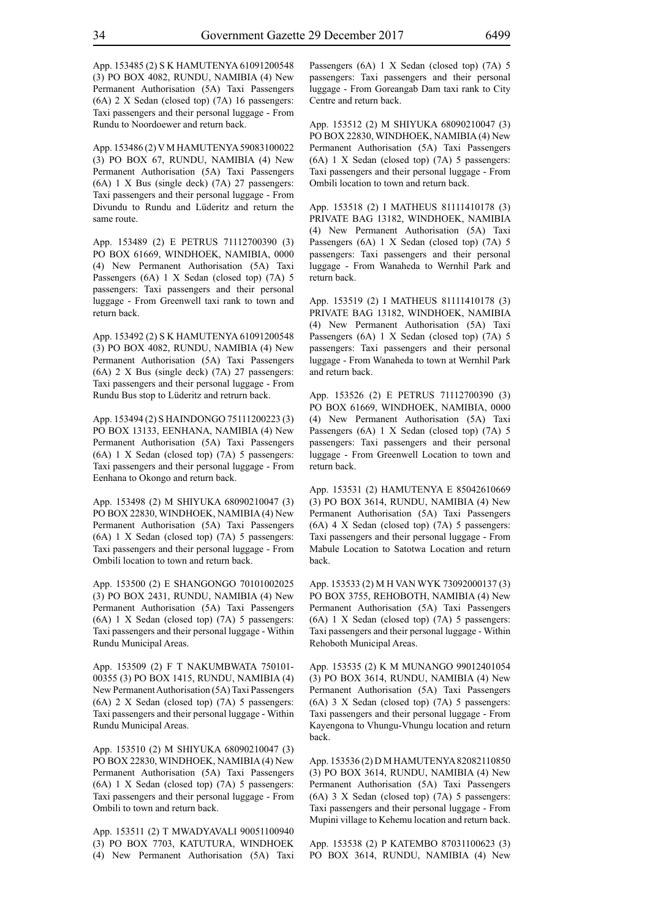App. 153485 (2) S K HAMUTENYA 61091200548 (3) PO BOX 4082, RUNDU, NAMIBIA (4) New Permanent Authorisation (5A) Taxi Passengers (6A) 2 X Sedan (closed top) (7A) 16 passengers: Taxi passengers and their personal luggage - From Rundu to Noordoewer and return back.

App. 153486 (2) V M HAMUTENYA 59083100022 (3) PO BOX 67, RUNDU, NAMIBIA (4) New Permanent Authorisation (5A) Taxi Passengers (6A) 1 X Bus (single deck) (7A) 27 passengers: Taxi passengers and their personal luggage - From Divundu to Rundu and Lüderitz and return the same route.

App. 153489 (2) E PETRUS 71112700390 (3) PO BOX 61669, WINDHOEK, NAMIBIA, 0000 (4) New Permanent Authorisation (5A) Taxi Passengers (6A) 1 X Sedan (closed top) (7A) 5 passengers: Taxi passengers and their personal luggage - From Greenwell taxi rank to town and return back.

App. 153492 (2) S K HAMUTENYA 61091200548 (3) PO BOX 4082, RUNDU, NAMIBIA (4) New Permanent Authorisation (5A) Taxi Passengers (6A) 2 X Bus (single deck) (7A) 27 passengers: Taxi passengers and their personal luggage - From Rundu Bus stop to Lüderitz and retrurn back.

App. 153494 (2) S HAINDONGO 75111200223 (3) PO BOX 13133, EENHANA, NAMIBIA (4) New Permanent Authorisation (5A) Taxi Passengers (6A) 1 X Sedan (closed top) (7A) 5 passengers: Taxi passengers and their personal luggage - From Eenhana to Okongo and return back.

App. 153498 (2) M SHIYUKA 68090210047 (3) PO BOX 22830, WINDHOEK, NAMIBIA (4) New Permanent Authorisation (5A) Taxi Passengers (6A) 1 X Sedan (closed top) (7A) 5 passengers: Taxi passengers and their personal luggage - From Ombili location to town and return back.

App. 153500 (2) E SHANGONGO 70101002025 (3) PO BOX 2431, RUNDU, NAMIBIA (4) New Permanent Authorisation (5A) Taxi Passengers (6A) 1 X Sedan (closed top) (7A) 5 passengers: Taxi passengers and their personal luggage - Within Rundu Municipal Areas.

App. 153509 (2) F T NAKUMBWATA 750101-00355 (3) PO BOX 1415, RUNDU, NAMIBIA (4) New Permanent Authorisation (5A) Taxi Passengers (6A) 2 X Sedan (closed top) (7A) 5 passengers: Taxi passengers and their personal luggage - Within Rundu Municipal Areas.

App. 153510 (2) M SHIYUKA 68090210047 (3) PO BOX 22830, WINDHOEK, NAMIBIA (4) New Permanent Authorisation (5A) Taxi Passengers (6A) 1 X Sedan (closed top) (7A) 5 passengers: Taxi passengers and their personal luggage - From Ombili to town and return back.

App. 153511 (2) T MWADYAVALI 90051100940 (3) PO BOX 7703, KATUTURA, WINDHOEK (4) New Permanent Authorisation (5A) Taxi Passengers (6A) 1 X Sedan (closed top) (7A) 5 passengers: Taxi passengers and their personal luggage - From Goreangab Dam taxi rank to City Centre and return back.

App. 153512 (2) M SHIYUKA 68090210047 (3) PO BOX 22830, WINDHOEK, NAMIBIA (4) New Permanent Authorisation (5A) Taxi Passengers (6A) 1 X Sedan (closed top) (7A) 5 passengers: Taxi passengers and their personal luggage - From Ombili location to town and return back.

App. 153518 (2) I MATHEUS 81111410178 (3) PRIVATE BAG 13182, WINDHOEK, NAMIBIA (4) New Permanent Authorisation (5A) Taxi Passengers (6A) 1 X Sedan (closed top) (7A) 5 passengers: Taxi passengers and their personal luggage - From Wanaheda to Wernhil Park and return back.

App. 153519 (2) I MATHEUS 81111410178 (3) PRIVATE BAG 13182, WINDHOEK, NAMIBIA (4) New Permanent Authorisation (5A) Taxi Passengers (6A) 1 X Sedan (closed top) (7A) 5 passengers: Taxi passengers and their personal luggage - From Wanaheda to town at Wernhil Park and return back.

App. 153526 (2) E PETRUS 71112700390 (3) PO BOX 61669, WINDHOEK, NAMIBIA, 0000 (4) New Permanent Authorisation (5A) Taxi Passengers (6A) 1 X Sedan (closed top) (7A) 5 passengers: Taxi passengers and their personal luggage - From Greenwell Location to town and return back.

App. 153531 (2) HAMUTENYA E 85042610669 (3) PO BOX 3614, RUNDU, NAMIBIA (4) New Permanent Authorisation (5A) Taxi Passengers (6A) 4 X Sedan (closed top) (7A) 5 passengers: Taxi passengers and their personal luggage - From Mabule Location to Satotwa Location and return back.

App. 153533 (2) M H VAN WYK 73092000137 (3) PO BOX 3755, REHOBOTH, NAMIBIA (4) New Permanent Authorisation (5A) Taxi Passengers (6A) 1 X Sedan (closed top) (7A) 5 passengers: Taxi passengers and their personal luggage - Within Rehoboth Municipal Areas.

App. 153535 (2) K M MUNANGO 99012401054 (3) PO BOX 3614, RUNDU, NAMIBIA (4) New Permanent Authorisation (5A) Taxi Passengers (6A) 3 X Sedan (closed top) (7A) 5 passengers: Taxi passengers and their personal luggage - From Kayengona to Vhungu-Vhungu location and return back.

App. 153536 (2) D M HAMUTENYA 82082110850 (3) PO BOX 3614, RUNDU, NAMIBIA (4) New Permanent Authorisation (5A) Taxi Passengers (6A) 3 X Sedan (closed top) (7A) 5 passengers: Taxi passengers and their personal luggage - From Mupini village to Kehemu location and return back.

App. 153538 (2) P KATEMBO 87031100623 (3) PO BOX 3614, RUNDU, NAMIBIA (4) New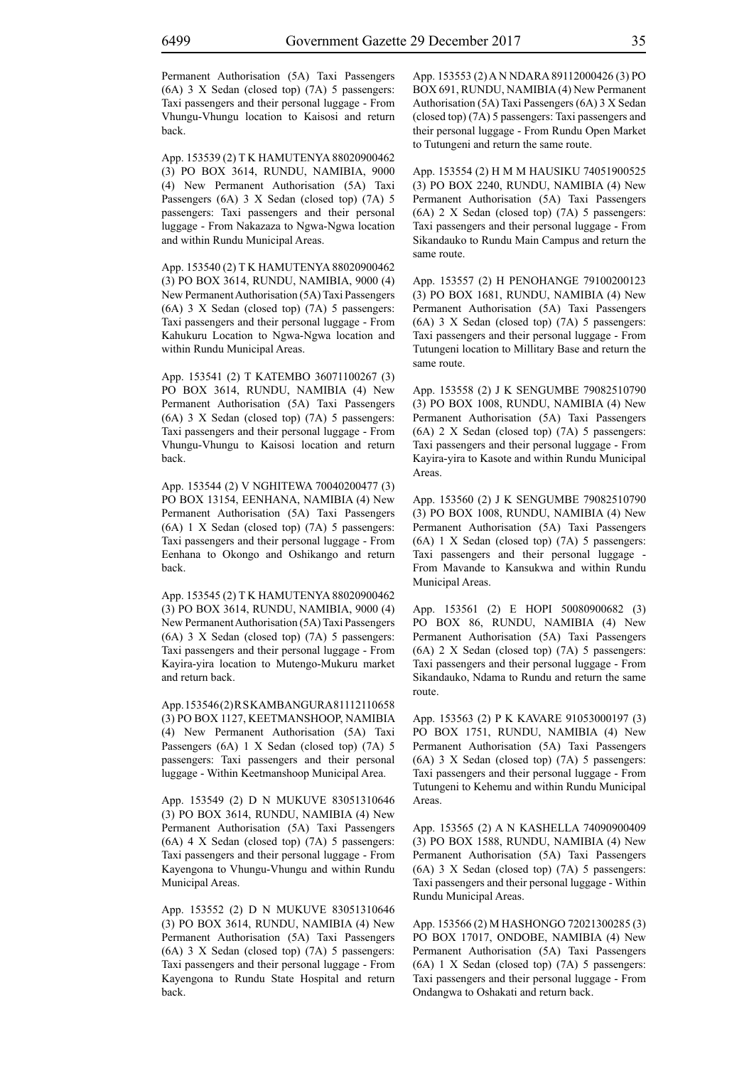Permanent Authorisation (5A) Taxi Passengers (6A) 3 X Sedan (closed top) (7A) 5 passengers: Taxi passengers and their personal luggage - From Vhungu-Vhungu location to Kaisosi and return back.

App. 153539 (2) T K HAMUTENYA 88020900462 (3) PO BOX 3614, RUNDU, NAMIBIA, 9000 (4) New Permanent Authorisation (5A) Taxi Passengers (6A) 3 X Sedan (closed top) (7A) 5 passengers: Taxi passengers and their personal luggage - From Nakazaza to Ngwa-Ngwa location and within Rundu Municipal Areas.

App. 153540 (2) T K HAMUTENYA 88020900462 (3) PO BOX 3614, RUNDU, NAMIBIA, 9000 (4) New Permanent Authorisation (5A) Taxi Passengers (6A) 3 X Sedan (closed top) (7A) 5 passengers: Taxi passengers and their personal luggage - From Kahukuru Location to Ngwa-Ngwa location and within Rundu Municipal Areas.

App. 153541 (2) T KATEMBO 36071100267 (3) PO BOX 3614, RUNDU, NAMIBIA (4) New Permanent Authorisation (5A) Taxi Passengers (6A) 3 X Sedan (closed top) (7A) 5 passengers: Taxi passengers and their personal luggage - From Vhungu-Vhungu to Kaisosi location and return back.

App. 153544 (2) V NGHITEWA 70040200477 (3) PO BOX 13154, EENHANA, NAMIBIA (4) New Permanent Authorisation (5A) Taxi Passengers (6A) 1 X Sedan (closed top) (7A) 5 passengers: Taxi passengers and their personal luggage - From Eenhana to Okongo and Oshikango and return back.

App. 153545 (2) T K HAMUTENYA 88020900462 (3) PO BOX 3614, RUNDU, NAMIBIA, 9000 (4) New Permanent Authorisation (5A) Taxi Passengers (6A) 3 X Sedan (closed top) (7A) 5 passengers: Taxi passengers and their personal luggage - From Kayira-yira location to Mutengo-Mukuru market and return back.

App. 153546 (2) R S KAMBANGURA 81112110658 (3) PO BOX 1127, KEETMANSHOOP, NAMIBIA (4) New Permanent Authorisation (5A) Taxi Passengers (6A) 1 X Sedan (closed top) (7A) 5 passengers: Taxi passengers and their personal luggage - Within Keetmanshoop Municipal Area.

App. 153549 (2) D N MUKUVE 83051310646 (3) PO BOX 3614, RUNDU, NAMIBIA (4) New Permanent Authorisation (5A) Taxi Passengers (6A) 4 X Sedan (closed top) (7A) 5 passengers: Taxi passengers and their personal luggage - From Kayengona to Vhungu-Vhungu and within Rundu Municipal Areas.

App. 153552 (2) D N MUKUVE 83051310646 (3) PO BOX 3614, RUNDU, NAMIBIA (4) New Permanent Authorisation (5A) Taxi Passengers (6A) 3 X Sedan (closed top) (7A) 5 passengers: Taxi passengers and their personal luggage - From Kayengona to Rundu State Hospital and return back.

App. 153553 (2) A N NDARA 89112000426 (3) PO BOX 691, RUNDU, NAMIBIA (4) New Permanent Authorisation (5A) Taxi Passengers (6A) 3 X Sedan (closed top) (7A) 5 passengers: Taxi passengers and their personal luggage - From Rundu Open Market to Tutungeni and return the same route.

App. 153554 (2) H M M HAUSIKU 74051900525 (3) PO BOX 2240, RUNDU, NAMIBIA (4) New Permanent Authorisation (5A) Taxi Passengers (6A) 2 X Sedan (closed top) (7A) 5 passengers: Taxi passengers and their personal luggage - From Sikandauko to Rundu Main Campus and return the same route.

App. 153557 (2) H PENOHANGE 79100200123 (3) PO BOX 1681, RUNDU, NAMIBIA (4) New Permanent Authorisation (5A) Taxi Passengers (6A) 3 X Sedan (closed top) (7A) 5 passengers: Taxi passengers and their personal luggage - From Tutungeni location to Millitary Base and return the same route.

App. 153558 (2) J K SENGUMBE 79082510790 (3) PO BOX 1008, RUNDU, NAMIBIA (4) New Permanent Authorisation (5A) Taxi Passengers (6A) 2 X Sedan (closed top) (7A) 5 passengers: Taxi passengers and their personal luggage - From Kayira-yira to Kasote and within Rundu Municipal Areas.

App. 153560 (2) J K SENGUMBE 79082510790 (3) PO BOX 1008, RUNDU, NAMIBIA (4) New Permanent Authorisation (5A) Taxi Passengers (6A) 1 X Sedan (closed top) (7A) 5 passengers: Taxi passengers and their personal luggage - From Mavande to Kansukwa and within Rundu Municipal Areas.

App. 153561 (2) E HOPI 50080900682 (3) PO BOX 86, RUNDU, NAMIBIA (4) New Permanent Authorisation (5A) Taxi Passengers (6A) 2 X Sedan (closed top) (7A) 5 passengers: Taxi passengers and their personal luggage - From Sikandauko, Ndama to Rundu and return the same route.

App. 153563 (2) P K KAVARE 91053000197 (3) PO BOX 1751, RUNDU, NAMIBIA (4) New Permanent Authorisation (5A) Taxi Passengers (6A) 3 X Sedan (closed top) (7A) 5 passengers: Taxi passengers and their personal luggage - From Tutungeni to Kehemu and within Rundu Municipal Areas.

App. 153565 (2) A N KASHELLA 74090900409 (3) PO BOX 1588, RUNDU, NAMIBIA (4) New Permanent Authorisation (5A) Taxi Passengers (6A) 3 X Sedan (closed top) (7A) 5 passengers: Taxi passengers and their personal luggage - Within Rundu Municipal Areas.

App. 153566 (2) M HASHONGO 72021300285 (3) PO BOX 17017, ONDOBE, NAMIBIA (4) New Permanent Authorisation (5A) Taxi Passengers (6A) 1 X Sedan (closed top) (7A) 5 passengers: Taxi passengers and their personal luggage - From Ondangwa to Oshakati and return back.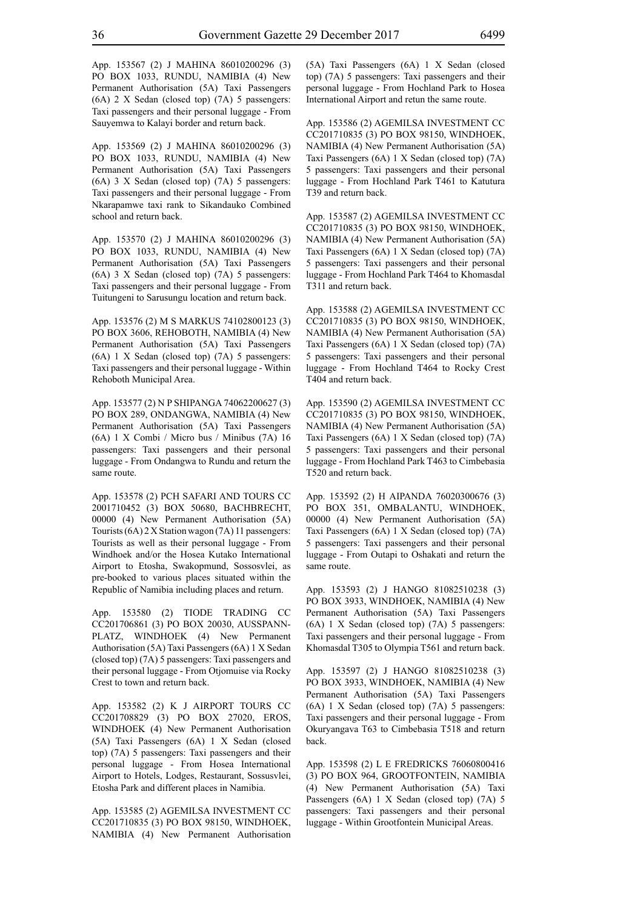App. 153567 (2) J MAHINA 86010200296 (3) PO BOX 1033, RUNDU, NAMIBIA (4) New Permanent Authorisation (5A) Taxi Passengers (6A) 2 X Sedan (closed top) (7A) 5 passengers: Taxi passengers and their personal luggage - From Sauyemwa to Kalayi border and return back.

App. 153569 (2) J MAHINA 86010200296 (3) PO BOX 1033, RUNDU, NAMIBIA (4) New Permanent Authorisation (5A) Taxi Passengers (6A) 3 X Sedan (closed top) (7A) 5 passengers: Taxi passengers and their personal luggage - From Nkarapamwe taxi rank to Sikandauko Combined school and return back.

App. 153570 (2) J MAHINA 86010200296 (3) PO BOX 1033, RUNDU, NAMIBIA (4) New Permanent Authorisation (5A) Taxi Passengers (6A) 3 X Sedan (closed top) (7A) 5 passengers: Taxi passengers and their personal luggage - From Tuitungeni to Sarusungu location and return back.

App. 153576 (2) M S MARKUS 74102800123 (3) PO BOX 3606, REHOBOTH, NAMIBIA (4) New Permanent Authorisation (5A) Taxi Passengers (6A) 1 X Sedan (closed top) (7A) 5 passengers: Taxi passengers and their personal luggage - Within Rehoboth Municipal Area.

App. 153577 (2) N P SHIPANGA 74062200627 (3) PO BOX 289, ONDANGWA, NAMIBIA (4) New Permanent Authorisation (5A) Taxi Passengers (6A) 1 X Combi / Micro bus / Minibus (7A) 16 passengers: Taxi passengers and their personal luggage - From Ondangwa to Rundu and return the same route.

App. 153578 (2) PCH SAFARI AND TOURS CC 2001710452 (3) BOX 50680, BACHBRECHT, 00000 (4) New Permanent Authorisation (5A) Tourists (6A) 2 X Station wagon (7A) 11 passengers: Tourists as well as their personal luggage - From Windhoek and/or the Hosea Kutako International Airport to Etosha, Swakopmund, Sossosvlei, as pre-booked to various places situated within the Republic of Namibia including places and return.

App. 153580 (2) TIODE TRADING CC CC201706861 (3) PO BOX 20030, AUSSPANN-PLATZ, WINDHOEK (4) New Permanent Authorisation (5A) Taxi Passengers (6A) 1 X Sedan (closed top) (7A) 5 passengers: Taxi passengers and their personal luggage - From Otjomuise via Rocky Crest to town and return back.

App. 153582 (2) K J AIRPORT TOURS CC CC201708829 (3) PO BOX 27020, EROS, WINDHOEK (4) New Permanent Authorisation (5A) Taxi Passengers (6A) 1 X Sedan (closed top) (7A) 5 passengers: Taxi passengers and their personal luggage - From Hosea International Airport to Hotels, Lodges, Restaurant, Sossusvlei, Etosha Park and different places in Namibia.

App. 153585 (2) AGEMILSA INVESTMENT CC CC201710835 (3) PO BOX 98150, WINDHOEK, NAMIBIA (4) New Permanent Authorisation (5A) Taxi Passengers (6A) 1 X Sedan (closed top) (7A) 5 passengers: Taxi passengers and their personal luggage - From Hochland Park to Hosea International Airport and retun the same route.

App. 153586 (2) AGEMILSA INVESTMENT CC CC201710835 (3) PO BOX 98150, WINDHOEK, NAMIBIA (4) New Permanent Authorisation (5A) Taxi Passengers (6A) 1 X Sedan (closed top) (7A) 5 passengers: Taxi passengers and their personal luggage - From Hochland Park T461 to Katutura T39 and return back.

App. 153587 (2) AGEMILSA INVESTMENT CC CC201710835 (3) PO BOX 98150, WINDHOEK, NAMIBIA (4) New Permanent Authorisation (5A) Taxi Passengers (6A) 1 X Sedan (closed top) (7A) 5 passengers: Taxi passengers and their personal luggage - From Hochland Park T464 to Khomasdal T311 and return back.

App. 153588 (2) AGEMILSA INVESTMENT CC CC201710835 (3) PO BOX 98150, WINDHOEK, NAMIBIA (4) New Permanent Authorisation (5A) Taxi Passengers (6A) 1 X Sedan (closed top) (7A) 5 passengers: Taxi passengers and their personal luggage - From Hochland T464 to Rocky Crest T404 and return back.

App. 153590 (2) AGEMILSA INVESTMENT CC CC201710835 (3) PO BOX 98150, WINDHOEK, NAMIBIA (4) New Permanent Authorisation (5A) Taxi Passengers (6A) 1 X Sedan (closed top) (7A) 5 passengers: Taxi passengers and their personal luggage - From Hochland Park T463 to Cimbebasia T520 and return back.

App. 153592 (2) H AIPANDA 76020300676 (3) PO BOX 351, OMBALANTU, WINDHOEK, 00000 (4) New Permanent Authorisation (5A) Taxi Passengers (6A) 1 X Sedan (closed top) (7A) 5 passengers: Taxi passengers and their personal luggage - From Outapi to Oshakati and return the same route.

App. 153593 (2) J HANGO 81082510238 (3) PO BOX 3933, WINDHOEK, NAMIBIA (4) New Permanent Authorisation (5A) Taxi Passengers (6A) 1 X Sedan (closed top) (7A) 5 passengers: Taxi passengers and their personal luggage - From Khomasdal T305 to Olympia T561 and return back.

App. 153597 (2) J HANGO 81082510238 (3) PO BOX 3933, WINDHOEK, NAMIBIA (4) New Permanent Authorisation (5A) Taxi Passengers (6A) 1 X Sedan (closed top) (7A) 5 passengers: Taxi passengers and their personal luggage - From Okuryangava T63 to Cimbebasia T518 and return back.

App. 153598 (2) L E FREDRICKS 76060800416 (3) PO BOX 964, GROOTFONTEIN, NAMIBIA (4) New Permanent Authorisation (5A) Taxi Passengers (6A) 1 X Sedan (closed top) (7A) 5 passengers: Taxi passengers and their personal luggage - Within Grootfontein Municipal Areas.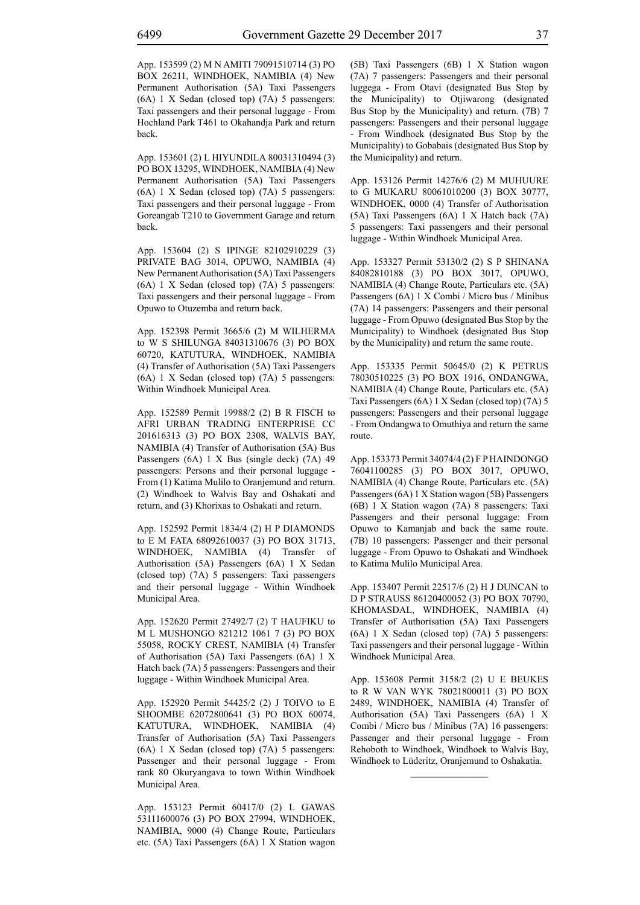App. 153599 (2) M N AMITI 79091510714 (3) PO BOX 26211, WINDHOEK, NAMIBIA (4) New Permanent Authorisation (5A) Taxi Passengers (6A) 1 X Sedan (closed top) (7A) 5 passengers: Taxi passengers and their personal luggage - From Hochland Park T461 to Okahandja Park and return back.

App. 153601 (2) L HIYUNDILA 80031310494 (3) PO BOX 13295, WINDHOEK, NAMIBIA (4) New Permanent Authorisation (5A) Taxi Passengers (6A) 1 X Sedan (closed top) (7A) 5 passengers: Taxi passengers and their personal luggage - From Goreangab T210 to Government Garage and return back.

App. 153604 (2) S IPINGE 82102910229 (3) PRIVATE BAG 3014, OPUWO, NAMIBIA (4) New Permanent Authorisation (5A) Taxi Passengers (6A) 1 X Sedan (closed top) (7A) 5 passengers: Taxi passengers and their personal luggage - From Opuwo to Otuzemba and return back.

App. 152398 Permit 3665/6 (2) M WILHERMA to W S SHILUNGA 84031310676 (3) PO BOX 60720, KATUTURA, WINDHOEK, NAMIBIA (4) Transfer of Authorisation (5A) Taxi Passengers (6A) 1 X Sedan (closed top) (7A) 5 passengers: Within Windhoek Municipal Area.

App. 152589 Permit 19988/2 (2) B R FISCH to AFRI URBAN TRADING ENTERPRISE CC 201616313 (3) PO BOX 2308, WALVIS BAY, NAMIBIA (4) Transfer of Authorisation (5A) Bus Passengers (6A) 1 X Bus (single deck) (7A) 49 passengers: Persons and their personal luggage - From (1) Katima Mulilo to Oranjemund and return. (2) Windhoek to Walvis Bay and Oshakati and return, and (3) Khorixas to Oshakati and return.

App. 152592 Permit 1834/4 (2) H P DIAMONDS to E M FATA 68092610037 (3) PO BOX 31713, WINDHOEK, NAMIBIA (4) Transfer of Authorisation (5A) Passengers (6A) 1 X Sedan (closed top) (7A) 5 passengers: Taxi passengers and their personal luggage - Within Windhoek Municipal Area.

App. 152620 Permit 27492/7 (2) T HAUFIKU to M L MUSHONGO 821212 1061 7 (3) PO BOX 55058, ROCKY CREST, NAMIBIA (4) Transfer of Authorisation (5A) Taxi Passengers (6A) 1 X Hatch back (7A) 5 passengers: Passengers and their luggage - Within Windhoek Municipal Area.

App. 152920 Permit 54425/2 (2) J TOIVO to E SHOOMBE 62072800641 (3) PO BOX 60074, KATUTURA, WINDHOEK, NAMIBIA (4) Transfer of Authorisation (5A) Taxi Passengers (6A) 1 X Sedan (closed top) (7A) 5 passengers: Passenger and their personal luggage - From rank 80 Okuryangava to town Within Windhoek Municipal Area.

App. 153123 Permit 60417/0 (2) L GAWAS 53111600076 (3) PO BOX 27994, WINDHOEK, NAMIBIA, 9000 (4) Change Route, Particulars etc. (5A) Taxi Passengers (6A) 1 X Station wagon (5B) Taxi Passengers (6B) 1 X Station wagon (7A) 7 passengers: Passengers and their personal luggea - From Otavi (designated Bus Stop by the Municipality) to Otjiwarong (designated Bus Stop by the Municipality) and return. (7B) 7 passengers: Passengers and their personal luggage - From Windhoek (designated Bus Stop by the Municipality) to Gobabais (designated Bus Stop by the Municipality) and return.

App. 153126 Permit 14276/6 (2) M MUHUURE to G MUKARU 80061010200 (3) BOX 30777, WINDHOEK, 0000 (4) Transfer of Authorisation (5A) Taxi Passengers (6A) 1 X Hatch back (7A) 5 passengers: Taxi passengers and their personal luggage - Within Windhoek Municipal Area.

App. 153327 Permit 53130/2 (2) S P SHINANA 84082810188 (3) PO BOX 3017, OPUWO, NAMIBIA (4) Change Route, Particulars etc. (5A) Passengers (6A) 1 X Combi / Micro bus / Minibus (7A) 14 passengers: Passengers and their personal luggage - From Opuwo (designated Bus Stop by the Municipality) to Windhoek (designated Bus Stop by the Municipality) and return the same route.

App. 153335 Permit 50645/0 (2) K PETRUS 78030510225 (3) PO BOX 1916, ONDANGWA, NAMIBIA (4) Change Route, Particulars etc. (5A) Taxi Passengers (6A) 1 X Sedan (closed top) (7A) 5 passengers: Passengers and their personal luggage - From Ondangwa to Omuthiya and return the same route.

App. 153373 Permit 34074/4 (2) F P HAINDONGO 76041100285 (3) PO BOX 3017, OPUWO, NAMIBIA (4) Change Route, Particulars etc. (5A) Passengers (6A) 1 X Station wagon (5B) Passengers (6B) 1 X Station wagon (7A) 8 passengers: Taxi Passengers and their personal luggage: From Opuwo to Kamanjab and back the same route. (7B) 10 passengers: Passenger and their personal luggage - From Opuwo to Oshakati and Windhoek to Katima Mulilo Municipal Area.

App. 153407 Permit 22517/6 (2) H J DUNCAN to D P STRAUSS 86120400052 (3) PO BOX 70790, KHOMASDAL, WINDHOEK, NAMIBIA (4) Transfer of Authorisation (5A) Taxi Passengers (6A) 1 X Sedan (closed top) (7A) 5 passengers: Taxi passengers and their personal luggage - Within Windhoek Municipal Area.

App. 153608 Permit 3158/2 (2) U E BEUKES to R W VAN WYK 78021800011 (3) PO BOX 2489, WINDHOEK, NAMIBIA (4) Transfer of Authorisation (5A) Taxi Passengers (6A) 1 X Combi / Micro bus / Minibus (7A) 16 passengers: Passenger and their personal luggage - From Rehoboth to Windhoek, Windhoek to Walvis Bay, Windhoek to Lüderitz, Oranjemund to Oshakatia.

________________